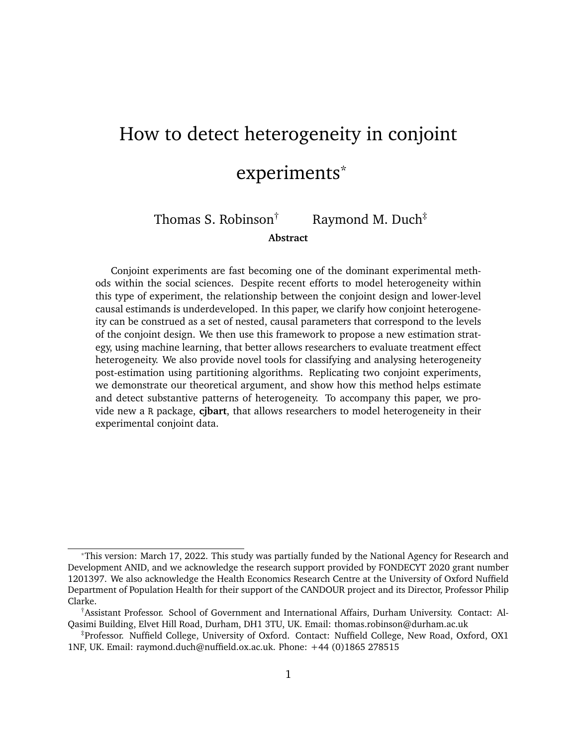# How to detect heterogeneity in conjoint experiments*

Thomas S. Robinson† Raymond M. Duch‡

**Abstract**

Conjoint experiments are fast becoming one of the dominant experimental methods within the social sciences. Despite recent efforts to model heterogeneity within this type of experiment, the relationship between the conjoint design and lower-level causal estimands is underdeveloped. In this paper, we clarify how conjoint heterogeneity can be construed as a set of nested, causal parameters that correspond to the levels of the conjoint design. We then use this framework to propose a new estimation strategy, using machine learning, that better allows researchers to evaluate treatment effect heterogeneity. We also provide novel tools for classifying and analysing heterogeneity post-estimation using partitioning algorithms. Replicating two conjoint experiments, we demonstrate our theoretical argument, and show how this method helps estimate and detect substantive patterns of heterogeneity. To accompany this paper, we provide new a R package, **cjbart**, that allows researchers to model heterogeneity in their experimental conjoint data.

---

*This version: March 17, 2022. This study was partially funded by the National Agency for Research and Development ANID, and we acknowledge the research support provided by FONDECYT 2020 grant number 1201397. We also acknowledge the Health Economics Research Centre at the University of Oxford Nuffield Department of Population Health for their support of the CANDOUR project and its Director, Professor Philip Clarke.

†Assistant Professor. School of Government and International Affairs, Durham University. Contact: Al-Qasimi Building, Elvet Hill Road, Durham, DH1 3TU, UK. Email: thomas.robinson@durham.ac.uk

‡Professor. Nuffield College, University of Oxford. Contact: Nuffield College, New Road, Oxford, OX1 1NF, UK. Email: raymond.duch@nuffield.ox.ac.uk. Phone: +44 (0)1865 278515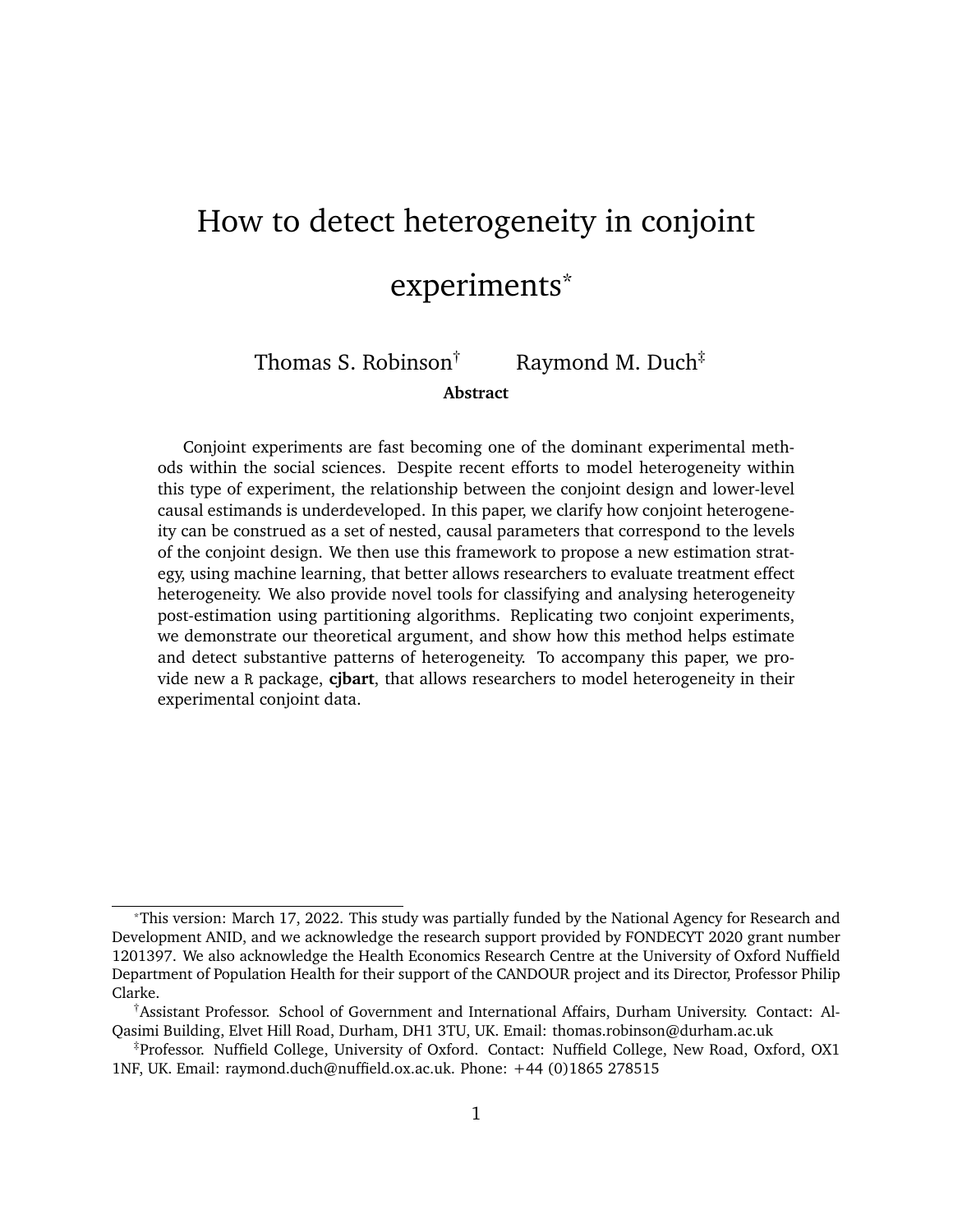# How to detect heterogeneity in conjoint experiments*

Thomas S. Robinson[†] Raymond M. Duch[‡]

**Abstract**

Conjoint experiments are fast becoming one of the dominant experimental methods within the social sciences. Despite recent efforts to model heterogeneity within this type of experiment, the relationship between the conjoint design and lower-level causal estimands is underdeveloped. In this paper, we clarify how conjoint heterogeneity can be construed as a set of nested, causal parameters that correspond to the levels of the conjoint design. We then use this framework to propose a new estimation strategy, using machine learning, that better allows researchers to evaluate treatment effect heterogeneity. We also provide novel tools for classifying and analysing heterogeneity post-estimation using partitioning algorithms. Replicating two conjoint experiments, we demonstrate our theoretical argument, and show how this method helps estimate and detect substantive patterns of heterogeneity. To accompany this paper, we provide new a R package, **cjbart**, that allows researchers to model heterogeneity in their experimental conjoint data.

---

*This version: March 17, 2022. This study was partially funded by the National Agency for Research and Development ANID, and we acknowledge the research support provided by FONDECYT 2020 grant number 1201397. We also acknowledge the Health Economics Research Centre at the University of Oxford Nuffield Department of Population Health for their support of the CANDOUR project and its Director, Professor Philip Clarke.

[†]Assistant Professor. School of Government and International Affairs, Durham University. Contact: Al-Qasimi Building, Elvet Hill Road, Durham, DH1 3TU, UK. Email: thomas.robinson@durham.ac.uk

[‡]Professor. Nuffield College, University of Oxford. Contact: Nuffield College, New Road, Oxford, OX1 1NF, UK. Email: raymond.duch@nuffield.ox.ac.uk. Phone: +44 (0)1865 278515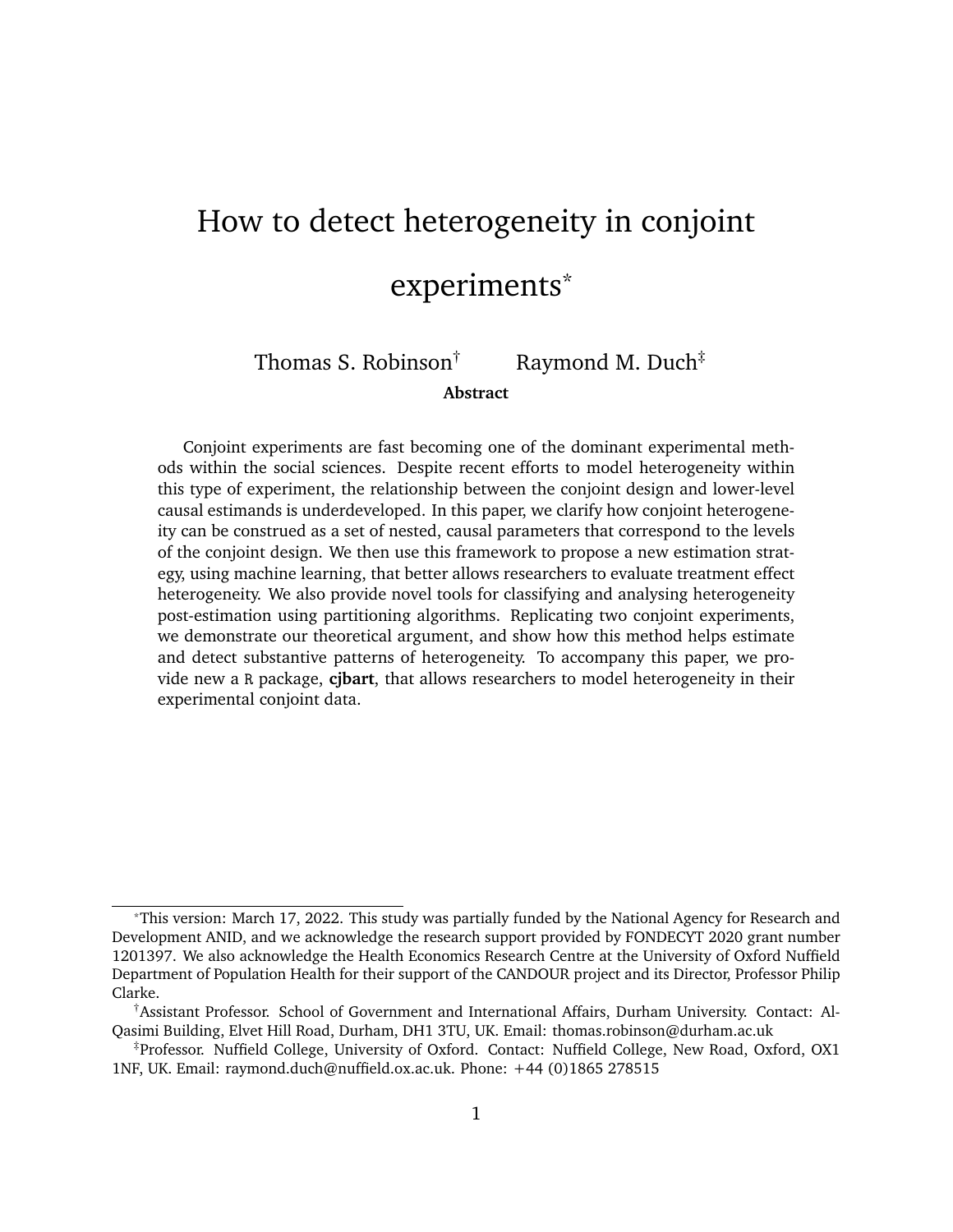# How to detect heterogeneity in conjoint experiments*

Thomas S. Robinson† Raymond M. Duch‡

**Abstract**

Conjoint experiments are fast becoming one of the dominant experimental methods within the social sciences. Despite recent efforts to model heterogeneity within this type of experiment, the relationship between the conjoint design and lower-level causal estimands is underdeveloped. In this paper, we clarify how conjoint heterogeneity can be construed as a set of nested, causal parameters that correspond to the levels of the conjoint design. We then use this framework to propose a new estimation strategy, using machine learning, that better allows researchers to evaluate treatment effect heterogeneity. We also provide novel tools for classifying and analysing heterogeneity post-estimation using partitioning algorithms. Replicating two conjoint experiments, we demonstrate our theoretical argument, and show how this method helps estimate and detect substantive patterns of heterogeneity. To accompany this paper, we provide new a `R` package, **cjbart**, that allows researchers to model heterogeneity in their experimental conjoint data.

---

*This version: March 17, 2022. This study was partially funded by the National Agency for Research and Development ANID, and we acknowledge the research support provided by FONDECYT 2020 grant number 1201397. We also acknowledge the Health Economics Research Centre at the University of Oxford Nuffield Department of Population Health for their support of the CANDOUR project and its Director, Professor Philip Clarke.

†Assistant Professor. School of Government and International Affairs, Durham University. Contact: Al-Qasimi Building, Elvet Hill Road, Durham, DH1 3TU, UK. Email: thomas.robinson@durham.ac.uk

‡Professor. Nuffield College, University of Oxford. Contact: Nuffield College, New Road, Oxford, OX1 1NF, UK. Email: raymond.duch@nuffield.ox.ac.uk. Phone: +44 (0)1865 278515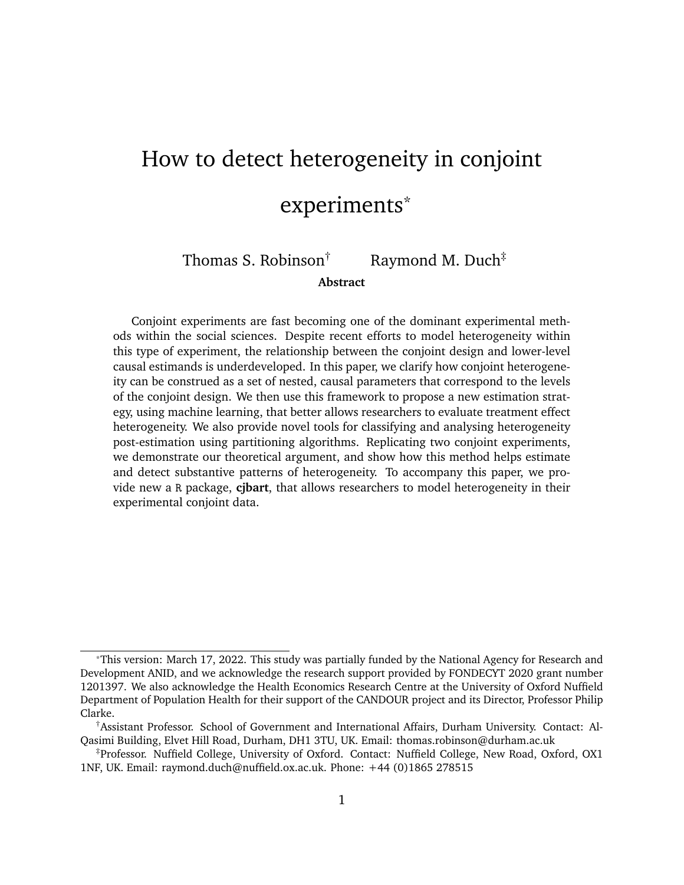# How to detect heterogeneity in conjoint experiments*

Thomas S. Robinson† Raymond M. Duch‡

**Abstract**

Conjoint experiments are fast becoming one of the dominant experimental methods within the social sciences. Despite recent efforts to model heterogeneity within this type of experiment, the relationship between the conjoint design and lower-level causal estimands is underdeveloped. In this paper, we clarify how conjoint heterogeneity can be construed as a set of nested, causal parameters that correspond to the levels of the conjoint design. We then use this framework to propose a new estimation strategy, using machine learning, that better allows researchers to evaluate treatment effect heterogeneity. We also provide novel tools for classifying and analysing heterogeneity post-estimation using partitioning algorithms. Replicating two conjoint experiments, we demonstrate our theoretical argument, and show how this method helps estimate and detect substantive patterns of heterogeneity. To accompany this paper, we provide new a `R` package, **cjbart**, that allows researchers to model heterogeneity in their experimental conjoint data.

---

*This version: March 17, 2022. This study was partially funded by the National Agency for Research and Development ANID, and we acknowledge the research support provided by FONDECYT 2020 grant number 1201397. We also acknowledge the Health Economics Research Centre at the University of Oxford Nuffield Department of Population Health for their support of the CANDOUR project and its Director, Professor Philip Clarke.

†Assistant Professor. School of Government and International Affairs, Durham University. Contact: Al-Qasimi Building, Elvet Hill Road, Durham, DH1 3TU, UK. Email: thomas.robinson@durham.ac.uk

‡Professor. Nuffield College, University of Oxford. Contact: Nuffield College, New Road, Oxford, OX1 1NF, UK. Email: raymond.duch@nuffield.ox.ac.uk. Phone: +44 (0)1865 278515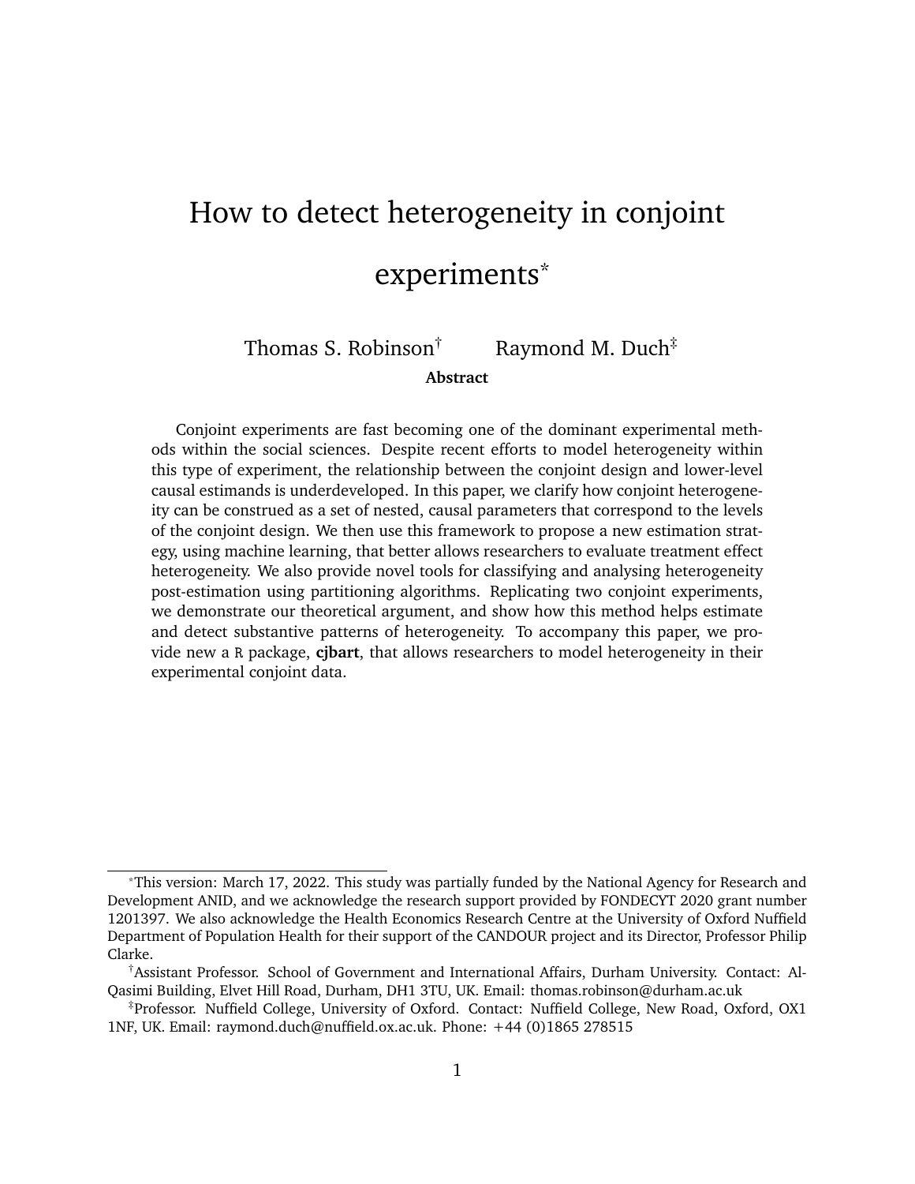# How to detect heterogeneity in conjoint experiments*

Thomas S. Robinson† Raymond M. Duch‡

**Abstract**

Conjoint experiments are fast becoming one of the dominant experimental methods within the social sciences. Despite recent efforts to model heterogeneity within this type of experiment, the relationship between the conjoint design and lower-level causal estimands is underdeveloped. In this paper, we clarify how conjoint heterogeneity can be construed as a set of nested, causal parameters that correspond to the levels of the conjoint design. We then use this framework to propose a new estimation strategy, using machine learning, that better allows researchers to evaluate treatment effect heterogeneity. We also provide novel tools for classifying and analysing heterogeneity post-estimation using partitioning algorithms. Replicating two conjoint experiments, we demonstrate our theoretical argument, and show how this method helps estimate and detect substantive patterns of heterogeneity. To accompany this paper, we provide new a R package, **cjbart**, that allows researchers to model heterogeneity in their experimental conjoint data.

---

*This version: March 17, 2022. This study was partially funded by the National Agency for Research and Development ANID, and we acknowledge the research support provided by FONDECYT 2020 grant number 1201397. We also acknowledge the Health Economics Research Centre at the University of Oxford Nuffield Department of Population Health for their support of the CANDOUR project and its Director, Professor Philip Clarke.

†Assistant Professor. School of Government and International Affairs, Durham University. Contact: Al-Qasimi Building, Elvet Hill Road, Durham, DH1 3TU, UK. Email: thomas.robinson@durham.ac.uk

‡Professor. Nuffield College, University of Oxford. Contact: Nuffield College, New Road, Oxford, OX1 1NF, UK. Email: raymond.duch@nuffield.ox.ac.uk. Phone: +44 (0)1865 278515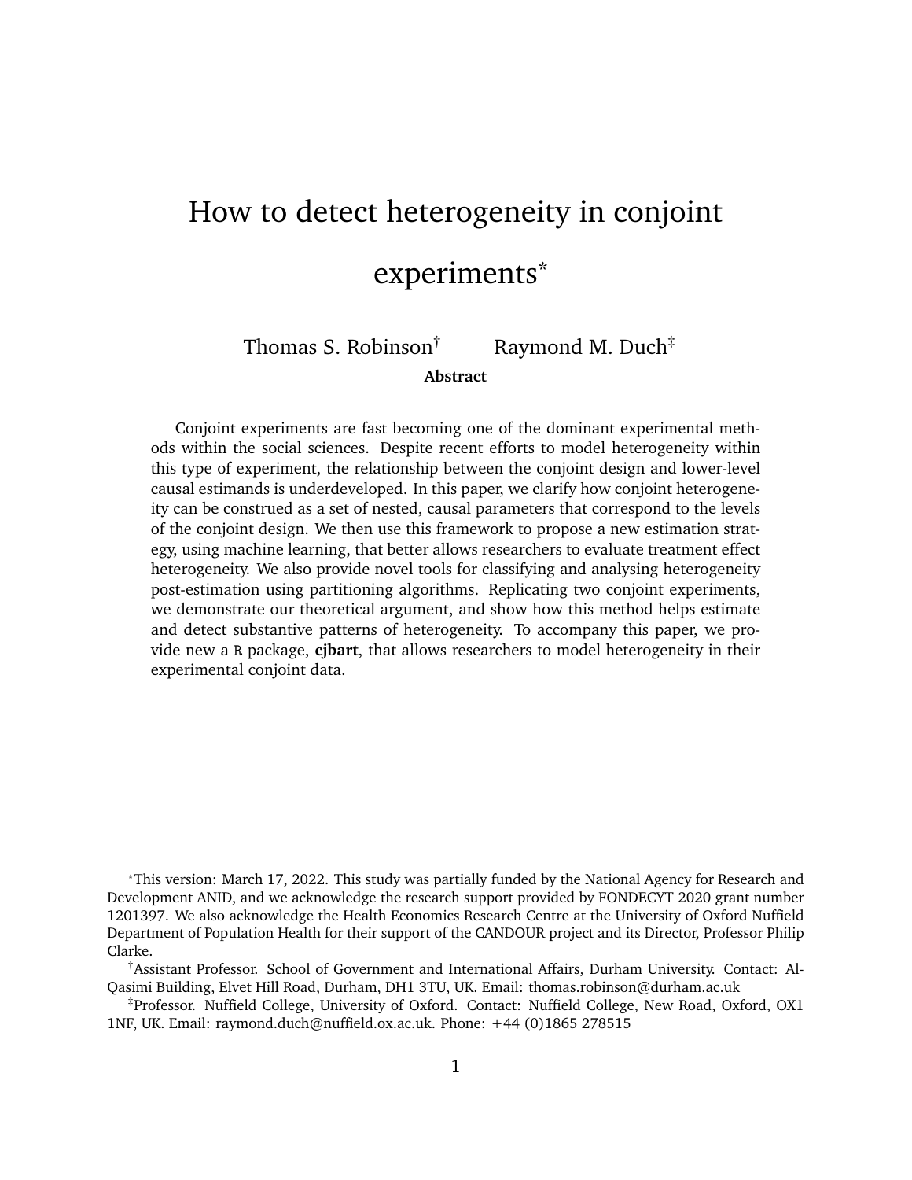# How to detect heterogeneity in conjoint experiments*

Thomas S. Robinson† Raymond M. Duch‡

**Abstract**

Conjoint experiments are fast becoming one of the dominant experimental methods within the social sciences. Despite recent efforts to model heterogeneity within this type of experiment, the relationship between the conjoint design and lower-level causal estimands is underdeveloped. In this paper, we clarify how conjoint heterogeneity can be construed as a set of nested, causal parameters that correspond to the levels of the conjoint design. We then use this framework to propose a new estimation strategy, using machine learning, that better allows researchers to evaluate treatment effect heterogeneity. We also provide novel tools for classifying and analysing heterogeneity post-estimation using partitioning algorithms. Replicating two conjoint experiments, we demonstrate our theoretical argument, and show how this method helps estimate and detect substantive patterns of heterogeneity. To accompany this paper, we provide new a `R` package, **cjbart**, that allows researchers to model heterogeneity in their experimental conjoint data.

---

*This version: March 17, 2022. This study was partially funded by the National Agency for Research and Development ANID, and we acknowledge the research support provided by FONDECYT 2020 grant number 1201397. We also acknowledge the Health Economics Research Centre at the University of Oxford Nuffield Department of Population Health for their support of the CANDOUR project and its Director, Professor Philip Clarke.

†Assistant Professor. School of Government and International Affairs, Durham University. Contact: Al-Qasimi Building, Elvet Hill Road, Durham, DH1 3TU, UK. Email: thomas.robinson@durham.ac.uk

‡Professor. Nuffield College, University of Oxford. Contact: Nuffield College, New Road, Oxford, OX1 1NF, UK. Email: raymond.duch@nuffield.ox.ac.uk. Phone: +44 (0)1865 278515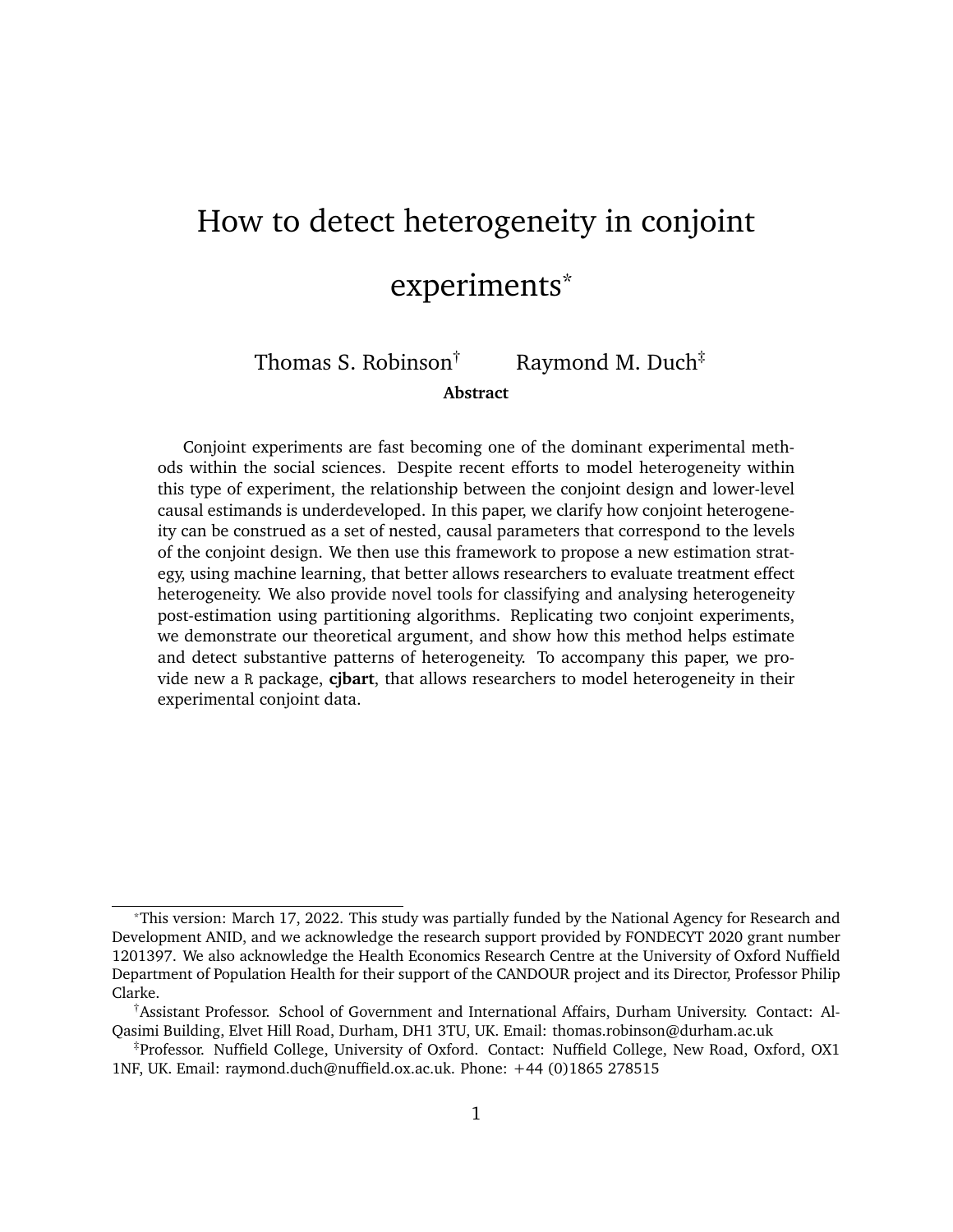# How to detect heterogeneity in conjoint experiments*

Thomas S. Robinson† Raymond M. Duch‡

**Abstract**

Conjoint experiments are fast becoming one of the dominant experimental methods within the social sciences. Despite recent efforts to model heterogeneity within this type of experiment, the relationship between the conjoint design and lower-level causal estimands is underdeveloped. In this paper, we clarify how conjoint heterogeneity can be construed as a set of nested, causal parameters that correspond to the levels of the conjoint design. We then use this framework to propose a new estimation strategy, using machine learning, that better allows researchers to evaluate treatment effect heterogeneity. We also provide novel tools for classifying and analysing heterogeneity post-estimation using partitioning algorithms. Replicating two conjoint experiments, we demonstrate our theoretical argument, and show how this method helps estimate and detect substantive patterns of heterogeneity. To accompany this paper, we provide new a R package, **cjbart**, that allows researchers to model heterogeneity in their experimental conjoint data.

---

*This version: March 17, 2022. This study was partially funded by the National Agency for Research and Development ANID, and we acknowledge the research support provided by FONDECYT 2020 grant number 1201397. We also acknowledge the Health Economics Research Centre at the University of Oxford Nuffield Department of Population Health for their support of the CANDOUR project and its Director, Professor Philip Clarke.

†Assistant Professor. School of Government and International Affairs, Durham University. Contact: Al-Qasimi Building, Elvet Hill Road, Durham, DH1 3TU, UK. Email: thomas.robinson@durham.ac.uk

‡Professor. Nuffield College, University of Oxford. Contact: Nuffield College, New Road, Oxford, OX1 1NF, UK. Email: raymond.duch@nuffield.ox.ac.uk. Phone: +44 (0)1865 278515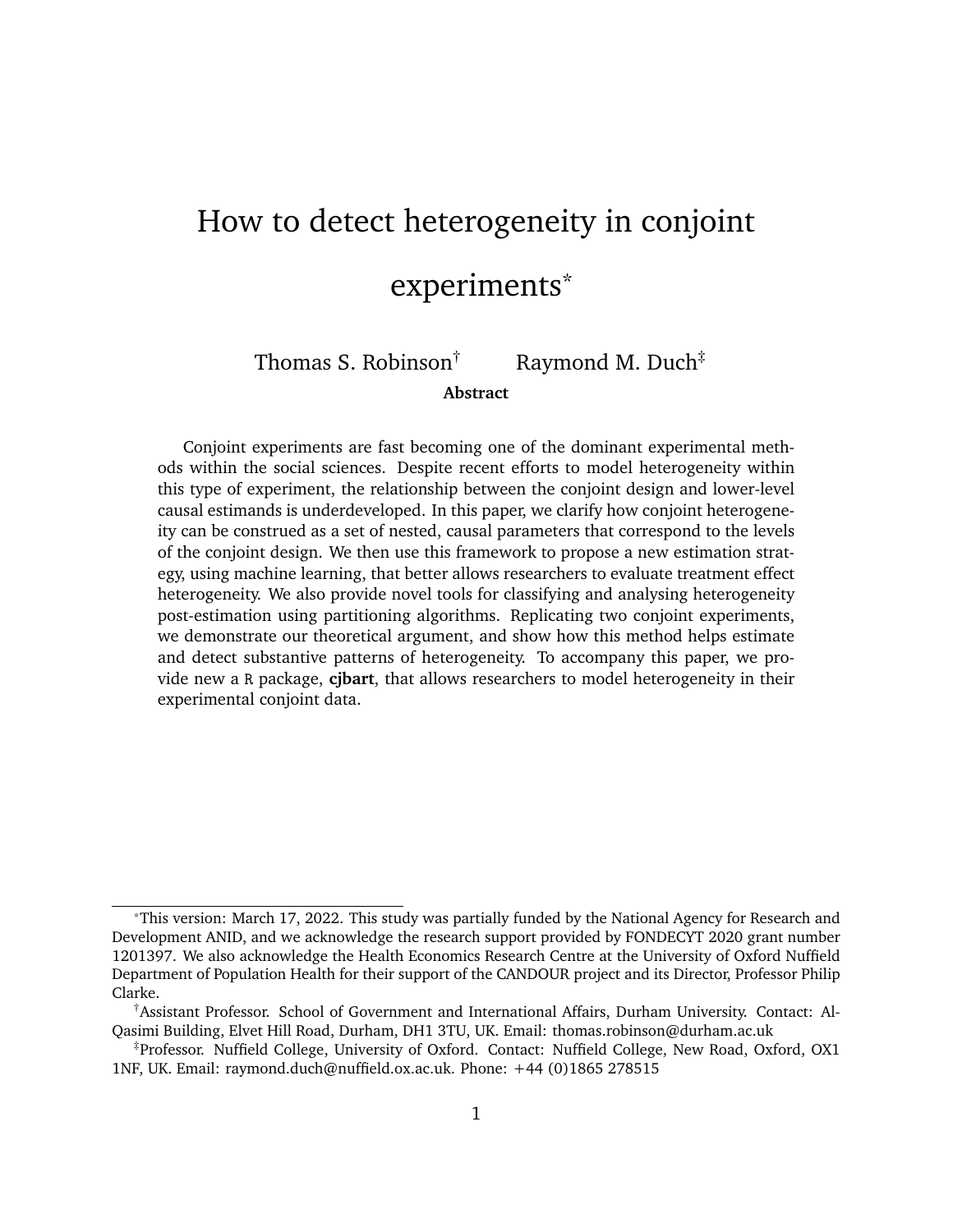# How to detect heterogeneity in conjoint experiments*

Thomas S. Robinson† Raymond M. Duch‡

**Abstract**

Conjoint experiments are fast becoming one of the dominant experimental methods within the social sciences. Despite recent efforts to model heterogeneity within this type of experiment, the relationship between the conjoint design and lower-level causal estimands is underdeveloped. In this paper, we clarify how conjoint heterogeneity can be construed as a set of nested, causal parameters that correspond to the levels of the conjoint design. We then use this framework to propose a new estimation strategy, using machine learning, that better allows researchers to evaluate treatment effect heterogeneity. We also provide novel tools for classifying and analysing heterogeneity post-estimation using partitioning algorithms. Replicating two conjoint experiments, we demonstrate our theoretical argument, and show how this method helps estimate and detect substantive patterns of heterogeneity. To accompany this paper, we provide new a `R` package, **cjbart**, that allows researchers to model heterogeneity in their experimental conjoint data.

---

*This version: March 17, 2022. This study was partially funded by the National Agency for Research and Development ANID, and we acknowledge the research support provided by FONDECYT 2020 grant number 1201397. We also acknowledge the Health Economics Research Centre at the University of Oxford Nuffield Department of Population Health for their support of the CANDOUR project and its Director, Professor Philip Clarke.

†Assistant Professor. School of Government and International Affairs, Durham University. Contact: Al-Qasimi Building, Elvet Hill Road, Durham, DH1 3TU, UK. Email: thomas.robinson@durham.ac.uk

‡Professor. Nuffield College, University of Oxford. Contact: Nuffield College, New Road, Oxford, OX1 1NF, UK. Email: raymond.duch@nuffield.ox.ac.uk. Phone: +44 (0)1865 278515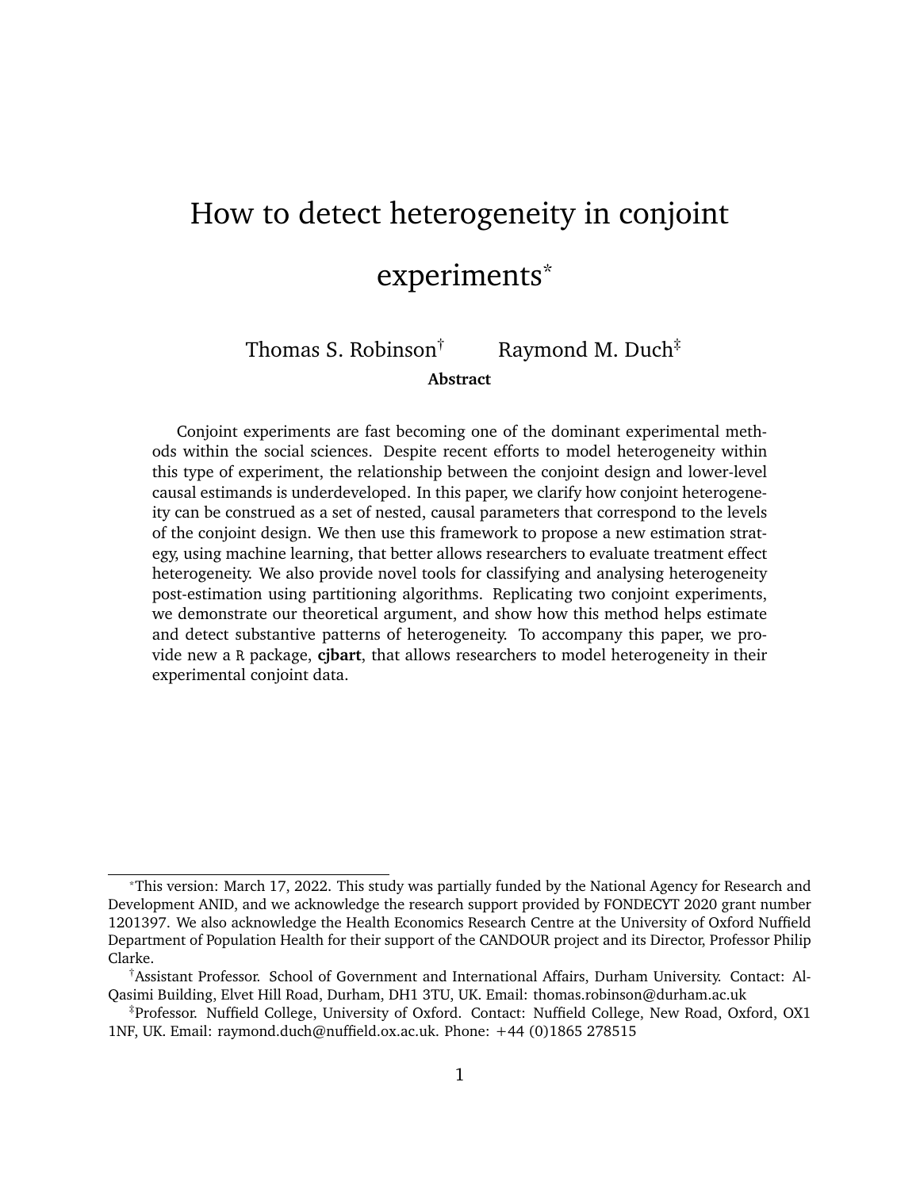# How to detect heterogeneity in conjoint experiments*

Thomas S. Robinson[†] Raymond M. Duch[‡]

**Abstract**

Conjoint experiments are fast becoming one of the dominant experimental methods within the social sciences. Despite recent efforts to model heterogeneity within this type of experiment, the relationship between the conjoint design and lower-level causal estimands is underdeveloped. In this paper, we clarify how conjoint heterogeneity can be construed as a set of nested, causal parameters that correspond to the levels of the conjoint design. We then use this framework to propose a new estimation strategy, using machine learning, that better allows researchers to evaluate treatment effect heterogeneity. We also provide novel tools for classifying and analysing heterogeneity post-estimation using partitioning algorithms. Replicating two conjoint experiments, we demonstrate our theoretical argument, and show how this method helps estimate and detect substantive patterns of heterogeneity. To accompany this paper, we provide new a R package, **cjbart**, that allows researchers to model heterogeneity in their experimental conjoint data.

---

*This version: March 17, 2022. This study was partially funded by the National Agency for Research and Development ANID, and we acknowledge the research support provided by FONDECYT 2020 grant number 1201397. We also acknowledge the Health Economics Research Centre at the University of Oxford Nuffield Department of Population Health for their support of the CANDOUR project and its Director, Professor Philip Clarke.

[†]Assistant Professor. School of Government and International Affairs, Durham University. Contact: Al-Qasimi Building, Elvet Hill Road, Durham, DH1 3TU, UK. Email: thomas.robinson@durham.ac.uk

[‡]Professor. Nuffield College, University of Oxford. Contact: Nuffield College, New Road, Oxford, OX1 1NF, UK. Email: raymond.duch@nuffield.ox.ac.uk. Phone: +44 (0)1865 278515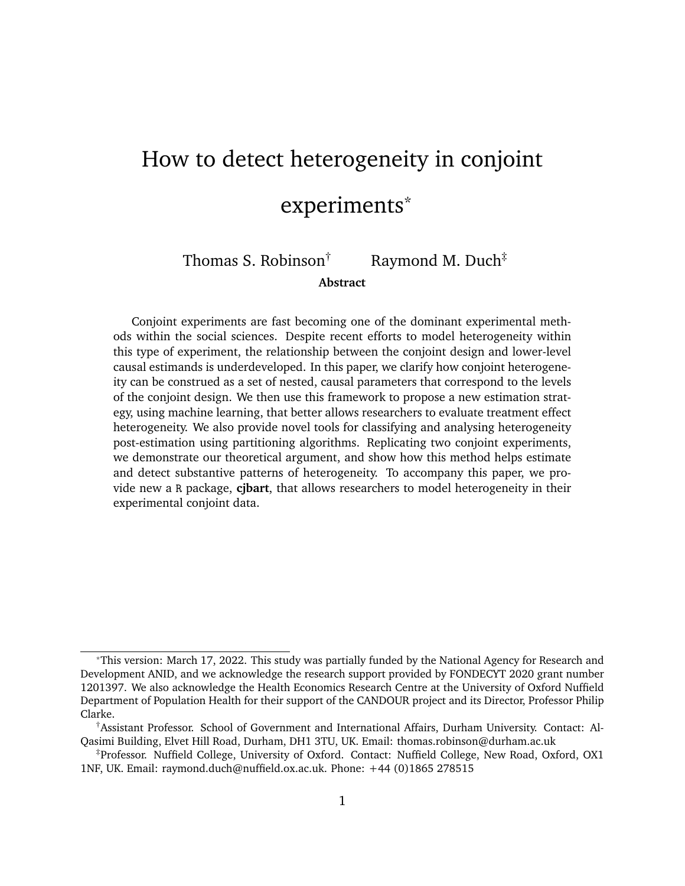# How to detect heterogeneity in conjoint experiments*

Thomas S. Robinson† Raymond M. Duch‡

**Abstract**

Conjoint experiments are fast becoming one of the dominant experimental methods within the social sciences. Despite recent efforts to model heterogeneity within this type of experiment, the relationship between the conjoint design and lower-level causal estimands is underdeveloped. In this paper, we clarify how conjoint heterogeneity can be construed as a set of nested, causal parameters that correspond to the levels of the conjoint design. We then use this framework to propose a new estimation strategy, using machine learning, that better allows researchers to evaluate treatment effect heterogeneity. We also provide novel tools for classifying and analysing heterogeneity post-estimation using partitioning algorithms. Replicating two conjoint experiments, we demonstrate our theoretical argument, and show how this method helps estimate and detect substantive patterns of heterogeneity. To accompany this paper, we provide new a `R` package, **cjbart**, that allows researchers to model heterogeneity in their experimental conjoint data.

---

*This version: March 17, 2022. This study was partially funded by the National Agency for Research and Development ANID, and we acknowledge the research support provided by FONDECYT 2020 grant number 1201397. We also acknowledge the Health Economics Research Centre at the University of Oxford Nuffield Department of Population Health for their support of the CANDOUR project and its Director, Professor Philip Clarke.

†Assistant Professor. School of Government and International Affairs, Durham University. Contact: Al-Qasimi Building, Elvet Hill Road, Durham, DH1 3TU, UK. Email: thomas.robinson@durham.ac.uk

‡Professor. Nuffield College, University of Oxford. Contact: Nuffield College, New Road, Oxford, OX1 1NF, UK. Email: raymond.duch@nuffield.ox.ac.uk. Phone: +44 (0)1865 278515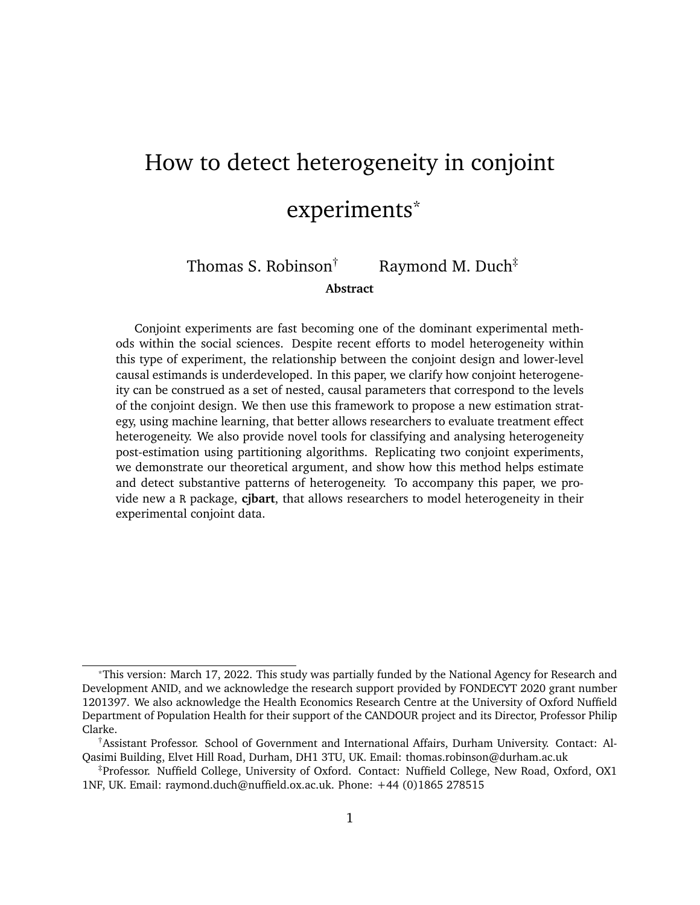# How to detect heterogeneity in conjoint experiments*

Thomas S. Robinson[†] Raymond M. Duch[‡]

**Abstract**

Conjoint experiments are fast becoming one of the dominant experimental methods within the social sciences. Despite recent efforts to model heterogeneity within this type of experiment, the relationship between the conjoint design and lower-level causal estimands is underdeveloped. In this paper, we clarify how conjoint heterogeneity can be construed as a set of nested, causal parameters that correspond to the levels of the conjoint design. We then use this framework to propose a new estimation strategy, using machine learning, that better allows researchers to evaluate treatment effect heterogeneity. We also provide novel tools for classifying and analysing heterogeneity post-estimation using partitioning algorithms. Replicating two conjoint experiments, we demonstrate our theoretical argument, and show how this method helps estimate and detect substantive patterns of heterogeneity. To accompany this paper, we provide new a R package, **cjbart**, that allows researchers to model heterogeneity in their experimental conjoint data.

---

*This version: March 17, 2022. This study was partially funded by the National Agency for Research and Development ANID, and we acknowledge the research support provided by FONDECYT 2020 grant number 1201397. We also acknowledge the Health Economics Research Centre at the University of Oxford Nuffield Department of Population Health for their support of the CANDOUR project and its Director, Professor Philip Clarke.

[†]Assistant Professor. School of Government and International Affairs, Durham University. Contact: Al-Qasimi Building, Elvet Hill Road, Durham, DH1 3TU, UK. Email: thomas.robinson@durham.ac.uk

[‡]Professor. Nuffield College, University of Oxford. Contact: Nuffield College, New Road, Oxford, OX1 1NF, UK. Email: raymond.duch@nuffield.ox.ac.uk. Phone: +44 (0)1865 278515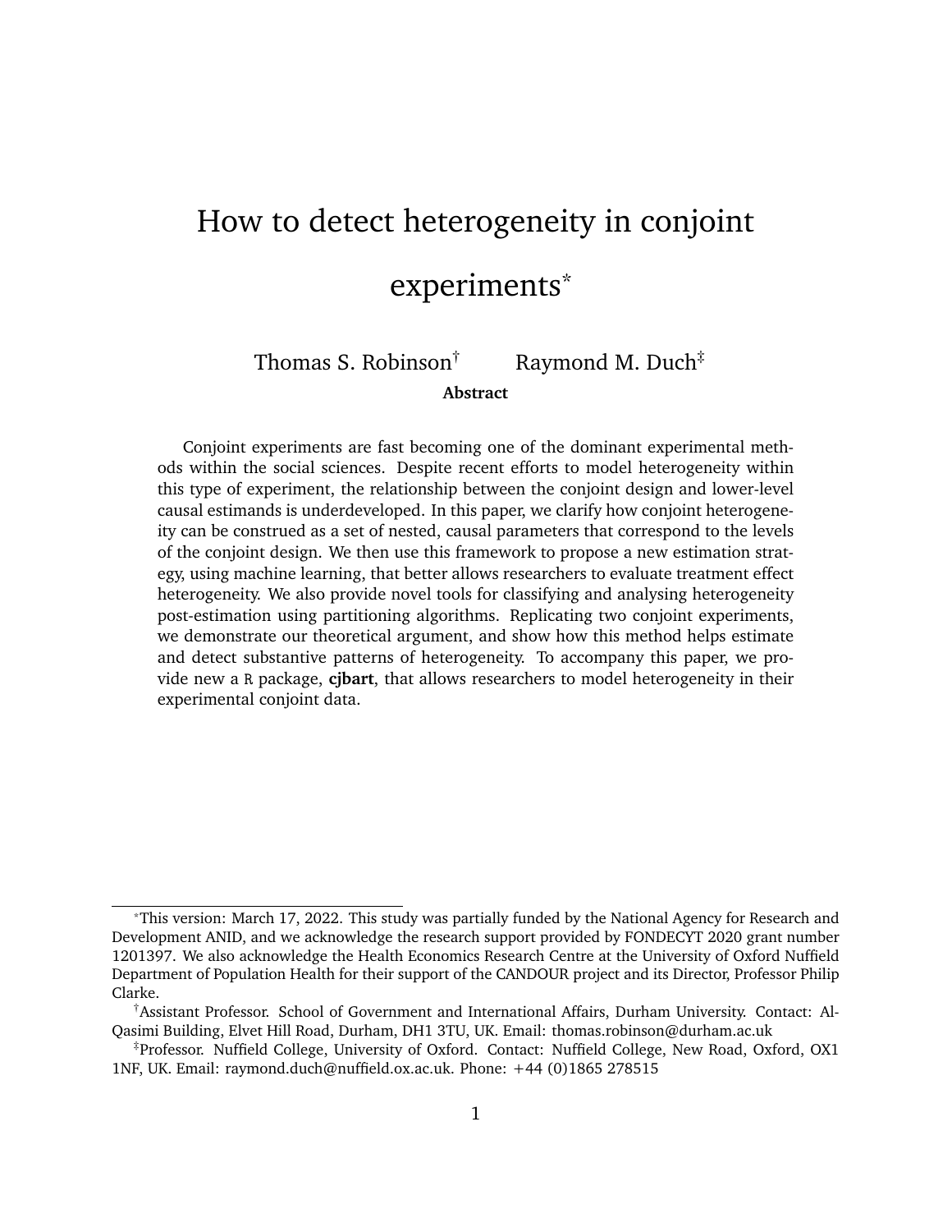# How to detect heterogeneity in conjoint experiments*

Thomas S. Robinson[†] Raymond M. Duch[‡]

**Abstract**

Conjoint experiments are fast becoming one of the dominant experimental methods within the social sciences. Despite recent efforts to model heterogeneity within this type of experiment, the relationship between the conjoint design and lower-level causal estimands is underdeveloped. In this paper, we clarify how conjoint heterogeneity can be construed as a set of nested, causal parameters that correspond to the levels of the conjoint design. We then use this framework to propose a new estimation strategy, using machine learning, that better allows researchers to evaluate treatment effect heterogeneity. We also provide novel tools for classifying and analysing heterogeneity post-estimation using partitioning algorithms. Replicating two conjoint experiments, we demonstrate our theoretical argument, and show how this method helps estimate and detect substantive patterns of heterogeneity. To accompany this paper, we provide new a `R` package, **cjbart**, that allows researchers to model heterogeneity in their experimental conjoint data.

---

*This version: March 17, 2022. This study was partially funded by the National Agency for Research and Development ANID, and we acknowledge the research support provided by FONDECYT 2020 grant number 1201397. We also acknowledge the Health Economics Research Centre at the University of Oxford Nuffield Department of Population Health for their support of the CANDOUR project and its Director, Professor Philip Clarke.

[†]Assistant Professor. School of Government and International Affairs, Durham University. Contact: Al-Qasimi Building, Elvet Hill Road, Durham, DH1 3TU, UK. Email: thomas.robinson@durham.ac.uk

[‡]Professor. Nuffield College, University of Oxford. Contact: Nuffield College, New Road, Oxford, OX1 1NF, UK. Email: raymond.duch@nuffield.ox.ac.uk. Phone: +44 (0)1865 278515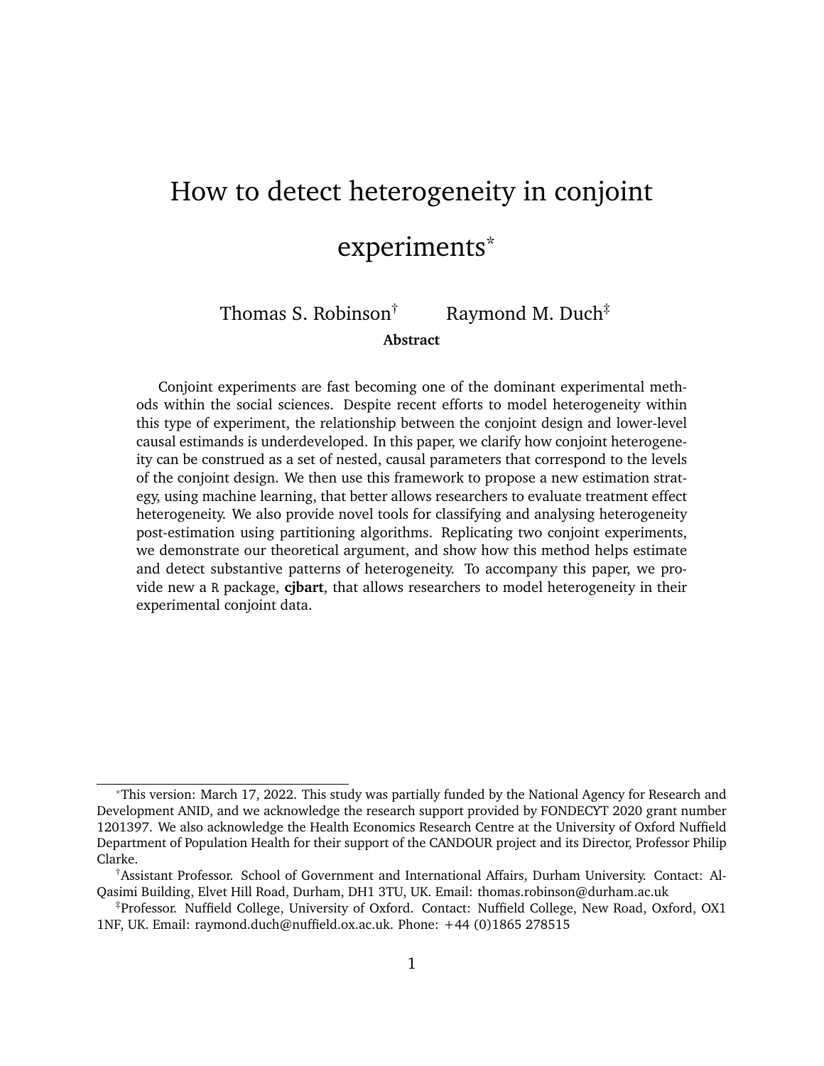# How to detect heterogeneity in conjoint experiments*

Thomas S. Robinson† Raymond M. Duch‡

**Abstract**

Conjoint experiments are fast becoming one of the dominant experimental methods within the social sciences. Despite recent efforts to model heterogeneity within this type of experiment, the relationship between the conjoint design and lower-level causal estimands is underdeveloped. In this paper, we clarify how conjoint heterogeneity can be construed as a set of nested, causal parameters that correspond to the levels of the conjoint design. We then use this framework to propose a new estimation strategy, using machine learning, that better allows researchers to evaluate treatment effect heterogeneity. We also provide novel tools for classifying and analysing heterogeneity post-estimation using partitioning algorithms. Replicating two conjoint experiments, we demonstrate our theoretical argument, and show how this method helps estimate and detect substantive patterns of heterogeneity. To accompany this paper, we provide new a `R` package, **cjbart**, that allows researchers to model heterogeneity in their experimental conjoint data.

---

*This version: March 17, 2022. This study was partially funded by the National Agency for Research and Development ANID, and we acknowledge the research support provided by FONDECYT 2020 grant number 1201397. We also acknowledge the Health Economics Research Centre at the University of Oxford Nuffield Department of Population Health for their support of the CANDOUR project and its Director, Professor Philip Clarke.

†Assistant Professor. School of Government and International Affairs, Durham University. Contact: Al-Qasimi Building, Elvet Hill Road, Durham, DH1 3TU, UK. Email: thomas.robinson@durham.ac.uk

‡Professor. Nuffield College, University of Oxford. Contact: Nuffield College, New Road, Oxford, OX1 1NF, UK. Email: raymond.duch@nuffield.ox.ac.uk. Phone: +44 (0)1865 278515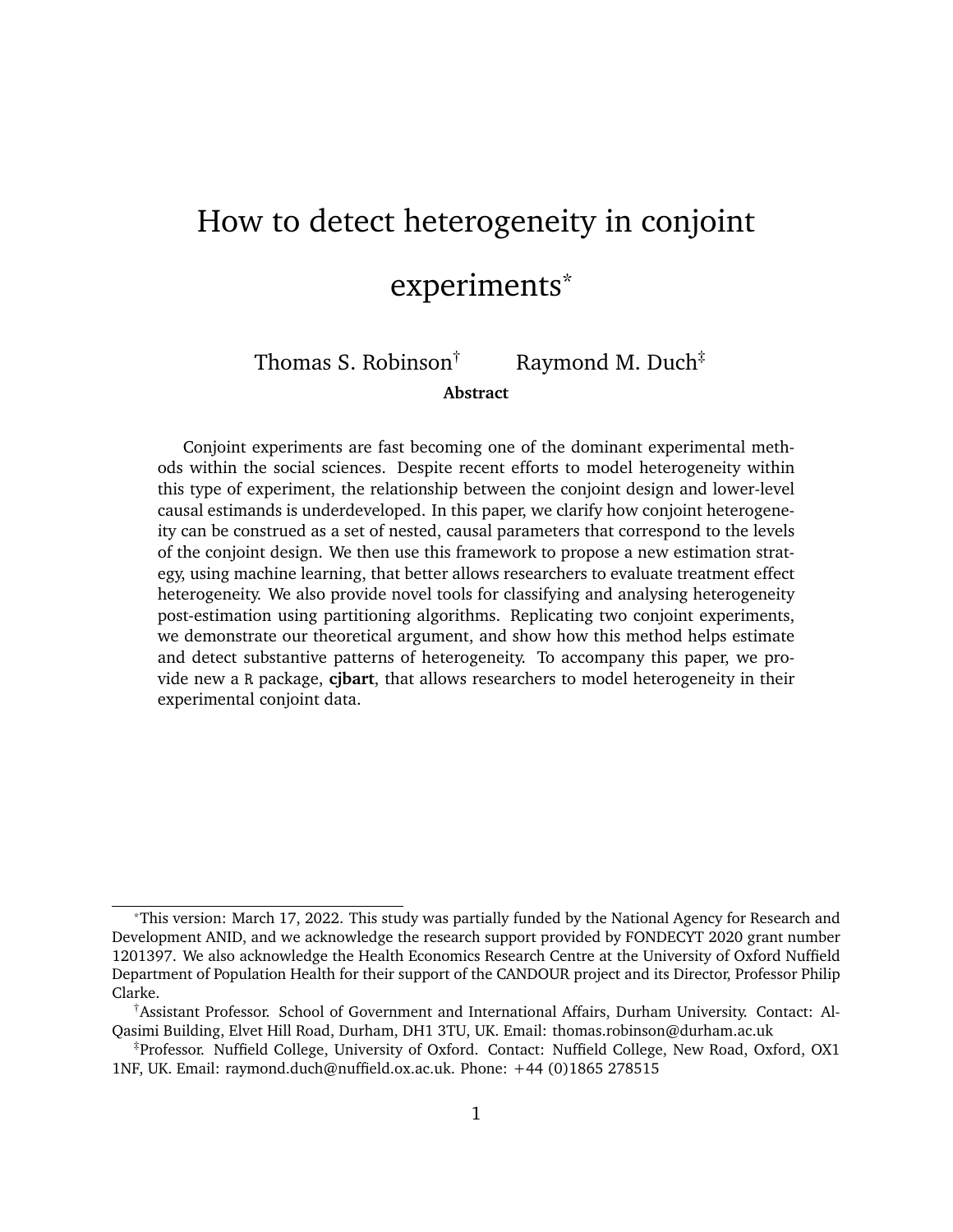# How to detect heterogeneity in conjoint experiments*

Thomas S. Robinson† Raymond M. Duch‡

**Abstract**

Conjoint experiments are fast becoming one of the dominant experimental methods within the social sciences. Despite recent efforts to model heterogeneity within this type of experiment, the relationship between the conjoint design and lower-level causal estimands is underdeveloped. In this paper, we clarify how conjoint heterogeneity can be construed as a set of nested, causal parameters that correspond to the levels of the conjoint design. We then use this framework to propose a new estimation strategy, using machine learning, that better allows researchers to evaluate treatment effect heterogeneity. We also provide novel tools for classifying and analysing heterogeneity post-estimation using partitioning algorithms. Replicating two conjoint experiments, we demonstrate our theoretical argument, and show how this method helps estimate and detect substantive patterns of heterogeneity. To accompany this paper, we provide new a R package, **cjbart**, that allows researchers to model heterogeneity in their experimental conjoint data.

---

*This version: March 17, 2022. This study was partially funded by the National Agency for Research and Development ANID, and we acknowledge the research support provided by FONDECYT 2020 grant number 1201397. We also acknowledge the Health Economics Research Centre at the University of Oxford Nuffield Department of Population Health for their support of the CANDOUR project and its Director, Professor Philip Clarke.

†Assistant Professor. School of Government and International Affairs, Durham University. Contact: Al-Qasimi Building, Elvet Hill Road, Durham, DH1 3TU, UK. Email: thomas.robinson@durham.ac.uk

‡Professor. Nuffield College, University of Oxford. Contact: Nuffield College, New Road, Oxford, OX1 1NF, UK. Email: raymond.duch@nuffield.ox.ac.uk. Phone: +44 (0)1865 278515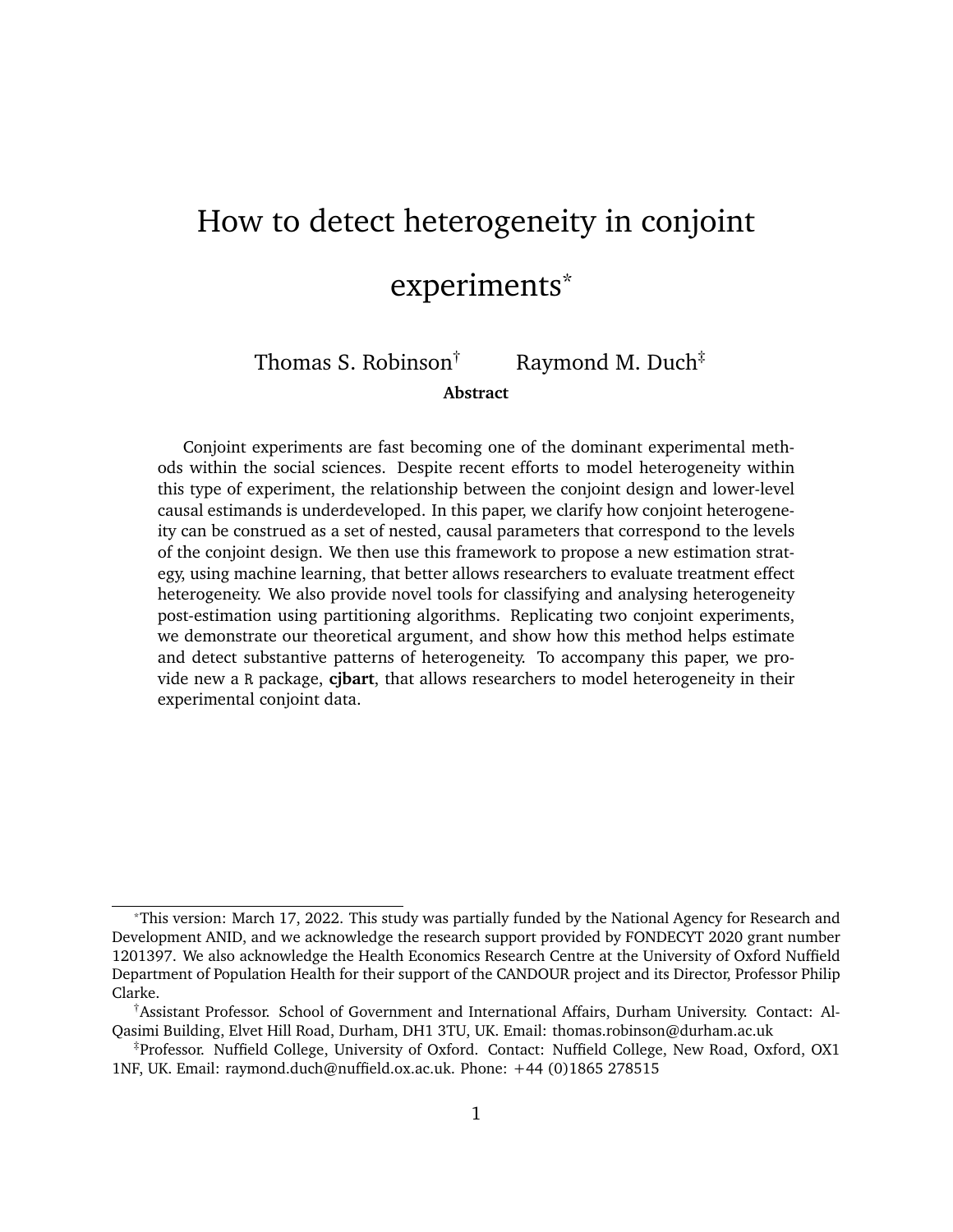# How to detect heterogeneity in conjoint experiments*

Thomas S. Robinson† Raymond M. Duch‡

**Abstract**

Conjoint experiments are fast becoming one of the dominant experimental methods within the social sciences. Despite recent efforts to model heterogeneity within this type of experiment, the relationship between the conjoint design and lower-level causal estimands is underdeveloped. In this paper, we clarify how conjoint heterogeneity can be construed as a set of nested, causal parameters that correspond to the levels of the conjoint design. We then use this framework to propose a new estimation strategy, using machine learning, that better allows researchers to evaluate treatment effect heterogeneity. We also provide novel tools for classifying and analysing heterogeneity post-estimation using partitioning algorithms. Replicating two conjoint experiments, we demonstrate our theoretical argument, and show how this method helps estimate and detect substantive patterns of heterogeneity. To accompany this paper, we provide new a R package, **cjbart**, that allows researchers to model heterogeneity in their experimental conjoint data.

---

*This version: March 17, 2022. This study was partially funded by the National Agency for Research and Development ANID, and we acknowledge the research support provided by FONDECYT 2020 grant number 1201397. We also acknowledge the Health Economics Research Centre at the University of Oxford Nuffield Department of Population Health for their support of the CANDOUR project and its Director, Professor Philip Clarke.

†Assistant Professor. School of Government and International Affairs, Durham University. Contact: Al-Qasimi Building, Elvet Hill Road, Durham, DH1 3TU, UK. Email: thomas.robinson@durham.ac.uk

‡Professor. Nuffield College, University of Oxford. Contact: Nuffield College, New Road, Oxford, OX1 1NF, UK. Email: raymond.duch@nuffield.ox.ac.uk. Phone: +44 (0)1865 278515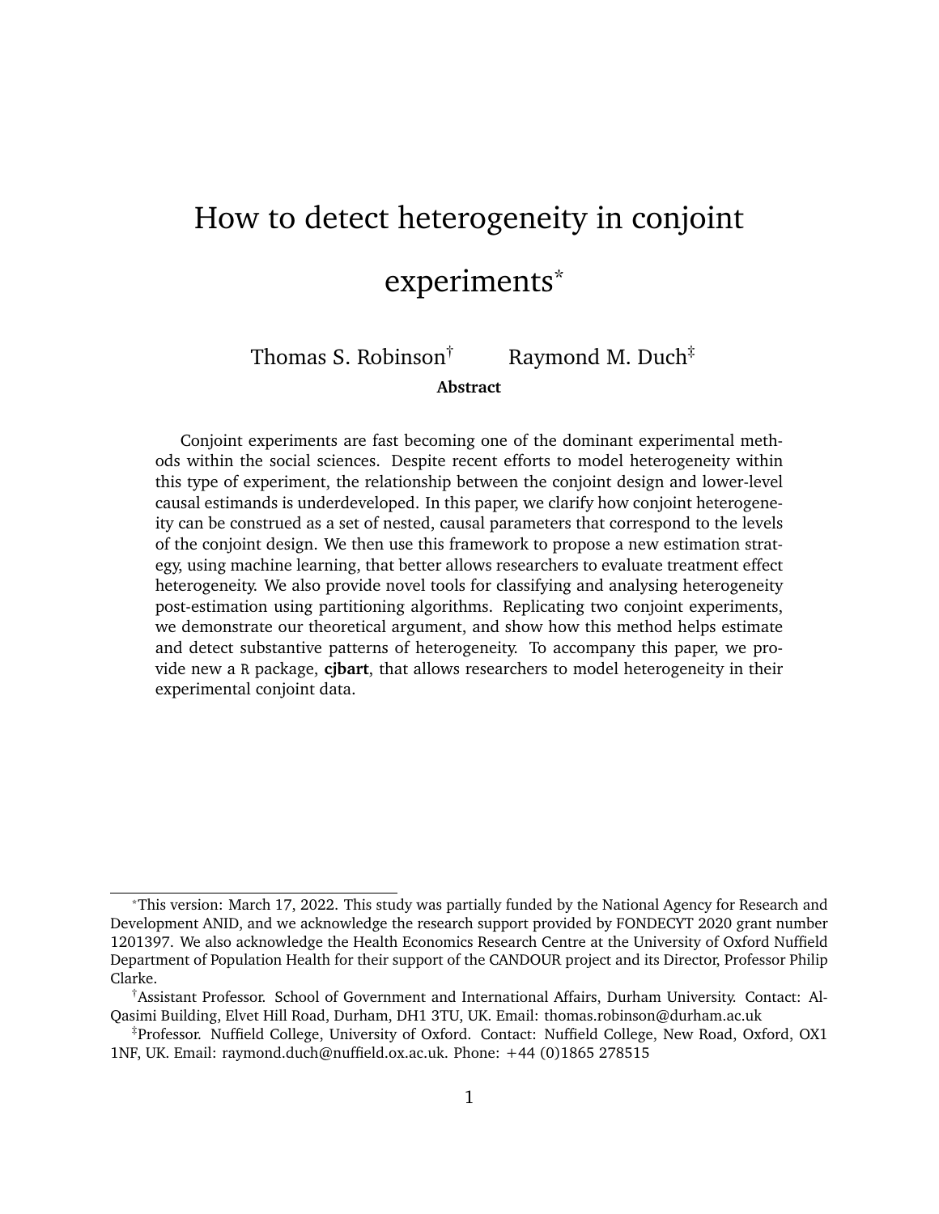# How to detect heterogeneity in conjoint experiments*

Thomas S. Robinson[†] Raymond M. Duch[‡]

**Abstract**

Conjoint experiments are fast becoming one of the dominant experimental methods within the social sciences. Despite recent efforts to model heterogeneity within this type of experiment, the relationship between the conjoint design and lower-level causal estimands is underdeveloped. In this paper, we clarify how conjoint heterogeneity can be construed as a set of nested, causal parameters that correspond to the levels of the conjoint design. We then use this framework to propose a new estimation strategy, using machine learning, that better allows researchers to evaluate treatment effect heterogeneity. We also provide novel tools for classifying and analysing heterogeneity post-estimation using partitioning algorithms. Replicating two conjoint experiments, we demonstrate our theoretical argument, and show how this method helps estimate and detect substantive patterns of heterogeneity. To accompany this paper, we provide new a `R` package, **cjbart**, that allows researchers to model heterogeneity in their experimental conjoint data.

---

*This version: March 17, 2022. This study was partially funded by the National Agency for Research and Development ANID, and we acknowledge the research support provided by FONDECYT 2020 grant number 1201397. We also acknowledge the Health Economics Research Centre at the University of Oxford Nuffield Department of Population Health for their support of the CANDOUR project and its Director, Professor Philip Clarke.

†Assistant Professor. School of Government and International Affairs, Durham University. Contact: Al-Qasimi Building, Elvet Hill Road, Durham, DH1 3TU, UK. Email: thomas.robinson@durham.ac.uk

‡Professor. Nuffield College, University of Oxford. Contact: Nuffield College, New Road, Oxford, OX1 1NF, UK. Email: raymond.duch@nuffield.ox.ac.uk. Phone: +44 (0)1865 278515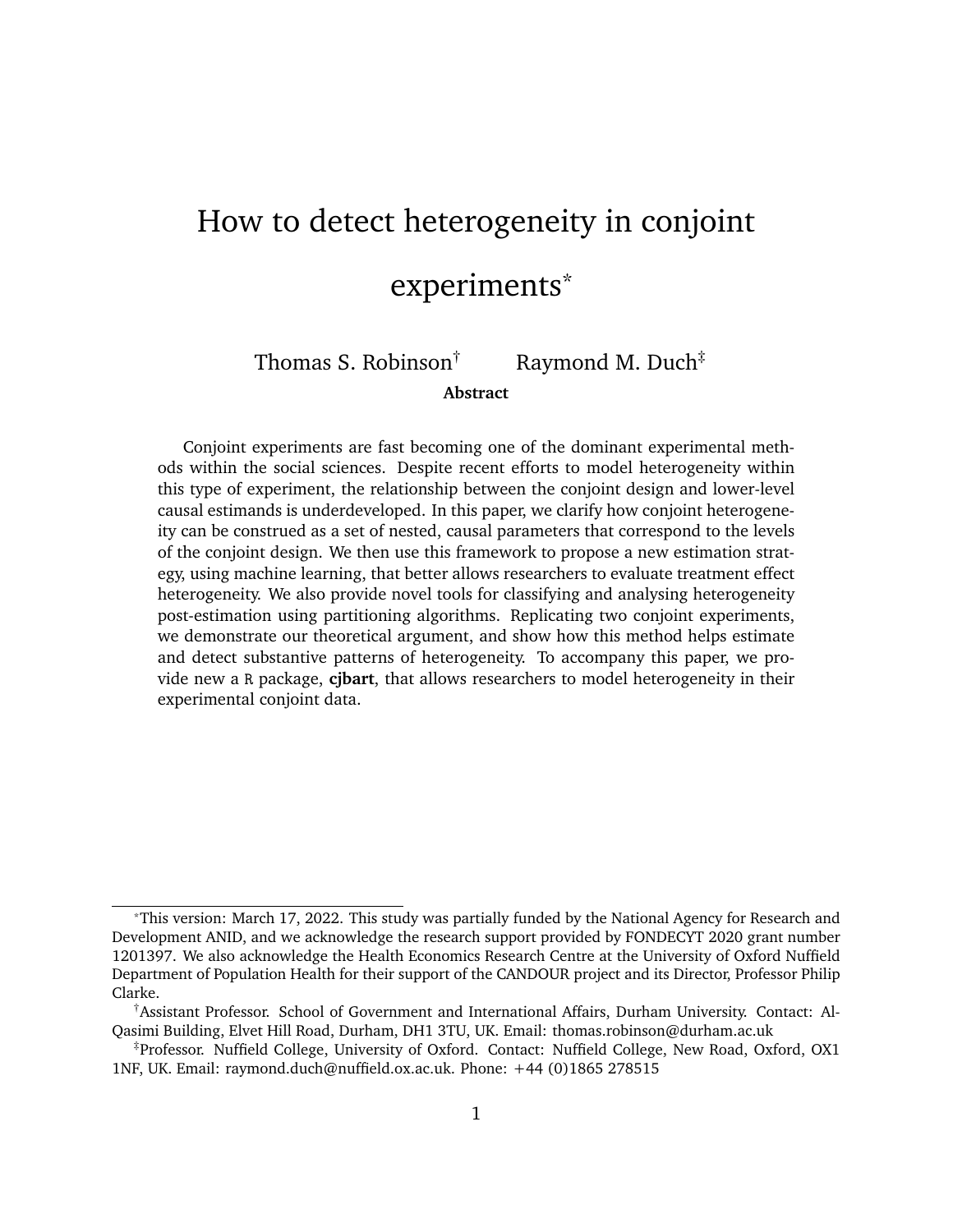# How to detect heterogeneity in conjoint experiments*

Thomas S. Robinson[†] Raymond M. Duch[‡]

**Abstract**

Conjoint experiments are fast becoming one of the dominant experimental methods within the social sciences. Despite recent efforts to model heterogeneity within this type of experiment, the relationship between the conjoint design and lower-level causal estimands is underdeveloped. In this paper, we clarify how conjoint heterogeneity can be construed as a set of nested, causal parameters that correspond to the levels of the conjoint design. We then use this framework to propose a new estimation strategy, using machine learning, that better allows researchers to evaluate treatment effect heterogeneity. We also provide novel tools for classifying and analysing heterogeneity post-estimation using partitioning algorithms. Replicating two conjoint experiments, we demonstrate our theoretical argument, and show how this method helps estimate and detect substantive patterns of heterogeneity. To accompany this paper, we provide new a R package, **cjbart**, that allows researchers to model heterogeneity in their experimental conjoint data.

---

*This version: March 17, 2022. This study was partially funded by the National Agency for Research and Development ANID, and we acknowledge the research support provided by FONDECYT 2020 grant number 1201397. We also acknowledge the Health Economics Research Centre at the University of Oxford Nuffield Department of Population Health for their support of the CANDOUR project and its Director, Professor Philip Clarke.

[†]Assistant Professor. School of Government and International Affairs, Durham University. Contact: Al-Qasimi Building, Elvet Hill Road, Durham, DH1 3TU, UK. Email: thomas.robinson@durham.ac.uk

[‡]Professor. Nuffield College, University of Oxford. Contact: Nuffield College, New Road, Oxford, OX1 1NF, UK. Email: raymond.duch@nuffield.ox.ac.uk. Phone: +44 (0)1865 278515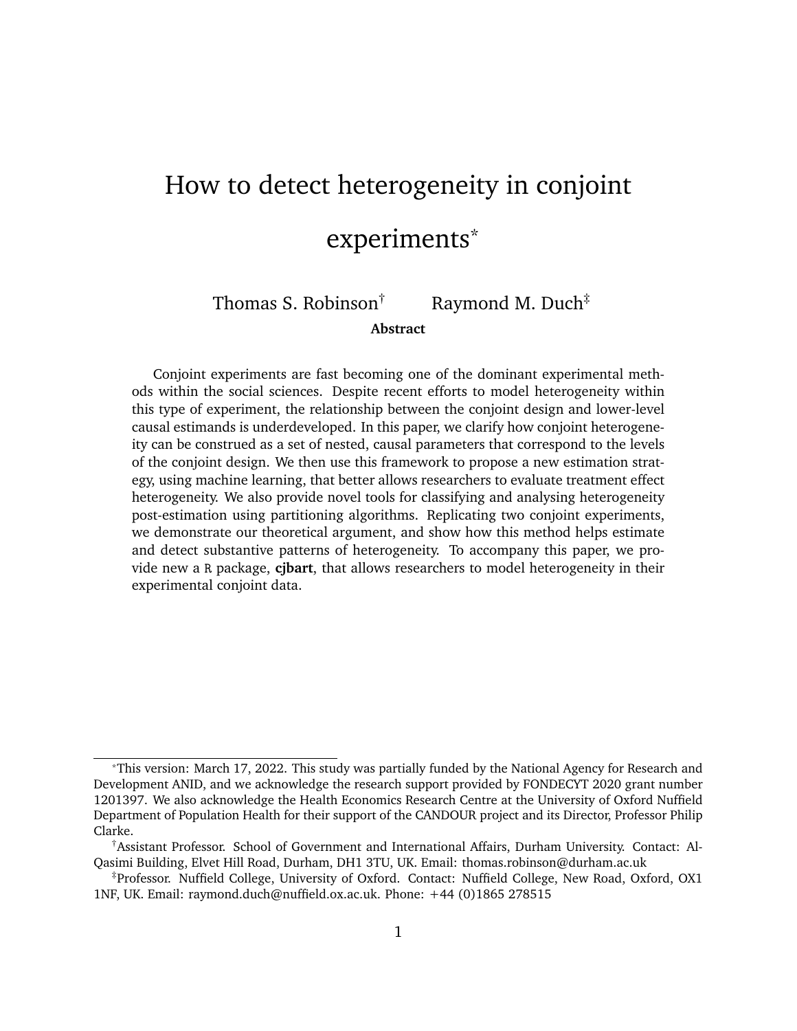# How to detect heterogeneity in conjoint experiments*

Thomas S. Robinson† Raymond M. Duch‡

**Abstract**

Conjoint experiments are fast becoming one of the dominant experimental methods within the social sciences. Despite recent efforts to model heterogeneity within this type of experiment, the relationship between the conjoint design and lower-level causal estimands is underdeveloped. In this paper, we clarify how conjoint heterogeneity can be construed as a set of nested, causal parameters that correspond to the levels of the conjoint design. We then use this framework to propose a new estimation strategy, using machine learning, that better allows researchers to evaluate treatment effect heterogeneity. We also provide novel tools for classifying and analysing heterogeneity post-estimation using partitioning algorithms. Replicating two conjoint experiments, we demonstrate our theoretical argument, and show how this method helps estimate and detect substantive patterns of heterogeneity. To accompany this paper, we provide new a R package, **cjbart**, that allows researchers to model heterogeneity in their experimental conjoint data.

---

*This version: March 17, 2022. This study was partially funded by the National Agency for Research and Development ANID, and we acknowledge the research support provided by FONDECYT 2020 grant number 1201397. We also acknowledge the Health Economics Research Centre at the University of Oxford Nuffield Department of Population Health for their support of the CANDOUR project and its Director, Professor Philip Clarke.

†Assistant Professor. School of Government and International Affairs, Durham University. Contact: Al-Qasimi Building, Elvet Hill Road, Durham, DH1 3TU, UK. Email: thomas.robinson@durham.ac.uk

‡Professor. Nuffield College, University of Oxford. Contact: Nuffield College, New Road, Oxford, OX1 1NF, UK. Email: raymond.duch@nuffield.ox.ac.uk. Phone: +44 (0)1865 278515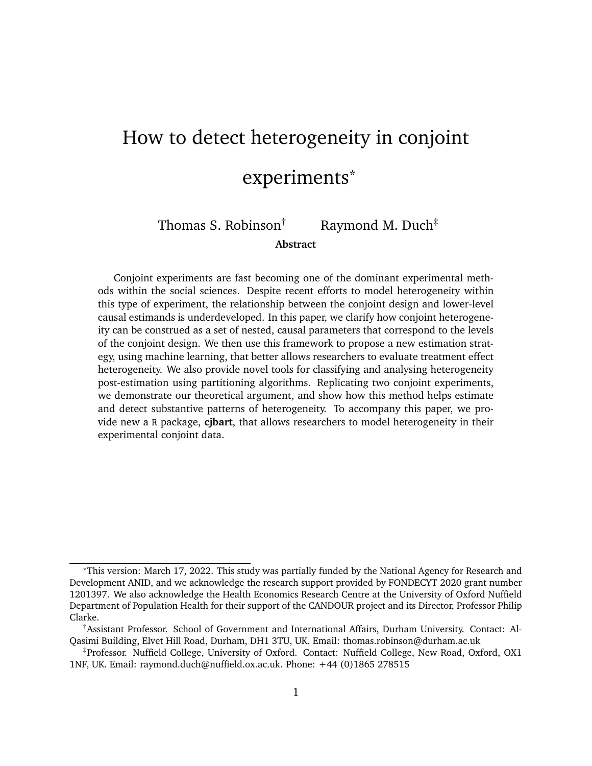# How to detect heterogeneity in conjoint experiments*

Thomas S. Robinson† Raymond M. Duch‡

**Abstract**

Conjoint experiments are fast becoming one of the dominant experimental methods within the social sciences. Despite recent efforts to model heterogeneity within this type of experiment, the relationship between the conjoint design and lower-level causal estimands is underdeveloped. In this paper, we clarify how conjoint heterogeneity can be construed as a set of nested, causal parameters that correspond to the levels of the conjoint design. We then use this framework to propose a new estimation strategy, using machine learning, that better allows researchers to evaluate treatment effect heterogeneity. We also provide novel tools for classifying and analysing heterogeneity post-estimation using partitioning algorithms. Replicating two conjoint experiments, we demonstrate our theoretical argument, and show how this method helps estimate and detect substantive patterns of heterogeneity. To accompany this paper, we provide new a `R` package, **cjbart**, that allows researchers to model heterogeneity in their experimental conjoint data.

---

*This version: March 17, 2022. This study was partially funded by the National Agency for Research and Development ANID, and we acknowledge the research support provided by FONDECYT 2020 grant number 1201397. We also acknowledge the Health Economics Research Centre at the University of Oxford Nuffield Department of Population Health for their support of the CANDOUR project and its Director, Professor Philip Clarke.

†Assistant Professor. School of Government and International Affairs, Durham University. Contact: Al-Qasimi Building, Elvet Hill Road, Durham, DH1 3TU, UK. Email: thomas.robinson@durham.ac.uk

‡Professor. Nuffield College, University of Oxford. Contact: Nuffield College, New Road, Oxford, OX1 1NF, UK. Email: raymond.duch@nuffield.ox.ac.uk. Phone: +44 (0)1865 278515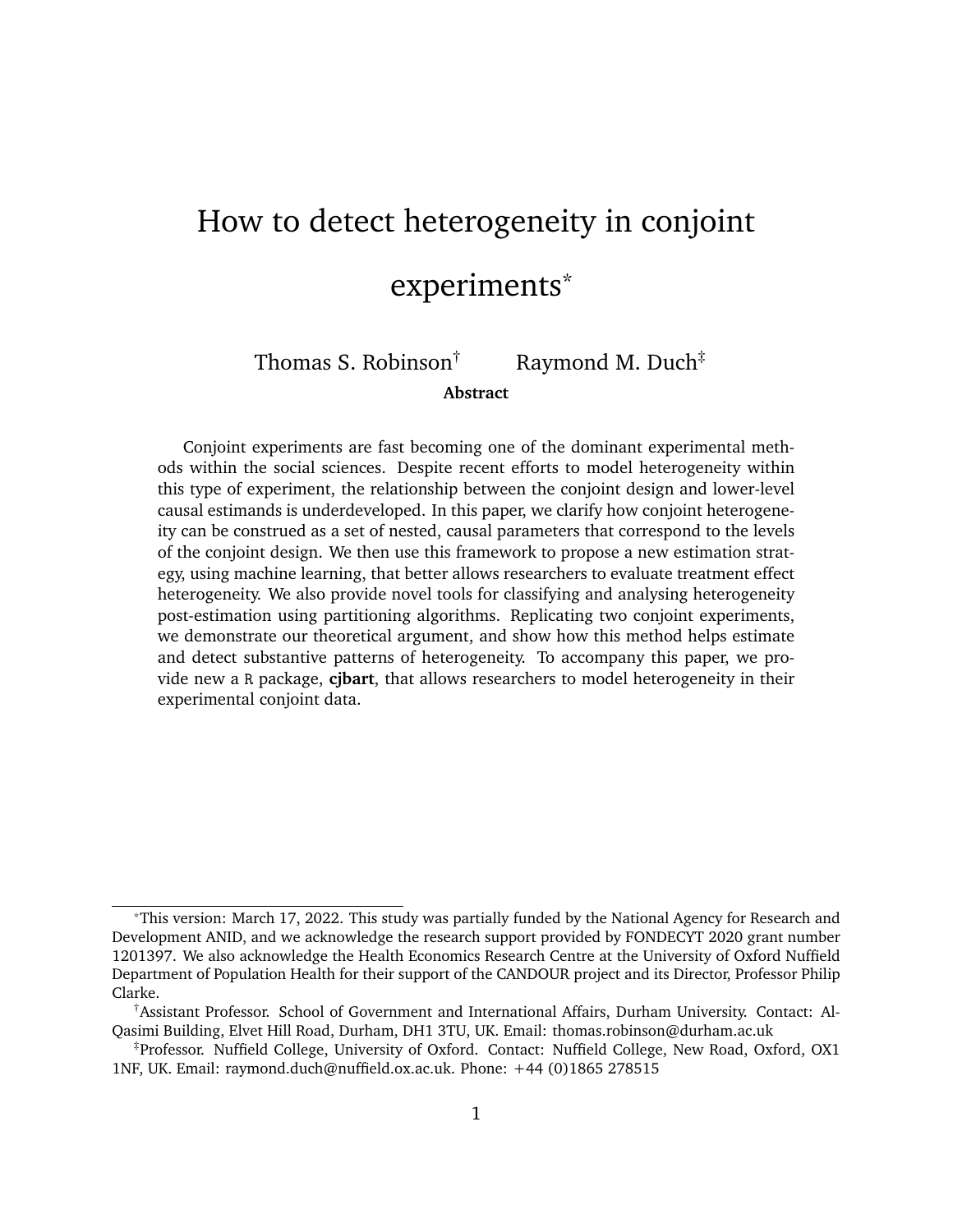# How to detect heterogeneity in conjoint experiments*

Thomas S. Robinson† Raymond M. Duch‡

**Abstract**

Conjoint experiments are fast becoming one of the dominant experimental methods within the social sciences. Despite recent efforts to model heterogeneity within this type of experiment, the relationship between the conjoint design and lower-level causal estimands is underdeveloped. In this paper, we clarify how conjoint heterogeneity can be construed as a set of nested, causal parameters that correspond to the levels of the conjoint design. We then use this framework to propose a new estimation strategy, using machine learning, that better allows researchers to evaluate treatment effect heterogeneity. We also provide novel tools for classifying and analysing heterogeneity post-estimation using partitioning algorithms. Replicating two conjoint experiments, we demonstrate our theoretical argument, and show how this method helps estimate and detect substantive patterns of heterogeneity. To accompany this paper, we provide new a R package, **cjbart**, that allows researchers to model heterogeneity in their experimental conjoint data.

---

*This version: March 17, 2022. This study was partially funded by the National Agency for Research and Development ANID, and we acknowledge the research support provided by FONDECYT 2020 grant number 1201397. We also acknowledge the Health Economics Research Centre at the University of Oxford Nuffield Department of Population Health for their support of the CANDOUR project and its Director, Professor Philip Clarke.

†Assistant Professor. School of Government and International Affairs, Durham University. Contact: Al-Qasimi Building, Elvet Hill Road, Durham, DH1 3TU, UK. Email: thomas.robinson@durham.ac.uk

‡Professor. Nuffield College, University of Oxford. Contact: Nuffield College, New Road, Oxford, OX1 1NF, UK. Email: raymond.duch@nuffield.ox.ac.uk. Phone: +44 (0)1865 278515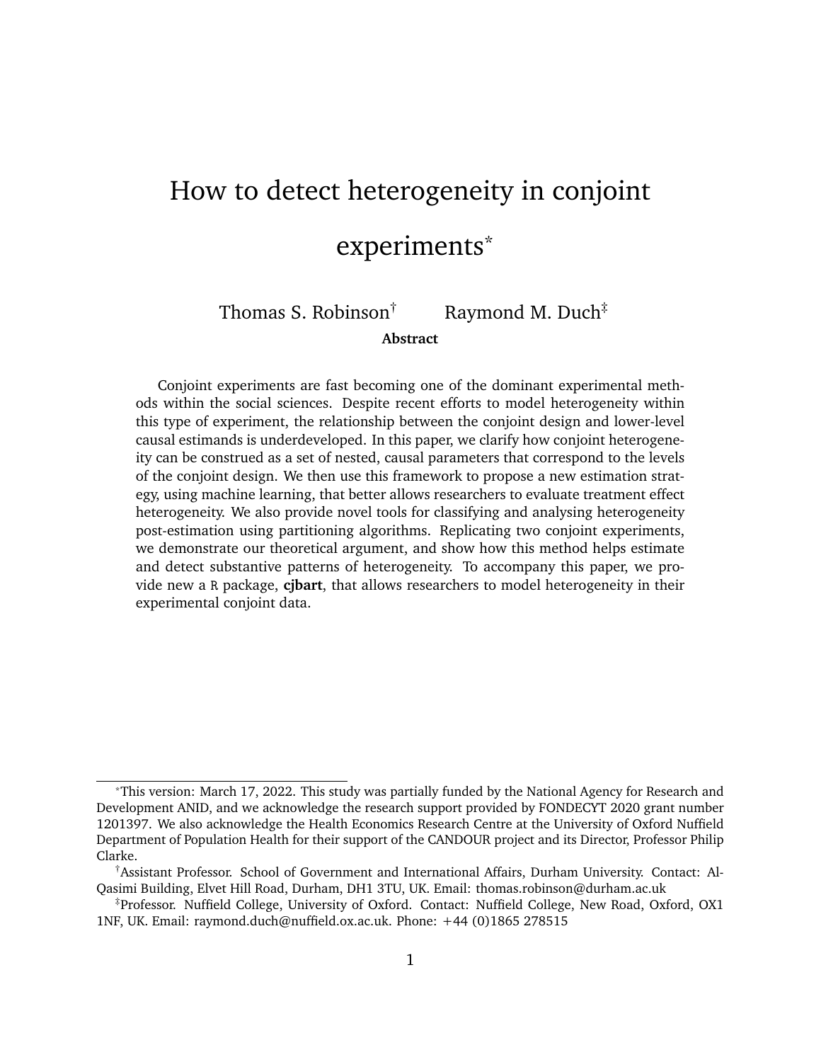# How to detect heterogeneity in conjoint experiments*

Thomas S. Robinson† Raymond M. Duch‡

**Abstract**

Conjoint experiments are fast becoming one of the dominant experimental methods within the social sciences. Despite recent efforts to model heterogeneity within this type of experiment, the relationship between the conjoint design and lower-level causal estimands is underdeveloped. In this paper, we clarify how conjoint heterogeneity can be construed as a set of nested, causal parameters that correspond to the levels of the conjoint design. We then use this framework to propose a new estimation strategy, using machine learning, that better allows researchers to evaluate treatment effect heterogeneity. We also provide novel tools for classifying and analysing heterogeneity post-estimation using partitioning algorithms. Replicating two conjoint experiments, we demonstrate our theoretical argument, and show how this method helps estimate and detect substantive patterns of heterogeneity. To accompany this paper, we provide new a R package, **cjbart**, that allows researchers to model heterogeneity in their experimental conjoint data.

---

*This version: March 17, 2022. This study was partially funded by the National Agency for Research and Development ANID, and we acknowledge the research support provided by FONDECYT 2020 grant number 1201397. We also acknowledge the Health Economics Research Centre at the University of Oxford Nuffield Department of Population Health for their support of the CANDOUR project and its Director, Professor Philip Clarke.

†Assistant Professor. School of Government and International Affairs, Durham University. Contact: Al-Qasimi Building, Elvet Hill Road, Durham, DH1 3TU, UK. Email: thomas.robinson@durham.ac.uk

‡Professor. Nuffield College, University of Oxford. Contact: Nuffield College, New Road, Oxford, OX1 1NF, UK. Email: raymond.duch@nuffield.ox.ac.uk. Phone: +44 (0)1865 278515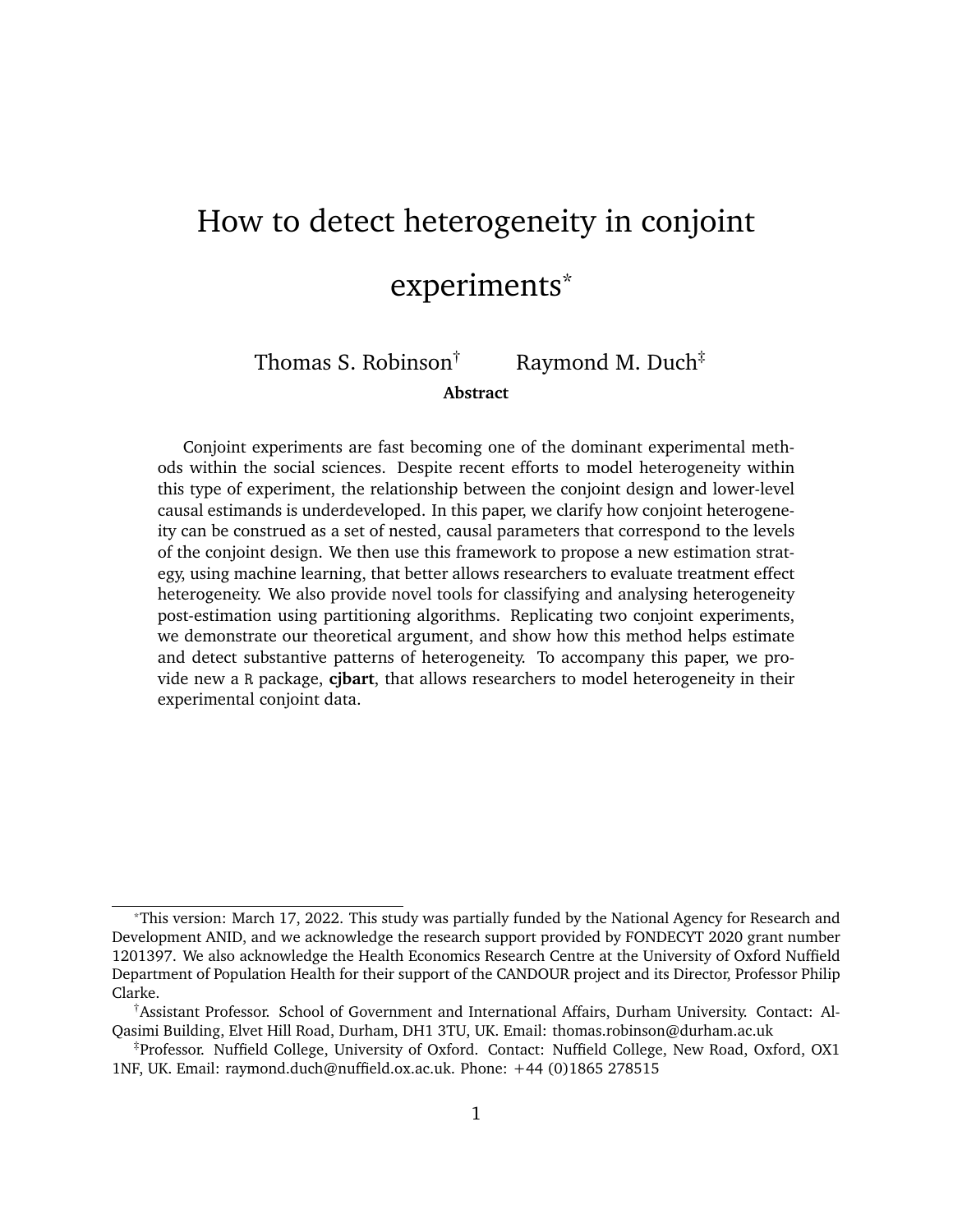# How to detect heterogeneity in conjoint experiments*

Thomas S. Robinson† Raymond M. Duch‡

**Abstract**

Conjoint experiments are fast becoming one of the dominant experimental methods within the social sciences. Despite recent efforts to model heterogeneity within this type of experiment, the relationship between the conjoint design and lower-level causal estimands is underdeveloped. In this paper, we clarify how conjoint heterogeneity can be construed as a set of nested, causal parameters that correspond to the levels of the conjoint design. We then use this framework to propose a new estimation strategy, using machine learning, that better allows researchers to evaluate treatment effect heterogeneity. We also provide novel tools for classifying and analysing heterogeneity post-estimation using partitioning algorithms. Replicating two conjoint experiments, we demonstrate our theoretical argument, and show how this method helps estimate and detect substantive patterns of heterogeneity. To accompany this paper, we provide new a R package, **cjbart**, that allows researchers to model heterogeneity in their experimental conjoint data.

---

*This version: March 17, 2022. This study was partially funded by the National Agency for Research and Development ANID, and we acknowledge the research support provided by FONDECYT 2020 grant number 1201397. We also acknowledge the Health Economics Research Centre at the University of Oxford Nuffield Department of Population Health for their support of the CANDOUR project and its Director, Professor Philip Clarke.

†Assistant Professor. School of Government and International Affairs, Durham University. Contact: Al-Qasimi Building, Elvet Hill Road, Durham, DH1 3TU, UK. Email: thomas.robinson@durham.ac.uk

‡Professor. Nuffield College, University of Oxford. Contact: Nuffield College, New Road, Oxford, OX1 1NF, UK. Email: raymond.duch@nuffield.ox.ac.uk. Phone: +44 (0)1865 278515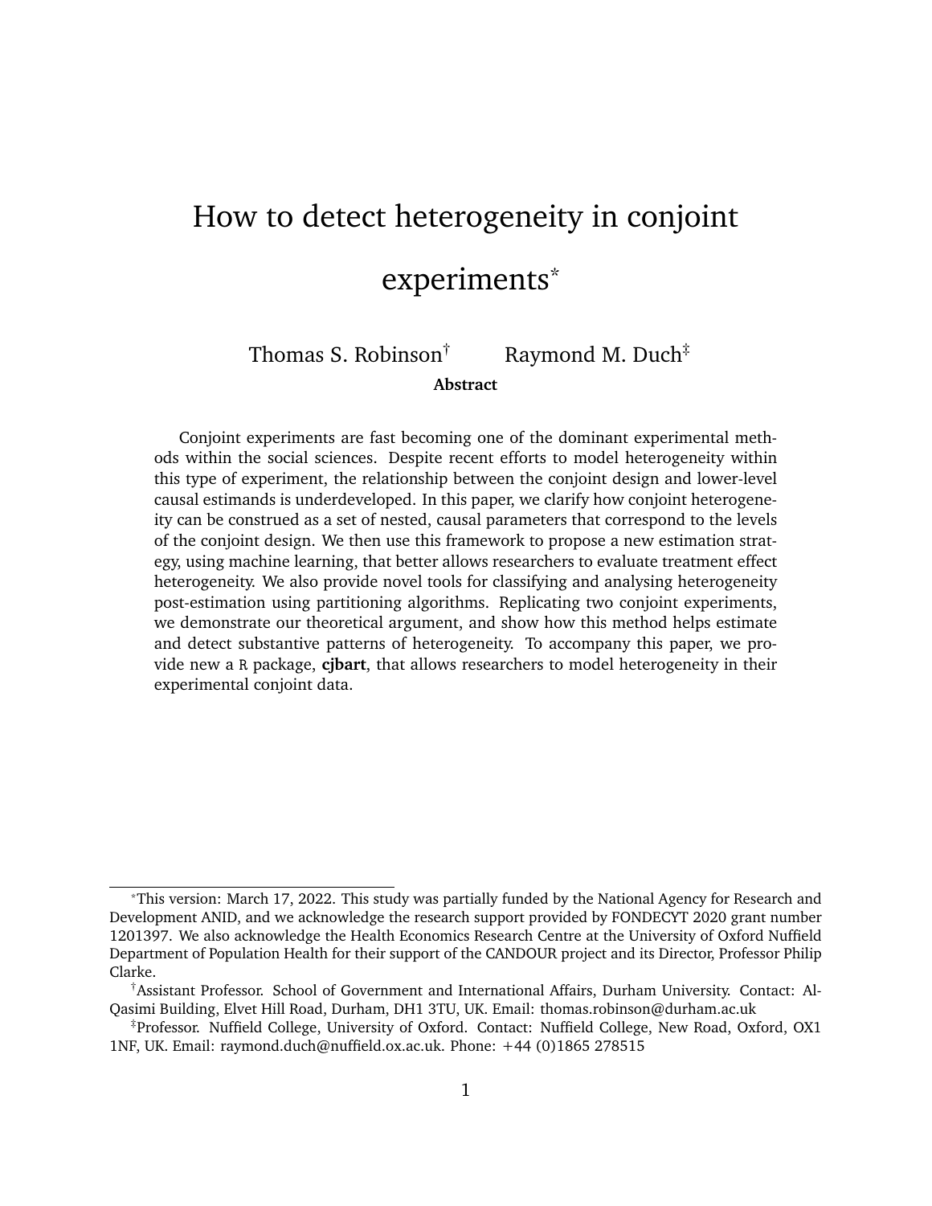# How to detect heterogeneity in conjoint experiments*

Thomas S. Robinson[†] Raymond M. Duch[‡]

**Abstract**

Conjoint experiments are fast becoming one of the dominant experimental methods within the social sciences. Despite recent efforts to model heterogeneity within this type of experiment, the relationship between the conjoint design and lower-level causal estimands is underdeveloped. In this paper, we clarify how conjoint heterogeneity can be construed as a set of nested, causal parameters that correspond to the levels of the conjoint design. We then use this framework to propose a new estimation strategy, using machine learning, that better allows researchers to evaluate treatment effect heterogeneity. We also provide novel tools for classifying and analysing heterogeneity post-estimation using partitioning algorithms. Replicating two conjoint experiments, we demonstrate our theoretical argument, and show how this method helps estimate and detect substantive patterns of heterogeneity. To accompany this paper, we provide new a `R` package, **cjbart**, that allows researchers to model heterogeneity in their experimental conjoint data.

---

*This version: March 17, 2022. This study was partially funded by the National Agency for Research and Development ANID, and we acknowledge the research support provided by FONDECYT 2020 grant number 1201397. We also acknowledge the Health Economics Research Centre at the University of Oxford Nuffield Department of Population Health for their support of the CANDOUR project and its Director, Professor Philip Clarke.

[†]Assistant Professor. School of Government and International Affairs, Durham University. Contact: Al-Qasimi Building, Elvet Hill Road, Durham, DH1 3TU, UK. Email: thomas.robinson@durham.ac.uk

[‡]Professor. Nuffield College, University of Oxford. Contact: Nuffield College, New Road, Oxford, OX1 1NF, UK. Email: raymond.duch@nuffield.ox.ac.uk. Phone: +44 (0)1865 278515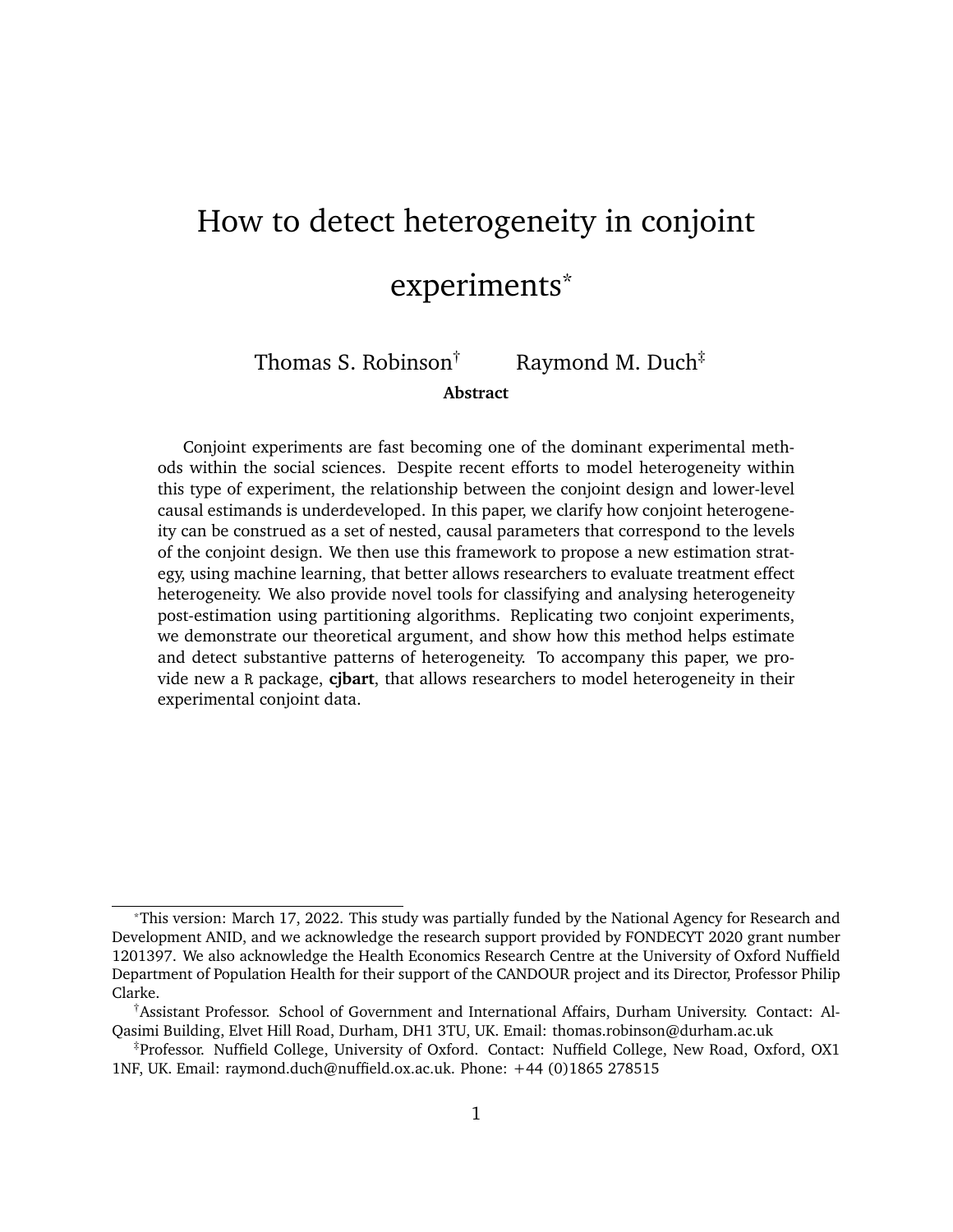# How to detect heterogeneity in conjoint experiments*

Thomas S. Robinson† Raymond M. Duch‡

**Abstract**

Conjoint experiments are fast becoming one of the dominant experimental methods within the social sciences. Despite recent efforts to model heterogeneity within this type of experiment, the relationship between the conjoint design and lower-level causal estimands is underdeveloped. In this paper, we clarify how conjoint heterogeneity can be construed as a set of nested, causal parameters that correspond to the levels of the conjoint design. We then use this framework to propose a new estimation strategy, using machine learning, that better allows researchers to evaluate treatment effect heterogeneity. We also provide novel tools for classifying and analysing heterogeneity post-estimation using partitioning algorithms. Replicating two conjoint experiments, we demonstrate our theoretical argument, and show how this method helps estimate and detect substantive patterns of heterogeneity. To accompany this paper, we provide new a `R` package, **cjbart**, that allows researchers to model heterogeneity in their experimental conjoint data.

---

*This version: March 17, 2022. This study was partially funded by the National Agency for Research and Development ANID, and we acknowledge the research support provided by FONDECYT 2020 grant number 1201397. We also acknowledge the Health Economics Research Centre at the University of Oxford Nuffield Department of Population Health for their support of the CANDOUR project and its Director, Professor Philip Clarke.

†Assistant Professor. School of Government and International Affairs, Durham University. Contact: Al-Qasimi Building, Elvet Hill Road, Durham, DH1 3TU, UK. Email: thomas.robinson@durham.ac.uk

‡Professor. Nuffield College, University of Oxford. Contact: Nuffield College, New Road, Oxford, OX1 1NF, UK. Email: raymond.duch@nuffield.ox.ac.uk. Phone: +44 (0)1865 278515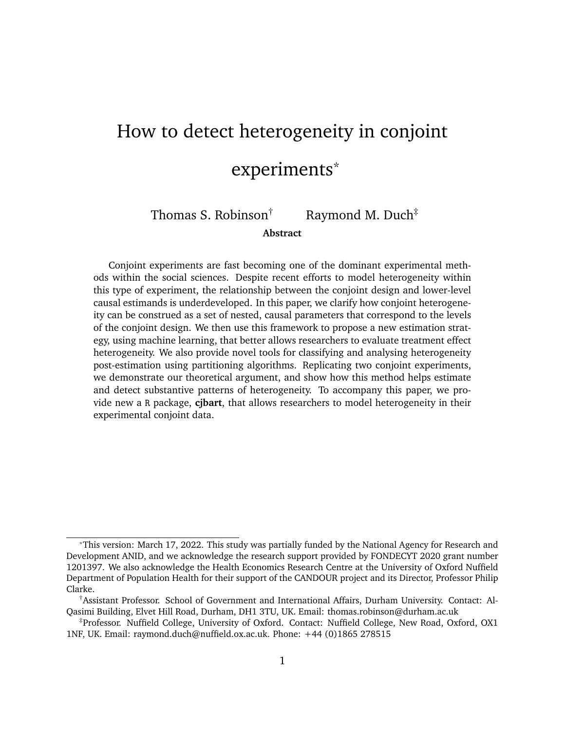# How to detect heterogeneity in conjoint experiments*

Thomas S. Robinson† Raymond M. Duch‡

**Abstract**

Conjoint experiments are fast becoming one of the dominant experimental methods within the social sciences. Despite recent efforts to model heterogeneity within this type of experiment, the relationship between the conjoint design and lower-level causal estimands is underdeveloped. In this paper, we clarify how conjoint heterogeneity can be construed as a set of nested, causal parameters that correspond to the levels of the conjoint design. We then use this framework to propose a new estimation strategy, using machine learning, that better allows researchers to evaluate treatment effect heterogeneity. We also provide novel tools for classifying and analysing heterogeneity post-estimation using partitioning algorithms. Replicating two conjoint experiments, we demonstrate our theoretical argument, and show how this method helps estimate and detect substantive patterns of heterogeneity. To accompany this paper, we provide new a `R` package, **cjbart**, that allows researchers to model heterogeneity in their experimental conjoint data.

---

*This version: March 17, 2022. This study was partially funded by the National Agency for Research and Development ANID, and we acknowledge the research support provided by FONDECYT 2020 grant number 1201397. We also acknowledge the Health Economics Research Centre at the University of Oxford Nuffield Department of Population Health for their support of the CANDOUR project and its Director, Professor Philip Clarke.

†Assistant Professor. School of Government and International Affairs, Durham University. Contact: Al-Qasimi Building, Elvet Hill Road, Durham, DH1 3TU, UK. Email: thomas.robinson@durham.ac.uk

‡Professor. Nuffield College, University of Oxford. Contact: Nuffield College, New Road, Oxford, OX1 1NF, UK. Email: raymond.duch@nuffield.ox.ac.uk. Phone: +44 (0)1865 278515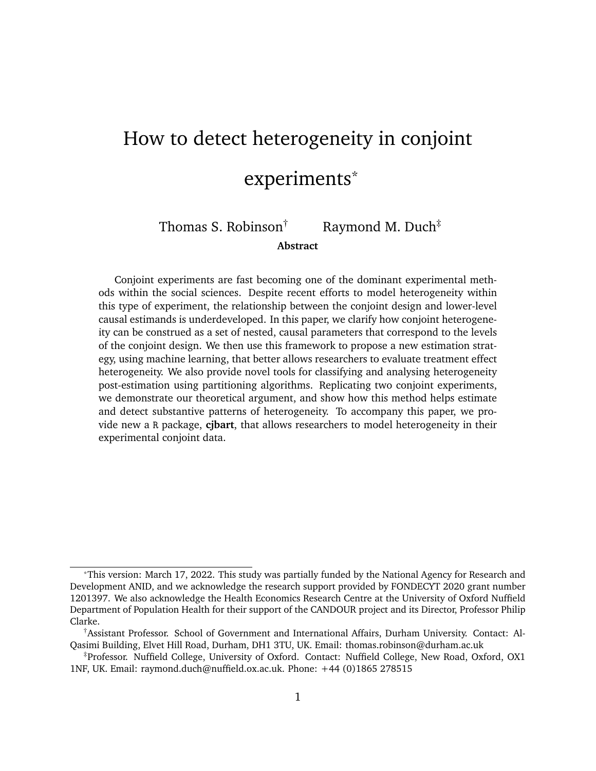# How to detect heterogeneity in conjoint experiments*

Thomas S. Robinson† Raymond M. Duch‡

**Abstract**

Conjoint experiments are fast becoming one of the dominant experimental methods within the social sciences. Despite recent efforts to model heterogeneity within this type of experiment, the relationship between the conjoint design and lower-level causal estimands is underdeveloped. In this paper, we clarify how conjoint heterogeneity can be construed as a set of nested, causal parameters that correspond to the levels of the conjoint design. We then use this framework to propose a new estimation strategy, using machine learning, that better allows researchers to evaluate treatment effect heterogeneity. We also provide novel tools for classifying and analysing heterogeneity post-estimation using partitioning algorithms. Replicating two conjoint experiments, we demonstrate our theoretical argument, and show how this method helps estimate and detect substantive patterns of heterogeneity. To accompany this paper, we provide new a R package, **cjbart**, that allows researchers to model heterogeneity in their experimental conjoint data.

*This version: March 17, 2022. This study was partially funded by the National Agency for Research and Development ANID, and we acknowledge the research support provided by FONDECYT 2020 grant number 1201397. We also acknowledge the Health Economics Research Centre at the University of Oxford Nuffield Department of Population Health for their support of the CANDOUR project and its Director, Professor Philip Clarke.

†Assistant Professor. School of Government and International Affairs, Durham University. Contact: Al-Qasimi Building, Elvet Hill Road, Durham, DH1 3TU, UK. Email: thomas.robinson@durham.ac.uk

‡Professor. Nuffield College, University of Oxford. Contact: Nuffield College, New Road, Oxford, OX1 1NF, UK. Email: raymond.duch@nuffield.ox.ac.uk. Phone: +44 (0)1865 278515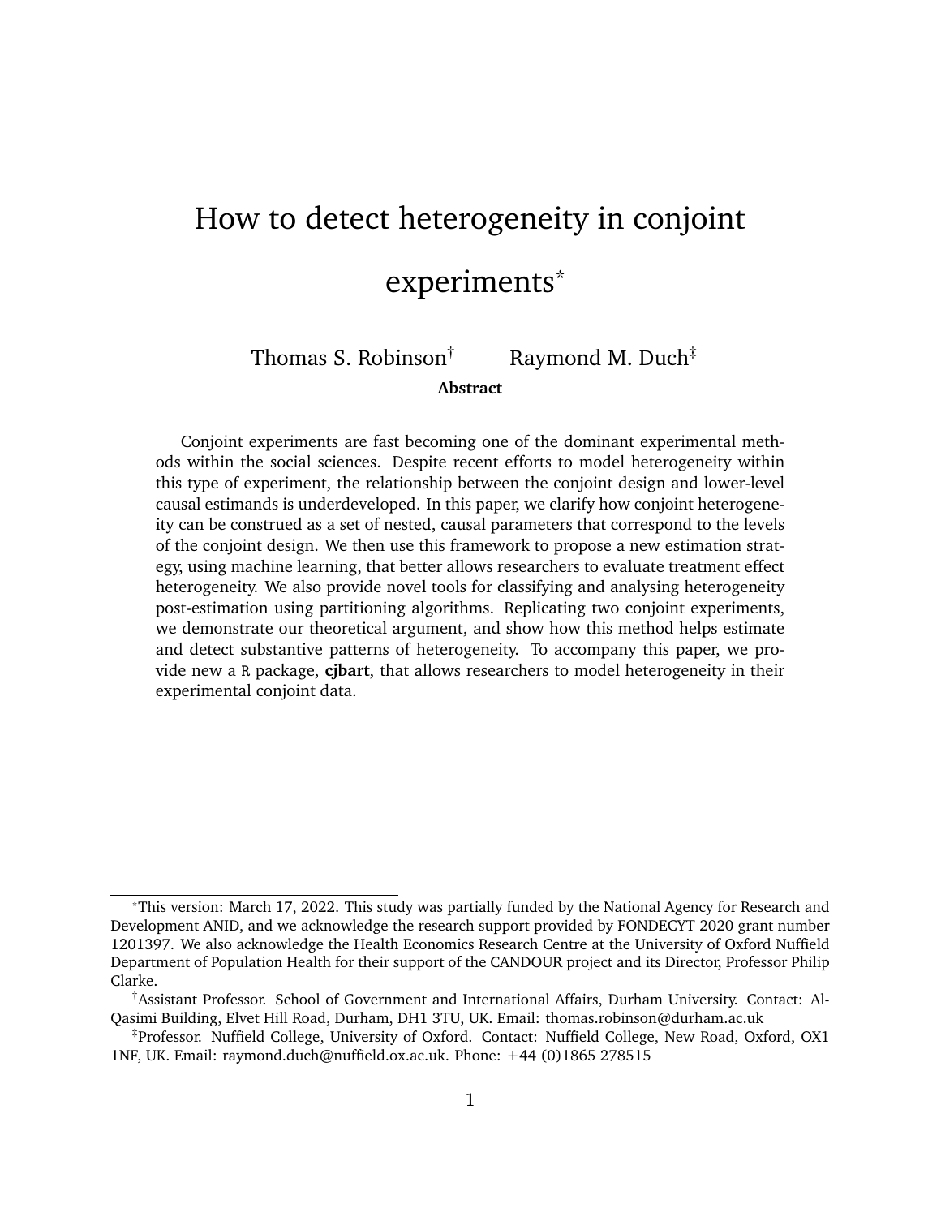# How to detect heterogeneity in conjoint experiments*

Thomas S. Robinson† Raymond M. Duch‡

**Abstract**

Conjoint experiments are fast becoming one of the dominant experimental methods within the social sciences. Despite recent efforts to model heterogeneity within this type of experiment, the relationship between the conjoint design and lower-level causal estimands is underdeveloped. In this paper, we clarify how conjoint heterogeneity can be construed as a set of nested, causal parameters that correspond to the levels of the conjoint design. We then use this framework to propose a new estimation strategy, using machine learning, that better allows researchers to evaluate treatment effect heterogeneity. We also provide novel tools for classifying and analysing heterogeneity post-estimation using partitioning algorithms. Replicating two conjoint experiments, we demonstrate our theoretical argument, and show how this method helps estimate and detect substantive patterns of heterogeneity. To accompany this paper, we provide new a `R` package, **cjbart**, that allows researchers to model heterogeneity in their experimental conjoint data.

---

*This version: March 17, 2022. This study was partially funded by the National Agency for Research and Development ANID, and we acknowledge the research support provided by FONDECYT 2020 grant number 1201397. We also acknowledge the Health Economics Research Centre at the University of Oxford Nuffield Department of Population Health for their support of the CANDOUR project and its Director, Professor Philip Clarke.

†Assistant Professor. School of Government and International Affairs, Durham University. Contact: Al-Qasimi Building, Elvet Hill Road, Durham, DH1 3TU, UK. Email: thomas.robinson@durham.ac.uk

‡Professor. Nuffield College, University of Oxford. Contact: Nuffield College, New Road, Oxford, OX1 1NF, UK. Email: raymond.duch@nuffield.ox.ac.uk. Phone: +44 (0)1865 278515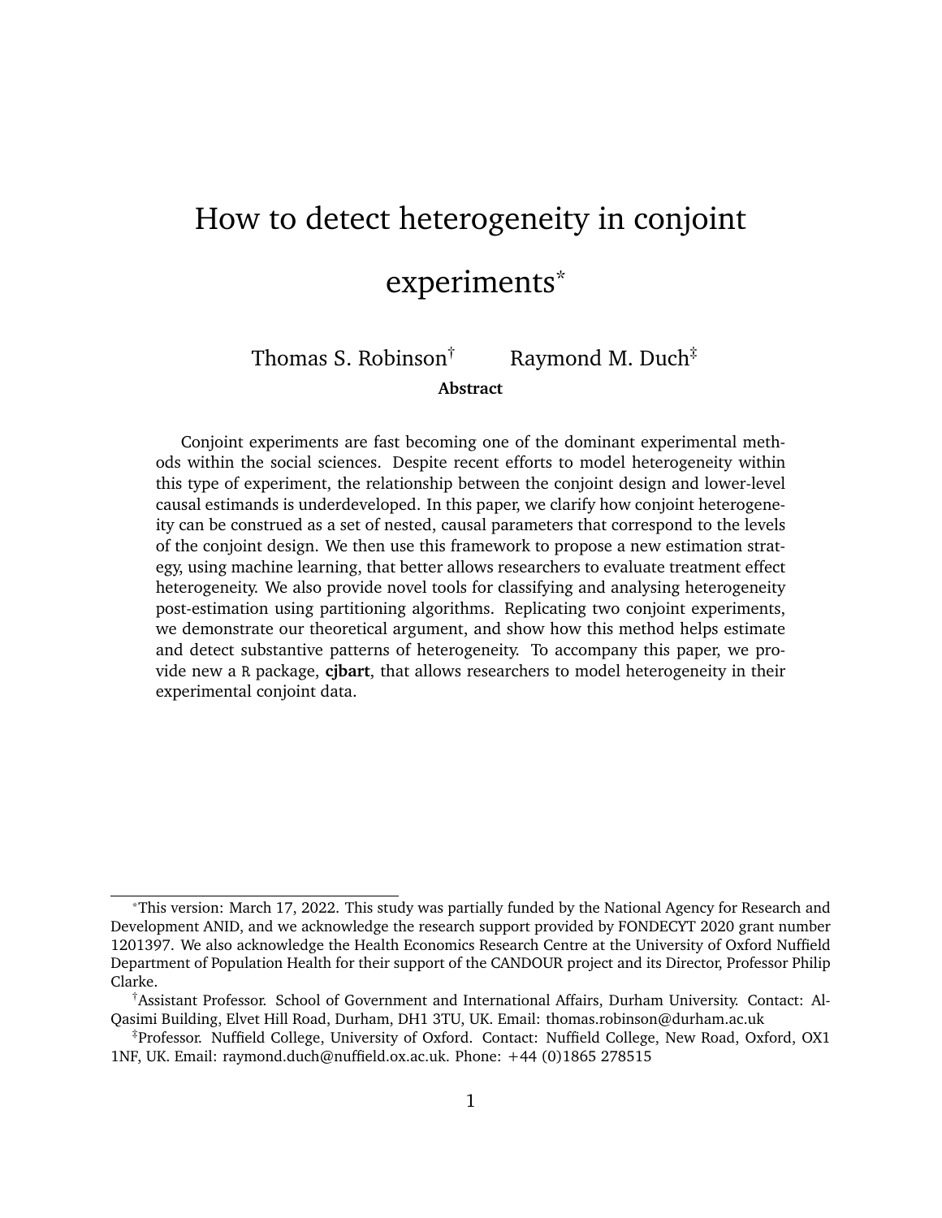# How to detect heterogeneity in conjoint experiments*

Thomas S. Robinson† Raymond M. Duch‡

**Abstract**

Conjoint experiments are fast becoming one of the dominant experimental methods within the social sciences. Despite recent efforts to model heterogeneity within this type of experiment, the relationship between the conjoint design and lower-level causal estimands is underdeveloped. In this paper, we clarify how conjoint heterogeneity can be construed as a set of nested, causal parameters that correspond to the levels of the conjoint design. We then use this framework to propose a new estimation strategy, using machine learning, that better allows researchers to evaluate treatment effect heterogeneity. We also provide novel tools for classifying and analysing heterogeneity post-estimation using partitioning algorithms. Replicating two conjoint experiments, we demonstrate our theoretical argument, and show how this method helps estimate and detect substantive patterns of heterogeneity. To accompany this paper, we provide new a `R` package, **cjbart**, that allows researchers to model heterogeneity in their experimental conjoint data.

---

*This version: March 17, 2022. This study was partially funded by the National Agency for Research and Development ANID, and we acknowledge the research support provided by FONDECYT 2020 grant number 1201397. We also acknowledge the Health Economics Research Centre at the University of Oxford Nuffield Department of Population Health for their support of the CANDOUR project and its Director, Professor Philip Clarke.

†Assistant Professor. School of Government and International Affairs, Durham University. Contact: Al-Qasimi Building, Elvet Hill Road, Durham, DH1 3TU, UK. Email: thomas.robinson@durham.ac.uk

‡Professor. Nuffield College, University of Oxford. Contact: Nuffield College, New Road, Oxford, OX1 1NF, UK. Email: raymond.duch@nuffield.ox.ac.uk. Phone: +44 (0)1865 278515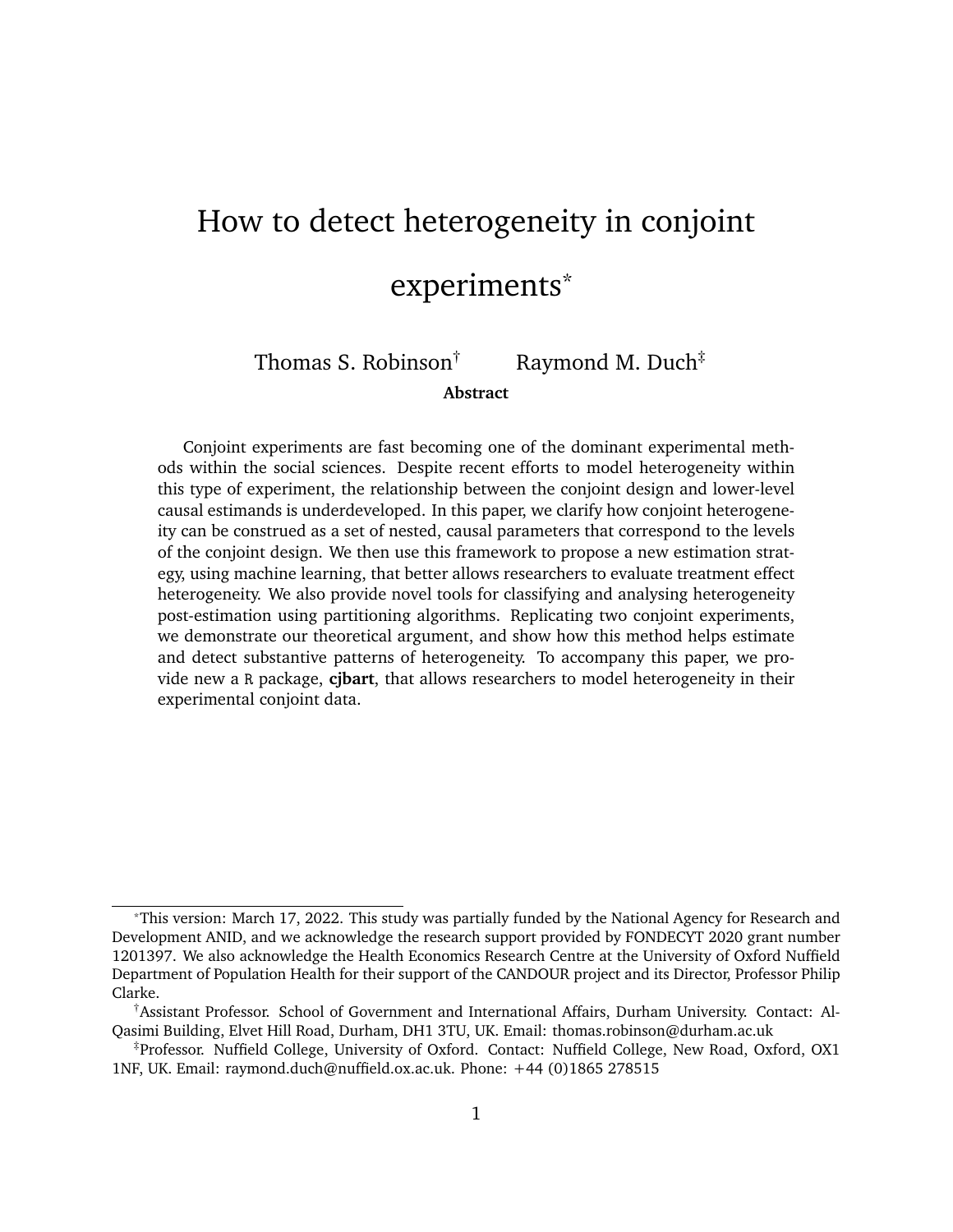# How to detect heterogeneity in conjoint experiments*

Thomas S. Robinson† Raymond M. Duch‡

**Abstract**

Conjoint experiments are fast becoming one of the dominant experimental methods within the social sciences. Despite recent efforts to model heterogeneity within this type of experiment, the relationship between the conjoint design and lower-level causal estimands is underdeveloped. In this paper, we clarify how conjoint heterogeneity can be construed as a set of nested, causal parameters that correspond to the levels of the conjoint design. We then use this framework to propose a new estimation strategy, using machine learning, that better allows researchers to evaluate treatment effect heterogeneity. We also provide novel tools for classifying and analysing heterogeneity post-estimation using partitioning algorithms. Replicating two conjoint experiments, we demonstrate our theoretical argument, and show how this method helps estimate and detect substantive patterns of heterogeneity. To accompany this paper, we provide new a R package, **cjbart**, that allows researchers to model heterogeneity in their experimental conjoint data.

---

*This version: March 17, 2022. This study was partially funded by the National Agency for Research and Development ANID, and we acknowledge the research support provided by FONDECYT 2020 grant number 1201397. We also acknowledge the Health Economics Research Centre at the University of Oxford Nuffield Department of Population Health for their support of the CANDOUR project and its Director, Professor Philip Clarke.

†Assistant Professor. School of Government and International Affairs, Durham University. Contact: Al-Qasimi Building, Elvet Hill Road, Durham, DH1 3TU, UK. Email: thomas.robinson@durham.ac.uk

‡Professor. Nuffield College, University of Oxford. Contact: Nuffield College, New Road, Oxford, OX1 1NF, UK. Email: raymond.duch@nuffield.ox.ac.uk. Phone: +44 (0)1865 278515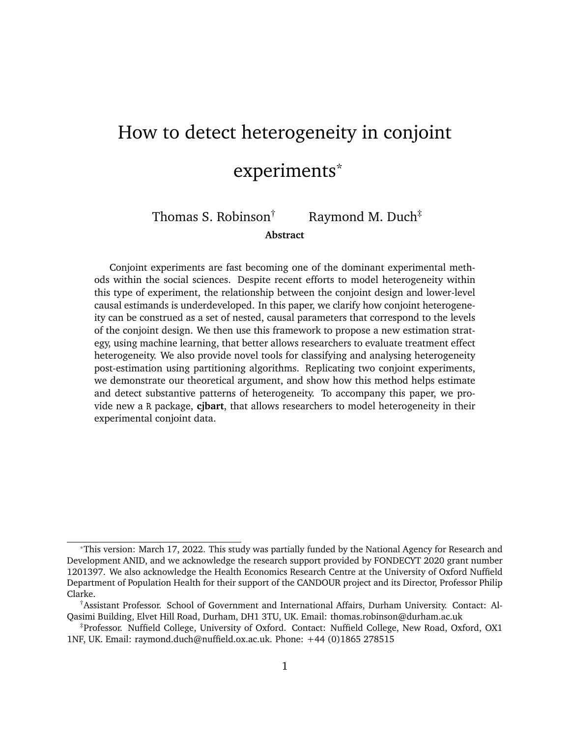# How to detect heterogeneity in conjoint experiments*

Thomas S. Robinson[†] Raymond M. Duch[‡]

**Abstract**

Conjoint experiments are fast becoming one of the dominant experimental methods within the social sciences. Despite recent efforts to model heterogeneity within this type of experiment, the relationship between the conjoint design and lower-level causal estimands is underdeveloped. In this paper, we clarify how conjoint heterogeneity can be construed as a set of nested, causal parameters that correspond to the levels of the conjoint design. We then use this framework to propose a new estimation strategy, using machine learning, that better allows researchers to evaluate treatment effect heterogeneity. We also provide novel tools for classifying and analysing heterogeneity post-estimation using partitioning algorithms. Replicating two conjoint experiments, we demonstrate our theoretical argument, and show how this method helps estimate and detect substantive patterns of heterogeneity. To accompany this paper, we provide new a R package, **cjbart**, that allows researchers to model heterogeneity in their experimental conjoint data.

---

*This version: March 17, 2022. This study was partially funded by the National Agency for Research and Development ANID, and we acknowledge the research support provided by FONDECYT 2020 grant number 1201397. We also acknowledge the Health Economics Research Centre at the University of Oxford Nuffield Department of Population Health for their support of the CANDOUR project and its Director, Professor Philip Clarke.

[†]Assistant Professor. School of Government and International Affairs, Durham University. Contact: Al-Qasimi Building, Elvet Hill Road, Durham, DH1 3TU, UK. Email: thomas.robinson@durham.ac.uk

[‡]Professor. Nuffield College, University of Oxford. Contact: Nuffield College, New Road, Oxford, OX1 1NF, UK. Email: raymond.duch@nuffield.ox.ac.uk. Phone: +44 (0)1865 278515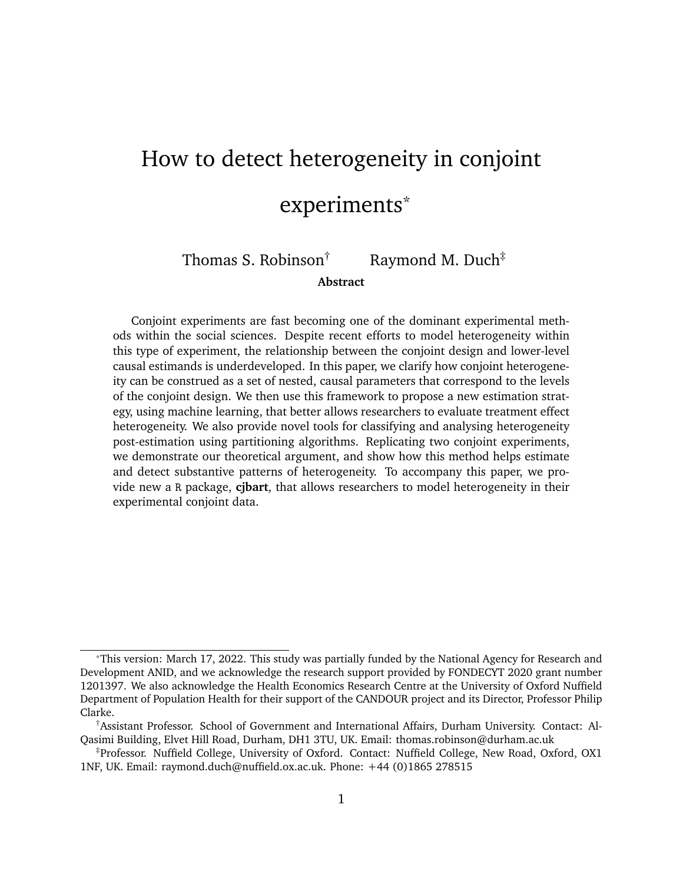# How to detect heterogeneity in conjoint experiments*

Thomas S. Robinson[†] Raymond M. Duch[‡]

**Abstract**

Conjoint experiments are fast becoming one of the dominant experimental methods within the social sciences. Despite recent efforts to model heterogeneity within this type of experiment, the relationship between the conjoint design and lower-level causal estimands is underdeveloped. In this paper, we clarify how conjoint heterogeneity can be construed as a set of nested, causal parameters that correspond to the levels of the conjoint design. We then use this framework to propose a new estimation strategy, using machine learning, that better allows researchers to evaluate treatment effect heterogeneity. We also provide novel tools for classifying and analysing heterogeneity post-estimation using partitioning algorithms. Replicating two conjoint experiments, we demonstrate our theoretical argument, and show how this method helps estimate and detect substantive patterns of heterogeneity. To accompany this paper, we provide new a R package, **cjbart**, that allows researchers to model heterogeneity in their experimental conjoint data.

---

*This version: March 17, 2022. This study was partially funded by the National Agency for Research and Development ANID, and we acknowledge the research support provided by FONDECYT 2020 grant number 1201397. We also acknowledge the Health Economics Research Centre at the University of Oxford Nuffield Department of Population Health for their support of the CANDOUR project and its Director, Professor Philip Clarke.

†Assistant Professor. School of Government and International Affairs, Durham University. Contact: Al-Qasimi Building, Elvet Hill Road, Durham, DH1 3TU, UK. Email: thomas.robinson@durham.ac.uk

‡Professor. Nuffield College, University of Oxford. Contact: Nuffield College, New Road, Oxford, OX1 1NF, UK. Email: raymond.duch@nuffield.ox.ac.uk. Phone: +44 (0)1865 278515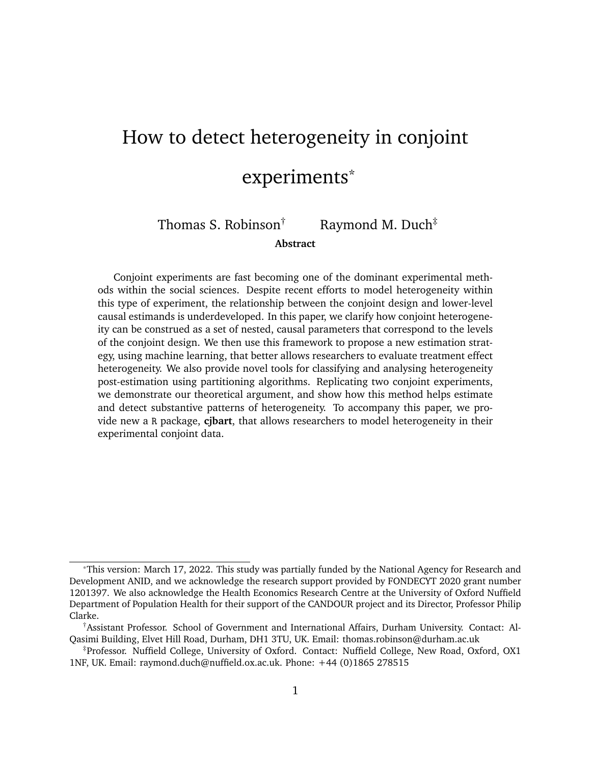# How to detect heterogeneity in conjoint experiments*

Thomas S. Robinson† Raymond M. Duch‡

**Abstract**

Conjoint experiments are fast becoming one of the dominant experimental methods within the social sciences. Despite recent efforts to model heterogeneity within this type of experiment, the relationship between the conjoint design and lower-level causal estimands is underdeveloped. In this paper, we clarify how conjoint heterogeneity can be construed as a set of nested, causal parameters that correspond to the levels of the conjoint design. We then use this framework to propose a new estimation strategy, using machine learning, that better allows researchers to evaluate treatment effect heterogeneity. We also provide novel tools for classifying and analysing heterogeneity post-estimation using partitioning algorithms. Replicating two conjoint experiments, we demonstrate our theoretical argument, and show how this method helps estimate and detect substantive patterns of heterogeneity. To accompany this paper, we provide new a R package, **cjbart**, that allows researchers to model heterogeneity in their experimental conjoint data.

---

*This version: March 17, 2022. This study was partially funded by the National Agency for Research and Development ANID, and we acknowledge the research support provided by FONDECYT 2020 grant number 1201397. We also acknowledge the Health Economics Research Centre at the University of Oxford Nuffield Department of Population Health for their support of the CANDOUR project and its Director, Professor Philip Clarke.

†Assistant Professor. School of Government and International Affairs, Durham University. Contact: Al-Qasimi Building, Elvet Hill Road, Durham, DH1 3TU, UK. Email: thomas.robinson@durham.ac.uk

‡Professor. Nuffield College, University of Oxford. Contact: Nuffield College, New Road, Oxford, OX1 1NF, UK. Email: raymond.duch@nuffield.ox.ac.uk. Phone: +44 (0)1865 278515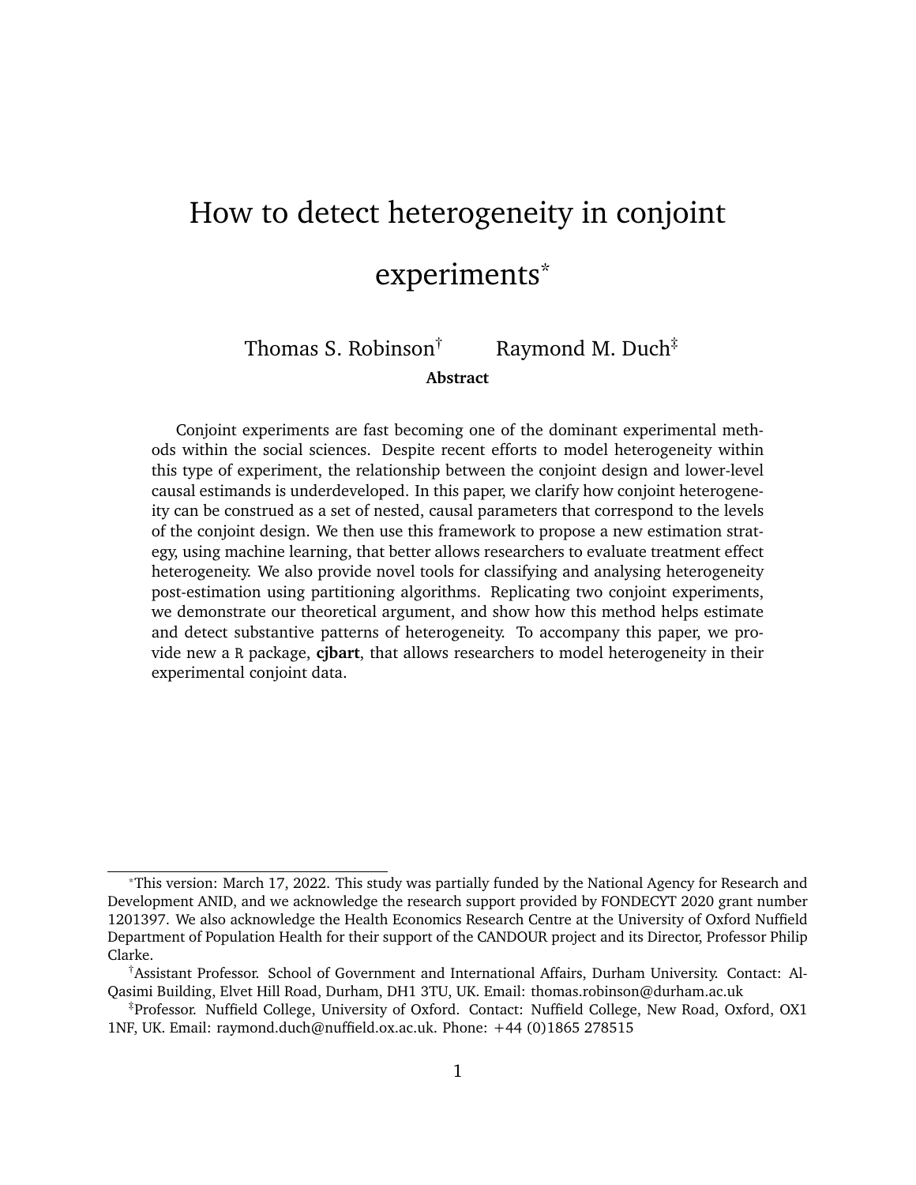# How to detect heterogeneity in conjoint experiments*

Thomas S. Robinson[†] Raymond M. Duch[‡]

**Abstract**

Conjoint experiments are fast becoming one of the dominant experimental methods within the social sciences. Despite recent efforts to model heterogeneity within this type of experiment, the relationship between the conjoint design and lower-level causal estimands is underdeveloped. In this paper, we clarify how conjoint heterogeneity can be construed as a set of nested, causal parameters that correspond to the levels of the conjoint design. We then use this framework to propose a new estimation strategy, using machine learning, that better allows researchers to evaluate treatment effect heterogeneity. We also provide novel tools for classifying and analysing heterogeneity post-estimation using partitioning algorithms. Replicating two conjoint experiments, we demonstrate our theoretical argument, and show how this method helps estimate and detect substantive patterns of heterogeneity. To accompany this paper, we provide new a R package, **cjbart**, that allows researchers to model heterogeneity in their experimental conjoint data.

---

*This version: March 17, 2022. This study was partially funded by the National Agency for Research and Development ANID, and we acknowledge the research support provided by FONDECYT 2020 grant number 1201397. We also acknowledge the Health Economics Research Centre at the University of Oxford Nuffield Department of Population Health for their support of the CANDOUR project and its Director, Professor Philip Clarke.

[†]Assistant Professor. School of Government and International Affairs, Durham University. Contact: Al-Qasimi Building, Elvet Hill Road, Durham, DH1 3TU, UK. Email: thomas.robinson@durham.ac.uk

[‡]Professor. Nuffield College, University of Oxford. Contact: Nuffield College, New Road, Oxford, OX1 1NF, UK. Email: raymond.duch@nuffield.ox.ac.uk. Phone: +44 (0)1865 278515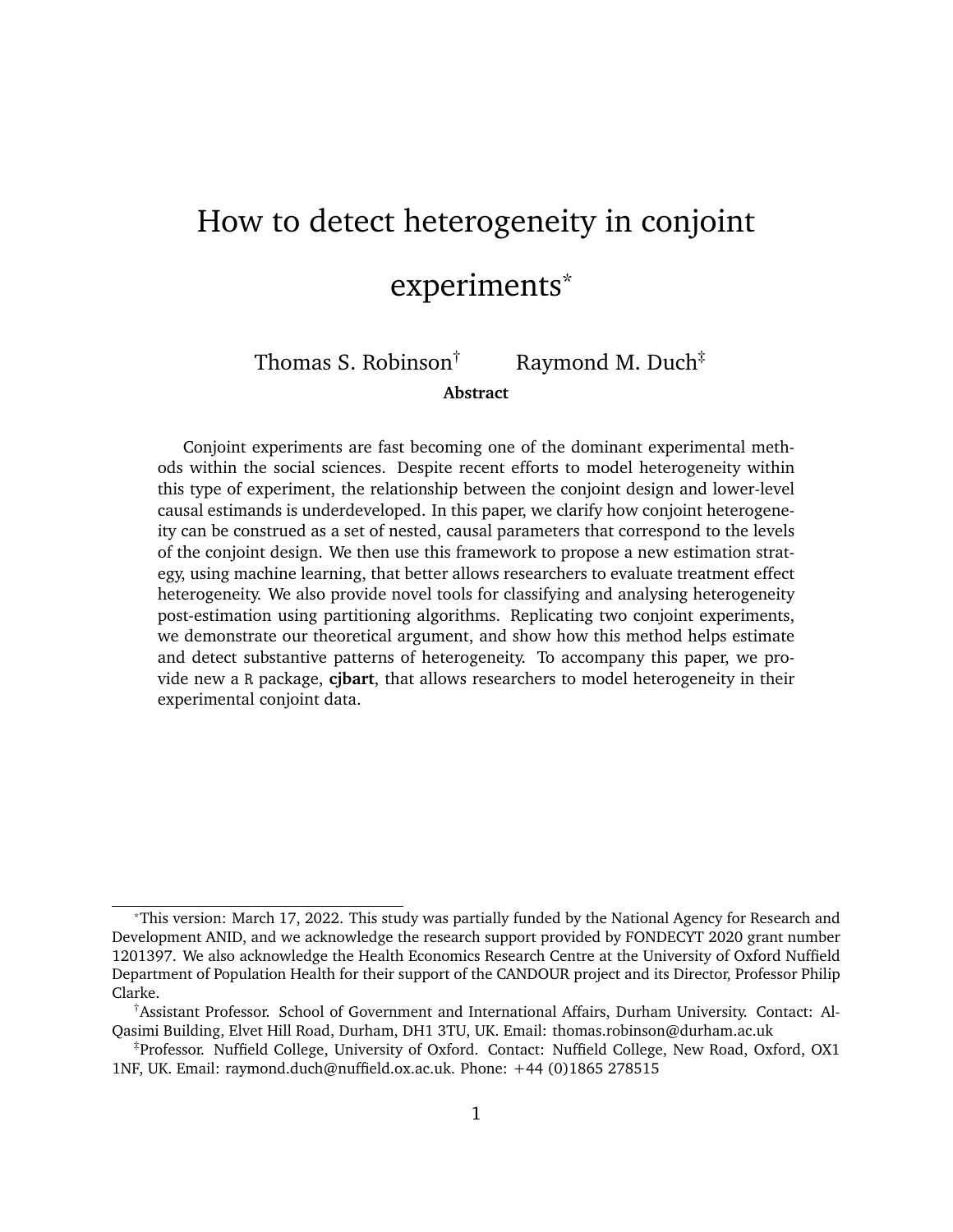# How to detect heterogeneity in conjoint experiments*

Thomas S. Robinson[†] Raymond M. Duch[‡]

**Abstract**

Conjoint experiments are fast becoming one of the dominant experimental methods within the social sciences. Despite recent efforts to model heterogeneity within this type of experiment, the relationship between the conjoint design and lower-level causal estimands is underdeveloped. In this paper, we clarify how conjoint heterogeneity can be construed as a set of nested, causal parameters that correspond to the levels of the conjoint design. We then use this framework to propose a new estimation strategy, using machine learning, that better allows researchers to evaluate treatment effect heterogeneity. We also provide novel tools for classifying and analysing heterogeneity post-estimation using partitioning algorithms. Replicating two conjoint experiments, we demonstrate our theoretical argument, and show how this method helps estimate and detect substantive patterns of heterogeneity. To accompany this paper, we provide new a R package, **cjbart**, that allows researchers to model heterogeneity in their experimental conjoint data.

---

*This version: March 17, 2022. This study was partially funded by the National Agency for Research and Development ANID, and we acknowledge the research support provided by FONDECYT 2020 grant number 1201397. We also acknowledge the Health Economics Research Centre at the University of Oxford Nuffield Department of Population Health for their support of the CANDOUR project and its Director, Professor Philip Clarke.

[†]Assistant Professor. School of Government and International Affairs, Durham University. Contact: Al-Qasimi Building, Elvet Hill Road, Durham, DH1 3TU, UK. Email: thomas.robinson@durham.ac.uk

[‡]Professor. Nuffield College, University of Oxford. Contact: Nuffield College, New Road, Oxford, OX1 1NF, UK. Email: raymond.duch@nuffield.ox.ac.uk. Phone: +44 (0)1865 278515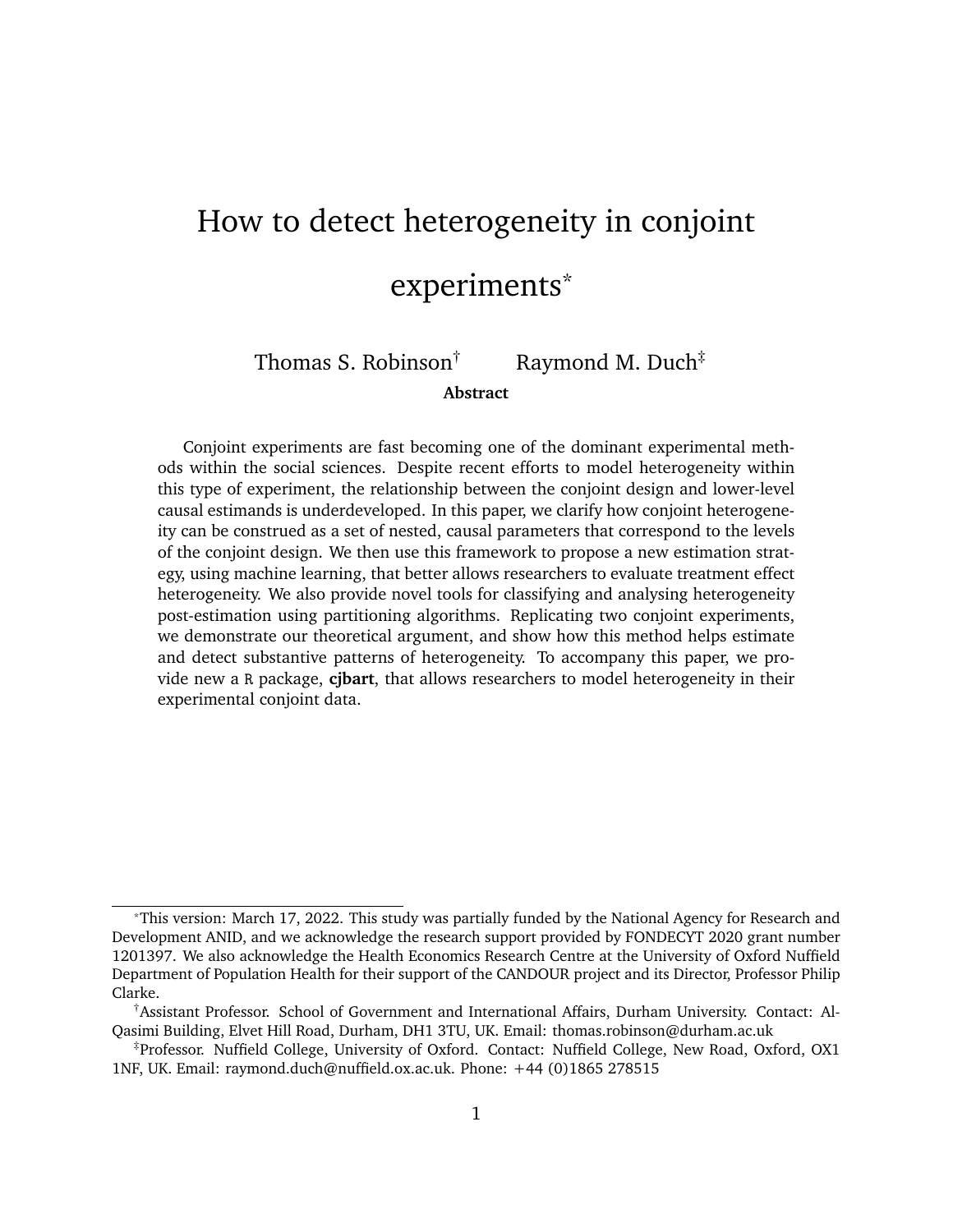# How to detect heterogeneity in conjoint experiments*

Thomas S. Robinson† Raymond M. Duch‡

**Abstract**

Conjoint experiments are fast becoming one of the dominant experimental methods within the social sciences. Despite recent efforts to model heterogeneity within this type of experiment, the relationship between the conjoint design and lower-level causal estimands is underdeveloped. In this paper, we clarify how conjoint heterogeneity can be construed as a set of nested, causal parameters that correspond to the levels of the conjoint design. We then use this framework to propose a new estimation strategy, using machine learning, that better allows researchers to evaluate treatment effect heterogeneity. We also provide novel tools for classifying and analysing heterogeneity post-estimation using partitioning algorithms. Replicating two conjoint experiments, we demonstrate our theoretical argument, and show how this method helps estimate and detect substantive patterns of heterogeneity. To accompany this paper, we provide new a R package, **cjbart**, that allows researchers to model heterogeneity in their experimental conjoint data.

*This version: March 17, 2022. This study was partially funded by the National Agency for Research and Development ANID, and we acknowledge the research support provided by FONDECYT 2020 grant number 1201397. We also acknowledge the Health Economics Research Centre at the University of Oxford Nuffield Department of Population Health for their support of the CANDOUR project and its Director, Professor Philip Clarke.

†Assistant Professor. School of Government and International Affairs, Durham University. Contact: Al-Qasimi Building, Elvet Hill Road, Durham, DH1 3TU, UK. Email: thomas.robinson@durham.ac.uk

‡Professor. Nuffield College, University of Oxford. Contact: Nuffield College, New Road, Oxford, OX1 1NF, UK. Email: raymond.duch@nuffield.ox.ac.uk. Phone: +44 (0)1865 278515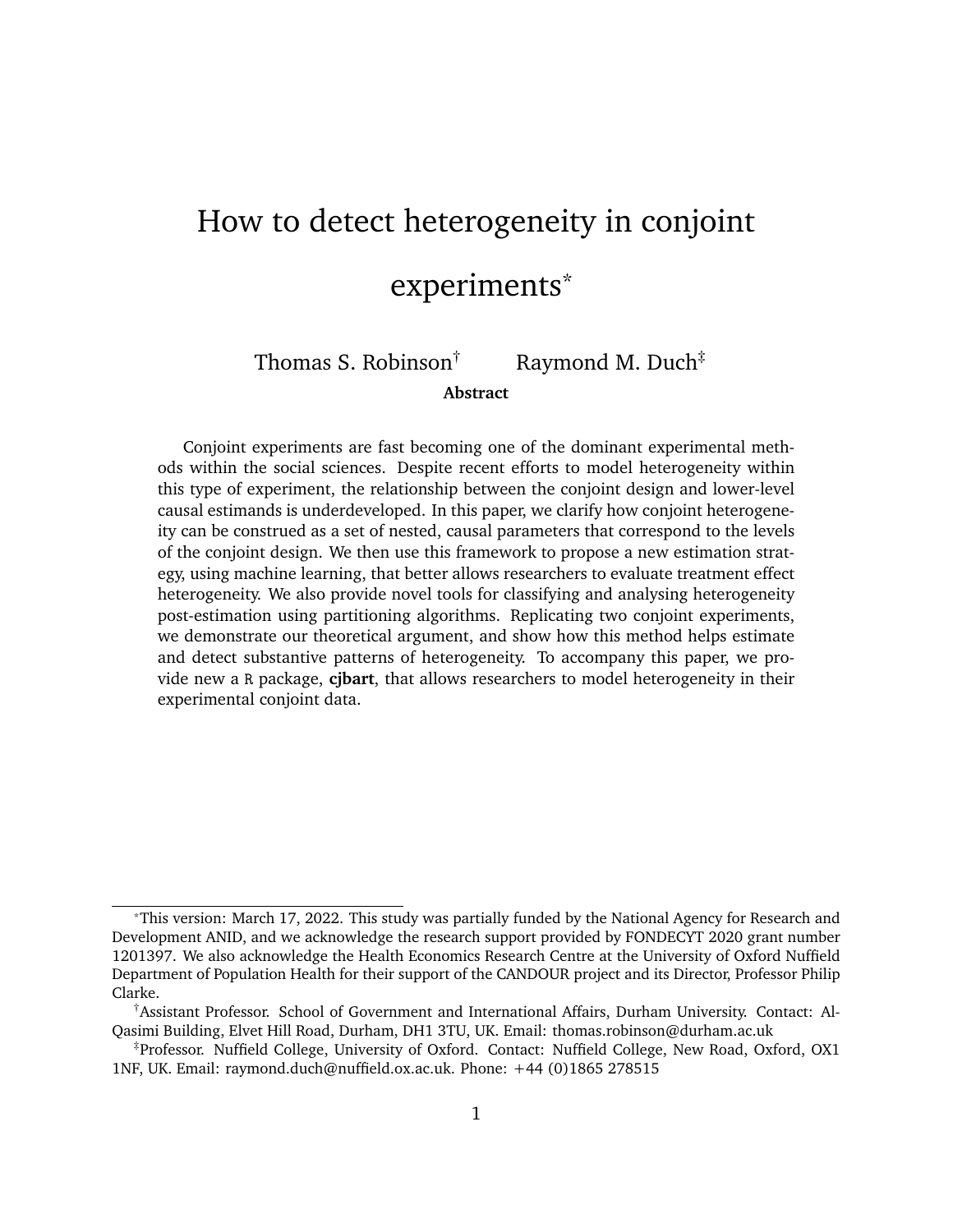# How to detect heterogeneity in conjoint experiments*

Thomas S. Robinson† Raymond M. Duch‡

**Abstract**

Conjoint experiments are fast becoming one of the dominant experimental methods within the social sciences. Despite recent efforts to model heterogeneity within this type of experiment, the relationship between the conjoint design and lower-level causal estimands is underdeveloped. In this paper, we clarify how conjoint heterogeneity can be construed as a set of nested, causal parameters that correspond to the levels of the conjoint design. We then use this framework to propose a new estimation strategy, using machine learning, that better allows researchers to evaluate treatment effect heterogeneity. We also provide novel tools for classifying and analysing heterogeneity post-estimation using partitioning algorithms. Replicating two conjoint experiments, we demonstrate our theoretical argument, and show how this method helps estimate and detect substantive patterns of heterogeneity. To accompany this paper, we provide new a R package, **cjbart**, that allows researchers to model heterogeneity in their experimental conjoint data.

*This version: March 17, 2022. This study was partially funded by the National Agency for Research and Development ANID, and we acknowledge the research support provided by FONDECYT 2020 grant number 1201397. We also acknowledge the Health Economics Research Centre at the University of Oxford Nuffield Department of Population Health for their support of the CANDOUR project and its Director, Professor Philip Clarke.

†Assistant Professor. School of Government and International Affairs, Durham University. Contact: Al-Qasimi Building, Elvet Hill Road, Durham, DH1 3TU, UK. Email: thomas.robinson@durham.ac.uk

‡Professor. Nuffield College, University of Oxford. Contact: Nuffield College, New Road, Oxford, OX1 1NF, UK. Email: raymond.duch@nuffield.ox.ac.uk. Phone: +44 (0)1865 278515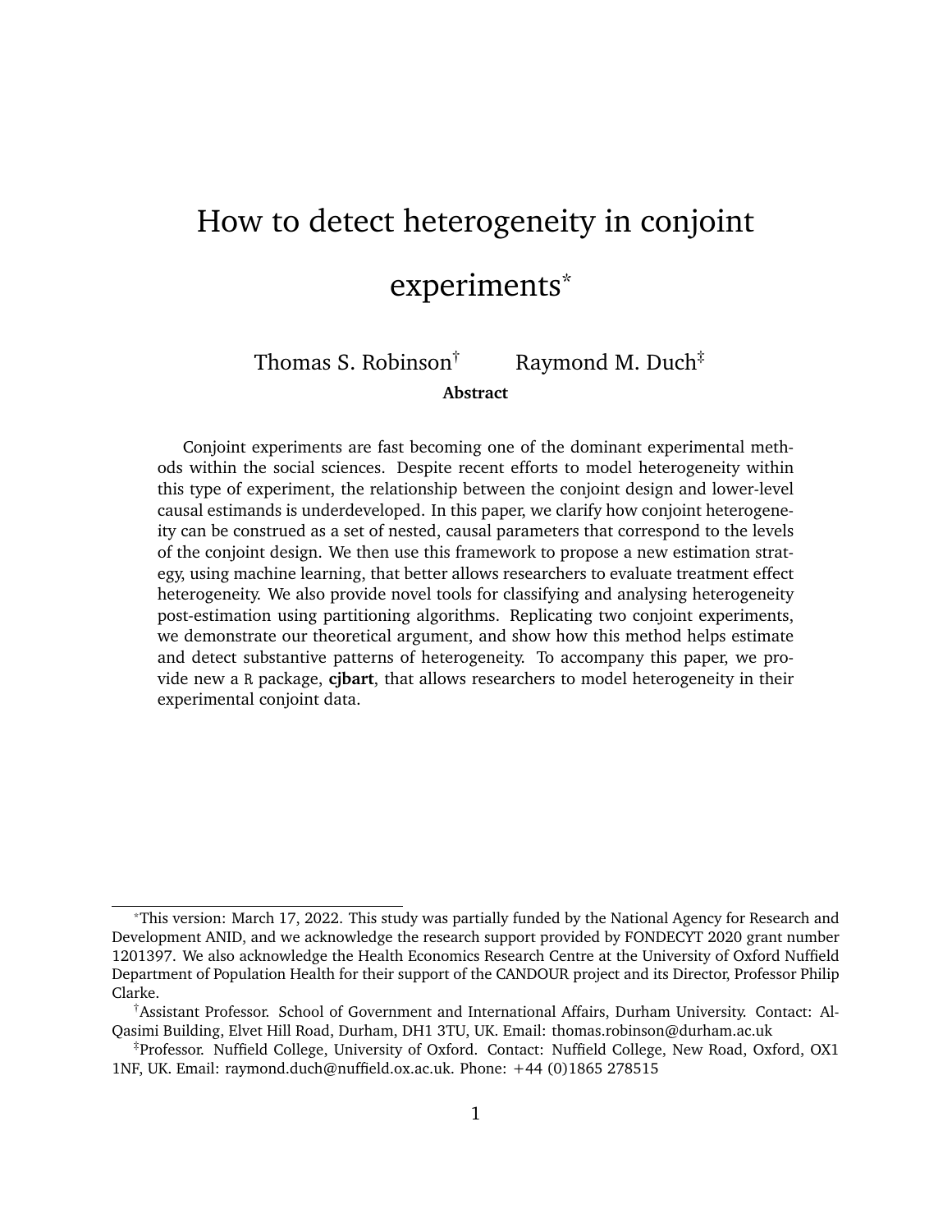# How to detect heterogeneity in conjoint experiments*

Thomas S. Robinson† Raymond M. Duch‡

**Abstract**

Conjoint experiments are fast becoming one of the dominant experimental methods within the social sciences. Despite recent efforts to model heterogeneity within this type of experiment, the relationship between the conjoint design and lower-level causal estimands is underdeveloped. In this paper, we clarify how conjoint heterogeneity can be construed as a set of nested, causal parameters that correspond to the levels of the conjoint design. We then use this framework to propose a new estimation strategy, using machine learning, that better allows researchers to evaluate treatment effect heterogeneity. We also provide novel tools for classifying and analysing heterogeneity post-estimation using partitioning algorithms. Replicating two conjoint experiments, we demonstrate our theoretical argument, and show how this method helps estimate and detect substantive patterns of heterogeneity. To accompany this paper, we provide new a `R` package, **cjbart**, that allows researchers to model heterogeneity in their experimental conjoint data.

---

*This version: March 17, 2022. This study was partially funded by the National Agency for Research and Development ANID, and we acknowledge the research support provided by FONDECYT 2020 grant number 1201397. We also acknowledge the Health Economics Research Centre at the University of Oxford Nuffield Department of Population Health for their support of the CANDOUR project and its Director, Professor Philip Clarke.

†Assistant Professor. School of Government and International Affairs, Durham University. Contact: Al-Qasimi Building, Elvet Hill Road, Durham, DH1 3TU, UK. Email: thomas.robinson@durham.ac.uk

‡Professor. Nuffield College, University of Oxford. Contact: Nuffield College, New Road, Oxford, OX1 1NF, UK. Email: raymond.duch@nuffield.ox.ac.uk. Phone: +44 (0)1865 278515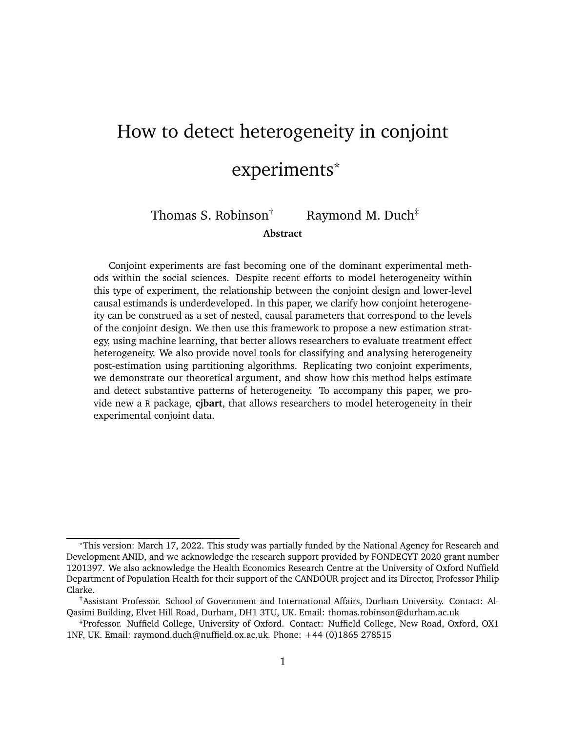# How to detect heterogeneity in conjoint experiments*

Thomas S. Robinson[†] Raymond M. Duch[‡]

**Abstract**

Conjoint experiments are fast becoming one of the dominant experimental methods within the social sciences. Despite recent efforts to model heterogeneity within this type of experiment, the relationship between the conjoint design and lower-level causal estimands is underdeveloped. In this paper, we clarify how conjoint heterogeneity can be construed as a set of nested, causal parameters that correspond to the levels of the conjoint design. We then use this framework to propose a new estimation strategy, using machine learning, that better allows researchers to evaluate treatment effect heterogeneity. We also provide novel tools for classifying and analysing heterogeneity post-estimation using partitioning algorithms. Replicating two conjoint experiments, we demonstrate our theoretical argument, and show how this method helps estimate and detect substantive patterns of heterogeneity. To accompany this paper, we provide new a R package, **cjbart**, that allows researchers to model heterogeneity in their experimental conjoint data.

---

*This version: March 17, 2022. This study was partially funded by the National Agency for Research and Development ANID, and we acknowledge the research support provided by FONDECYT 2020 grant number 1201397. We also acknowledge the Health Economics Research Centre at the University of Oxford Nuffield Department of Population Health for their support of the CANDOUR project and its Director, Professor Philip Clarke.

[†]Assistant Professor. School of Government and International Affairs, Durham University. Contact: Al-Qasimi Building, Elvet Hill Road, Durham, DH1 3TU, UK. Email: thomas.robinson@durham.ac.uk

[‡]Professor. Nuffield College, University of Oxford. Contact: Nuffield College, New Road, Oxford, OX1 1NF, UK. Email: raymond.duch@nuffield.ox.ac.uk. Phone: +44 (0)1865 278515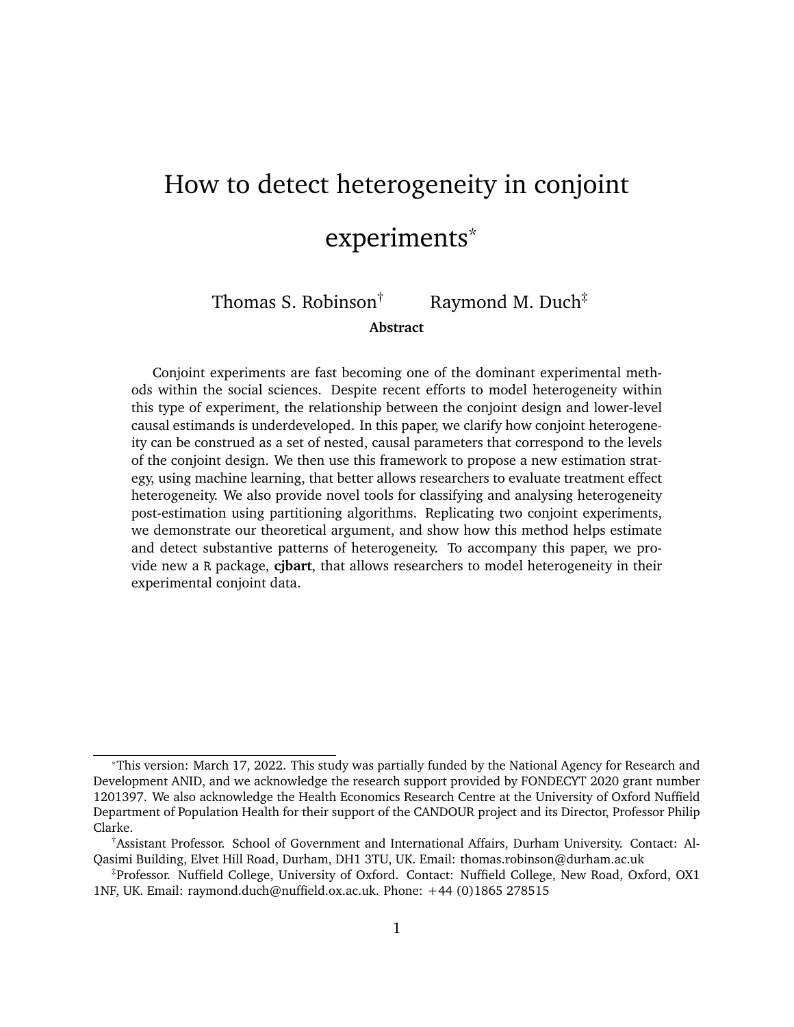# How to detect heterogeneity in conjoint experiments*

Thomas S. Robinson† Raymond M. Duch‡

**Abstract**

Conjoint experiments are fast becoming one of the dominant experimental methods within the social sciences. Despite recent efforts to model heterogeneity within this type of experiment, the relationship between the conjoint design and lower-level causal estimands is underdeveloped. In this paper, we clarify how conjoint heterogeneity can be construed as a set of nested, causal parameters that correspond to the levels of the conjoint design. We then use this framework to propose a new estimation strategy, using machine learning, that better allows researchers to evaluate treatment effect heterogeneity. We also provide novel tools for classifying and analysing heterogeneity post-estimation using partitioning algorithms. Replicating two conjoint experiments, we demonstrate our theoretical argument, and show how this method helps estimate and detect substantive patterns of heterogeneity. To accompany this paper, we provide new a R package, **cjbart**, that allows researchers to model heterogeneity in their experimental conjoint data.

---

*This version: March 17, 2022. This study was partially funded by the National Agency for Research and Development ANID, and we acknowledge the research support provided by FONDECYT 2020 grant number 1201397. We also acknowledge the Health Economics Research Centre at the University of Oxford Nuffield Department of Population Health for their support of the CANDOUR project and its Director, Professor Philip Clarke.

†Assistant Professor. School of Government and International Affairs, Durham University. Contact: Al-Qasimi Building, Elvet Hill Road, Durham, DH1 3TU, UK. Email: thomas.robinson@durham.ac.uk

‡Professor. Nuffield College, University of Oxford. Contact: Nuffield College, New Road, Oxford, OX1 1NF, UK. Email: raymond.duch@nuffield.ox.ac.uk. Phone: +44 (0)1865 278515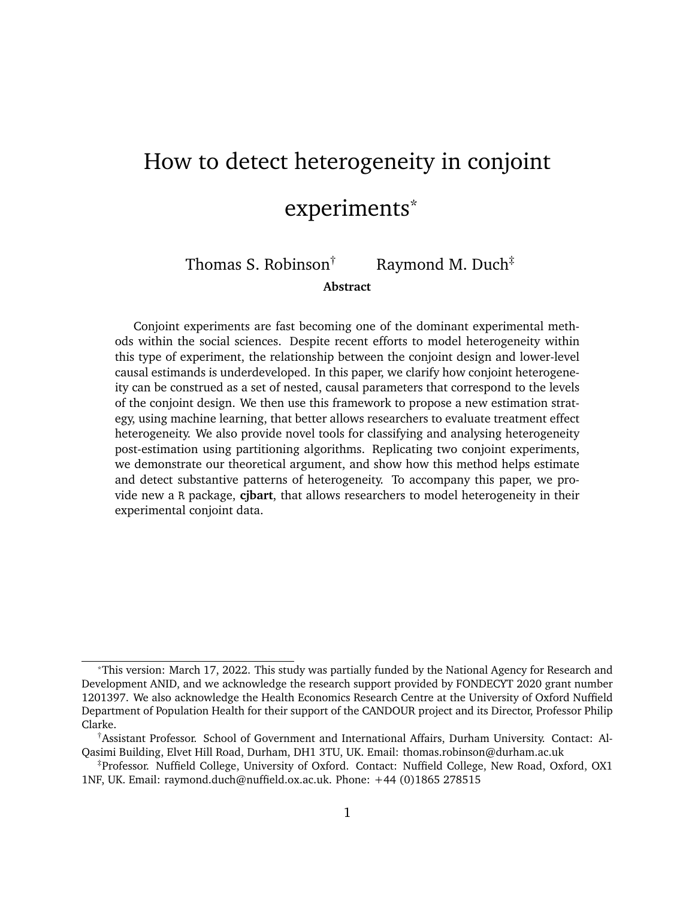# How to detect heterogeneity in conjoint experiments*

Thomas S. Robinson† Raymond M. Duch‡

**Abstract**

Conjoint experiments are fast becoming one of the dominant experimental methods within the social sciences. Despite recent efforts to model heterogeneity within this type of experiment, the relationship between the conjoint design and lower-level causal estimands is underdeveloped. In this paper, we clarify how conjoint heterogeneity can be construed as a set of nested, causal parameters that correspond to the levels of the conjoint design. We then use this framework to propose a new estimation strategy, using machine learning, that better allows researchers to evaluate treatment effect heterogeneity. We also provide novel tools for classifying and analysing heterogeneity post-estimation using partitioning algorithms. Replicating two conjoint experiments, we demonstrate our theoretical argument, and show how this method helps estimate and detect substantive patterns of heterogeneity. To accompany this paper, we provide new a `R` package, **cjbart**, that allows researchers to model heterogeneity in their experimental conjoint data.

---

*This version: March 17, 2022. This study was partially funded by the National Agency for Research and Development ANID, and we acknowledge the research support provided by FONDECYT 2020 grant number 1201397. We also acknowledge the Health Economics Research Centre at the University of Oxford Nuffield Department of Population Health for their support of the CANDOUR project and its Director, Professor Philip Clarke.

†Assistant Professor. School of Government and International Affairs, Durham University. Contact: Al-Qasimi Building, Elvet Hill Road, Durham, DH1 3TU, UK. Email: thomas.robinson@durham.ac.uk

‡Professor. Nuffield College, University of Oxford. Contact: Nuffield College, New Road, Oxford, OX1 1NF, UK. Email: raymond.duch@nuffield.ox.ac.uk. Phone: +44 (0)1865 278515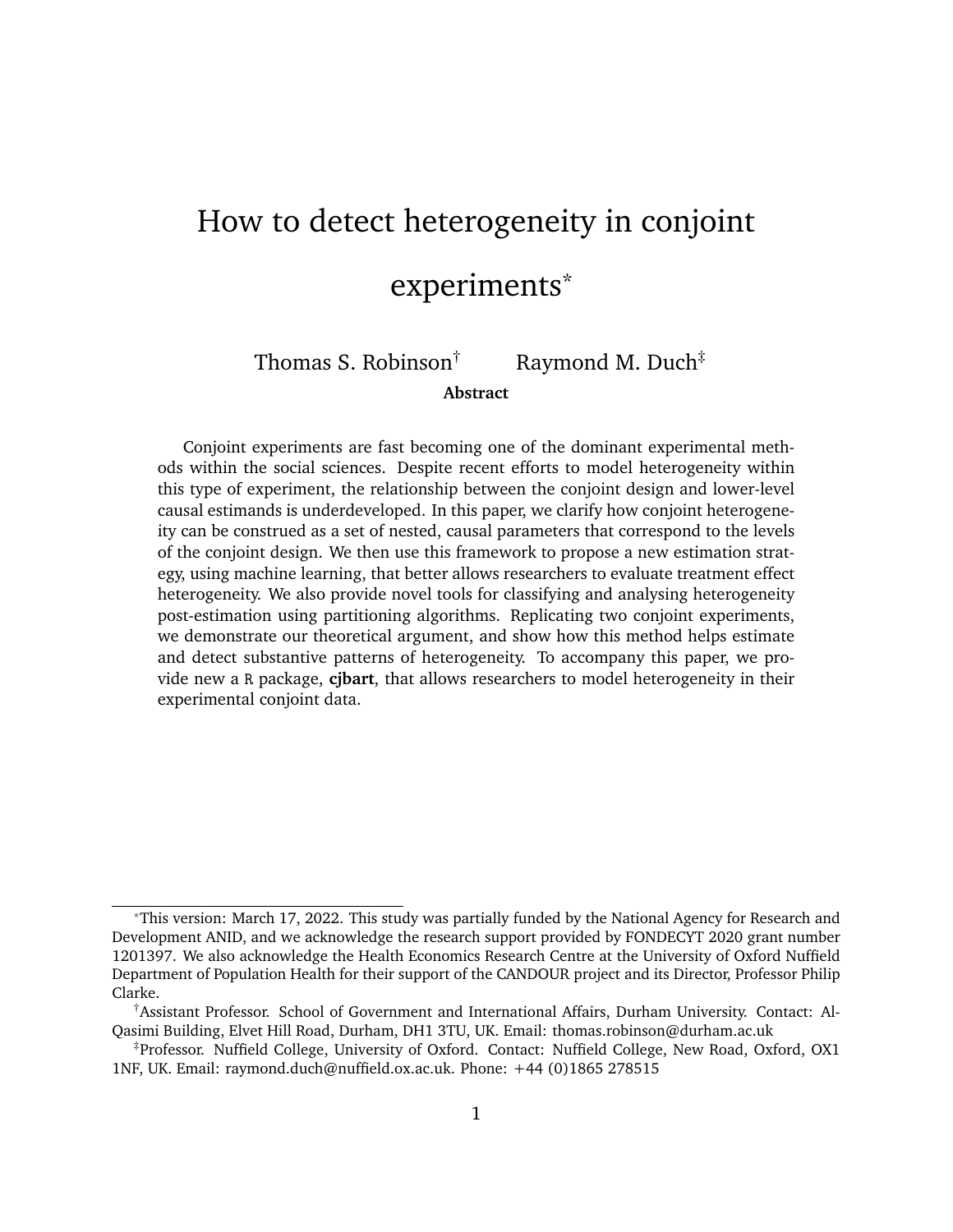# How to detect heterogeneity in conjoint experiments*

Thomas S. Robinson† Raymond M. Duch‡

**Abstract**

Conjoint experiments are fast becoming one of the dominant experimental methods within the social sciences. Despite recent efforts to model heterogeneity within this type of experiment, the relationship between the conjoint design and lower-level causal estimands is underdeveloped. In this paper, we clarify how conjoint heterogeneity can be construed as a set of nested, causal parameters that correspond to the levels of the conjoint design. We then use this framework to propose a new estimation strategy, using machine learning, that better allows researchers to evaluate treatment effect heterogeneity. We also provide novel tools for classifying and analysing heterogeneity post-estimation using partitioning algorithms. Replicating two conjoint experiments, we demonstrate our theoretical argument, and show how this method helps estimate and detect substantive patterns of heterogeneity. To accompany this paper, we provide new a `R` package, **cjbart**, that allows researchers to model heterogeneity in their experimental conjoint data.

---

*This version: March 17, 2022. This study was partially funded by the National Agency for Research and Development ANID, and we acknowledge the research support provided by FONDECYT 2020 grant number 1201397. We also acknowledge the Health Economics Research Centre at the University of Oxford Nuffield Department of Population Health for their support of the CANDOUR project and its Director, Professor Philip Clarke.

†Assistant Professor. School of Government and International Affairs, Durham University. Contact: Al-Qasimi Building, Elvet Hill Road, Durham, DH1 3TU, UK. Email: thomas.robinson@durham.ac.uk

‡Professor. Nuffield College, University of Oxford. Contact: Nuffield College, New Road, Oxford, OX1 1NF, UK. Email: raymond.duch@nuffield.ox.ac.uk. Phone: +44 (0)1865 278515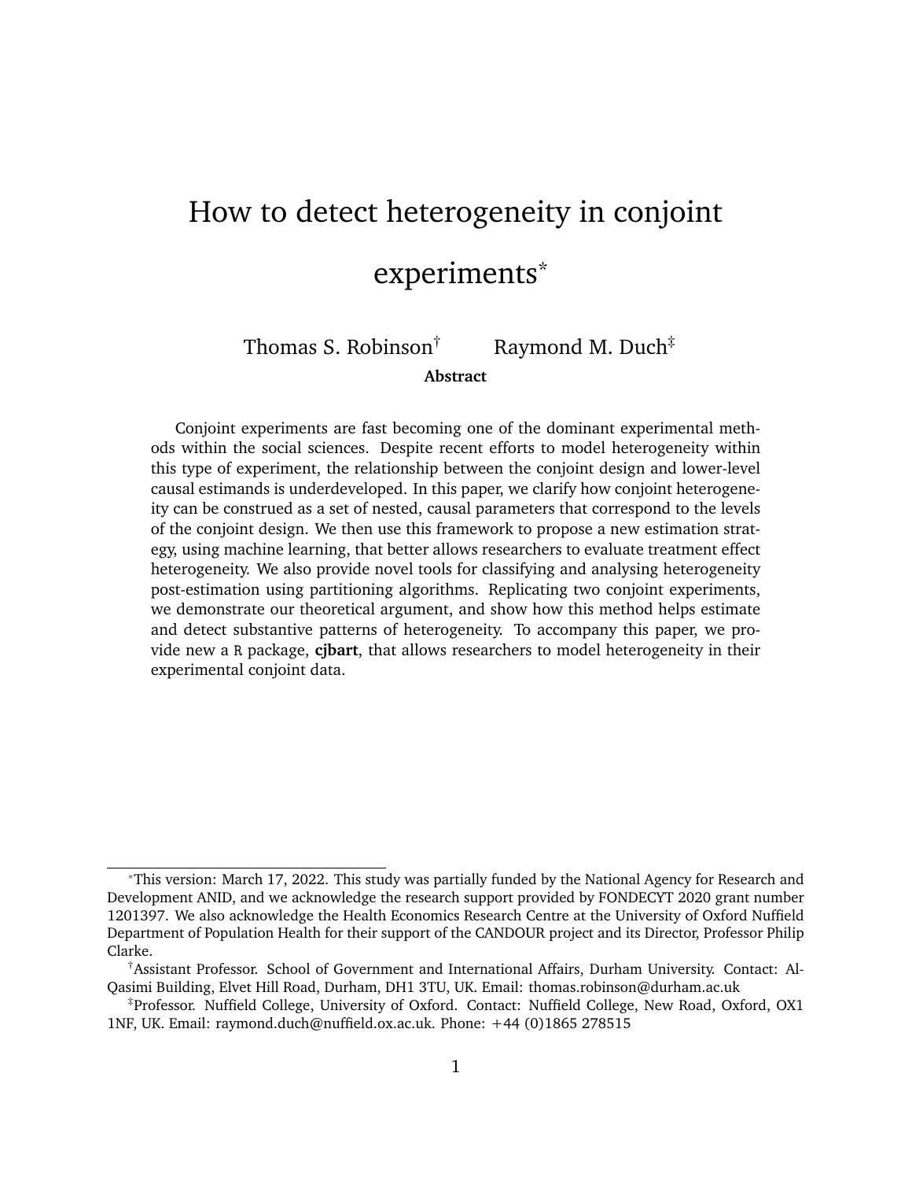# How to detect heterogeneity in conjoint experiments*

Thomas S. Robinson[†] Raymond M. Duch[‡]

**Abstract**

Conjoint experiments are fast becoming one of the dominant experimental methods within the social sciences. Despite recent efforts to model heterogeneity within this type of experiment, the relationship between the conjoint design and lower-level causal estimands is underdeveloped. In this paper, we clarify how conjoint heterogeneity can be construed as a set of nested, causal parameters that correspond to the levels of the conjoint design. We then use this framework to propose a new estimation strategy, using machine learning, that better allows researchers to evaluate treatment effect heterogeneity. We also provide novel tools for classifying and analysing heterogeneity post-estimation using partitioning algorithms. Replicating two conjoint experiments, we demonstrate our theoretical argument, and show how this method helps estimate and detect substantive patterns of heterogeneity. To accompany this paper, we provide new a R package, **cjbart**, that allows researchers to model heterogeneity in their experimental conjoint data.

---

*This version: March 17, 2022. This study was partially funded by the National Agency for Research and Development ANID, and we acknowledge the research support provided by FONDECYT 2020 grant number 1201397. We also acknowledge the Health Economics Research Centre at the University of Oxford Nuffield Department of Population Health for their support of the CANDOUR project and its Director, Professor Philip Clarke.

[†]Assistant Professor. School of Government and International Affairs, Durham University. Contact: Al-Qasimi Building, Elvet Hill Road, Durham, DH1 3TU, UK. Email: thomas.robinson@durham.ac.uk

[‡]Professor. Nuffield College, University of Oxford. Contact: Nuffield College, New Road, Oxford, OX1 1NF, UK. Email: raymond.duch@nuffield.ox.ac.uk. Phone: +44 (0)1865 278515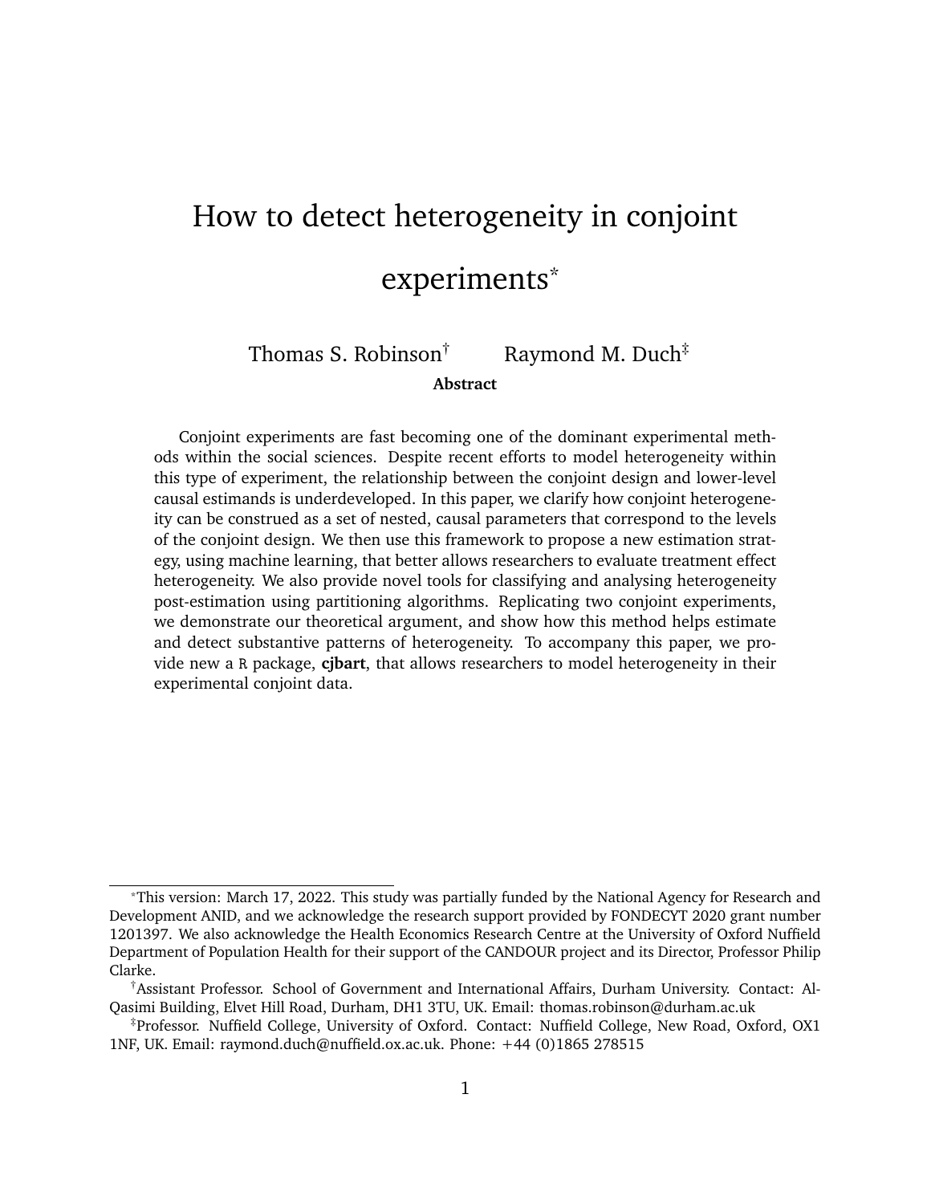# How to detect heterogeneity in conjoint experiments*

Thomas S. Robinson[†] Raymond M. Duch[‡]

**Abstract**

Conjoint experiments are fast becoming one of the dominant experimental methods within the social sciences. Despite recent efforts to model heterogeneity within this type of experiment, the relationship between the conjoint design and lower-level causal estimands is underdeveloped. In this paper, we clarify how conjoint heterogeneity can be construed as a set of nested, causal parameters that correspond to the levels of the conjoint design. We then use this framework to propose a new estimation strategy, using machine learning, that better allows researchers to evaluate treatment effect heterogeneity. We also provide novel tools for classifying and analysing heterogeneity post-estimation using partitioning algorithms. Replicating two conjoint experiments, we demonstrate our theoretical argument, and show how this method helps estimate and detect substantive patterns of heterogeneity. To accompany this paper, we provide new a R package, **cjbart**, that allows researchers to model heterogeneity in their experimental conjoint data.

---

*This version: March 17, 2022. This study was partially funded by the National Agency for Research and Development ANID, and we acknowledge the research support provided by FONDECYT 2020 grant number 1201397. We also acknowledge the Health Economics Research Centre at the University of Oxford Nuffield Department of Population Health for their support of the CANDOUR project and its Director, Professor Philip Clarke.

[†]Assistant Professor. School of Government and International Affairs, Durham University. Contact: Al-Qasimi Building, Elvet Hill Road, Durham, DH1 3TU, UK. Email: thomas.robinson@durham.ac.uk

[‡]Professor. Nuffield College, University of Oxford. Contact: Nuffield College, New Road, Oxford, OX1 1NF, UK. Email: raymond.duch@nuffield.ox.ac.uk. Phone: +44 (0)1865 278515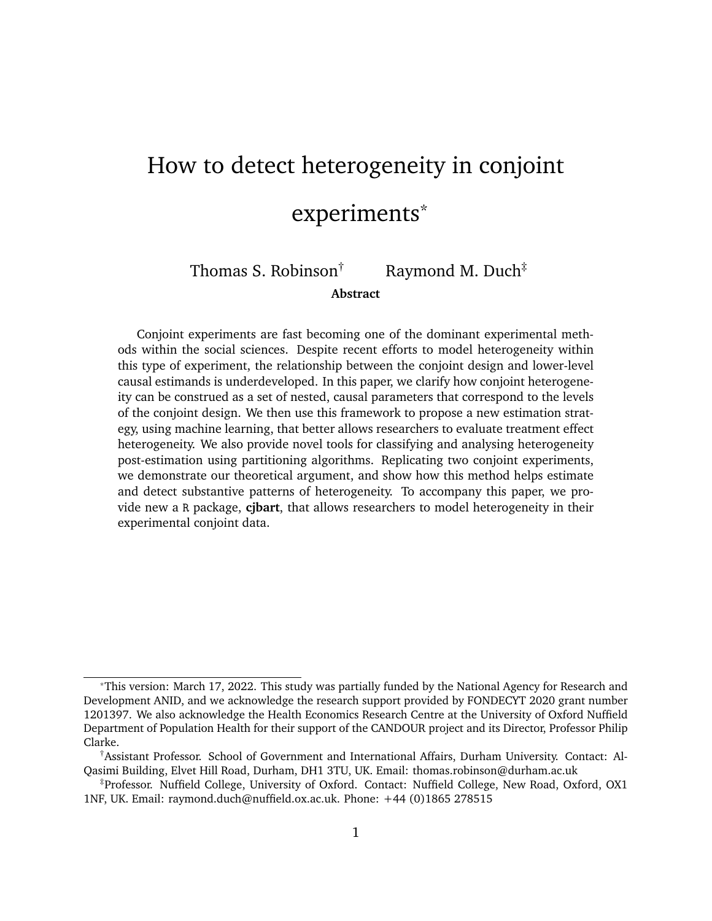# How to detect heterogeneity in conjoint experiments*

Thomas S. Robinson[†] Raymond M. Duch[‡]

**Abstract**

Conjoint experiments are fast becoming one of the dominant experimental methods within the social sciences. Despite recent efforts to model heterogeneity within this type of experiment, the relationship between the conjoint design and lower-level causal estimands is underdeveloped. In this paper, we clarify how conjoint heterogeneity can be construed as a set of nested, causal parameters that correspond to the levels of the conjoint design. We then use this framework to propose a new estimation strategy, using machine learning, that better allows researchers to evaluate treatment effect heterogeneity. We also provide novel tools for classifying and analysing heterogeneity post-estimation using partitioning algorithms. Replicating two conjoint experiments, we demonstrate our theoretical argument, and show how this method helps estimate and detect substantive patterns of heterogeneity. To accompany this paper, we provide new a R package, **cjbart**, that allows researchers to model heterogeneity in their experimental conjoint data.

---

*This version: March 17, 2022. This study was partially funded by the National Agency for Research and Development ANID, and we acknowledge the research support provided by FONDECYT 2020 grant number 1201397. We also acknowledge the Health Economics Research Centre at the University of Oxford Nuffield Department of Population Health for their support of the CANDOUR project and its Director, Professor Philip Clarke.

[†]Assistant Professor. School of Government and International Affairs, Durham University. Contact: Al-Qasimi Building, Elvet Hill Road, Durham, DH1 3TU, UK. Email: thomas.robinson@durham.ac.uk

[‡]Professor. Nuffield College, University of Oxford. Contact: Nuffield College, New Road, Oxford, OX1 1NF, UK. Email: raymond.duch@nuffield.ox.ac.uk. Phone: +44 (0)1865 278515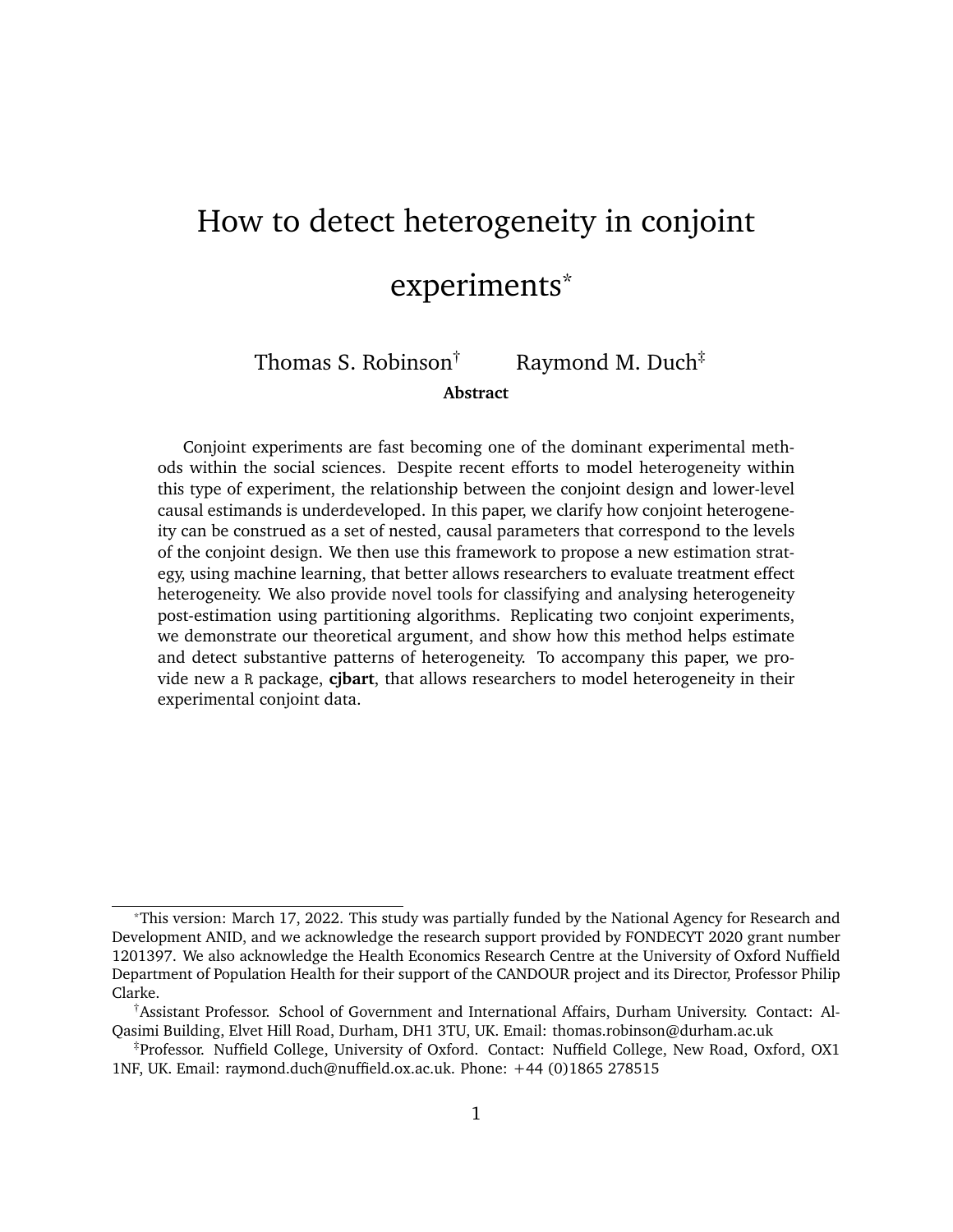# How to detect heterogeneity in conjoint experiments*

Thomas S. Robinson† Raymond M. Duch‡

**Abstract**

Conjoint experiments are fast becoming one of the dominant experimental methods within the social sciences. Despite recent efforts to model heterogeneity within this type of experiment, the relationship between the conjoint design and lower-level causal estimands is underdeveloped. In this paper, we clarify how conjoint heterogeneity can be construed as a set of nested, causal parameters that correspond to the levels of the conjoint design. We then use this framework to propose a new estimation strategy, using machine learning, that better allows researchers to evaluate treatment effect heterogeneity. We also provide novel tools for classifying and analysing heterogeneity post-estimation using partitioning algorithms. Replicating two conjoint experiments, we demonstrate our theoretical argument, and show how this method helps estimate and detect substantive patterns of heterogeneity. To accompany this paper, we provide new a `R` package, **cjbart**, that allows researchers to model heterogeneity in their experimental conjoint data.

---

*This version: March 17, 2022. This study was partially funded by the National Agency for Research and Development ANID, and we acknowledge the research support provided by FONDECYT 2020 grant number 1201397. We also acknowledge the Health Economics Research Centre at the University of Oxford Nuffield Department of Population Health for their support of the CANDOUR project and its Director, Professor Philip Clarke.

†Assistant Professor. School of Government and International Affairs, Durham University. Contact: Al-Qasimi Building, Elvet Hill Road, Durham, DH1 3TU, UK. Email: thomas.robinson@durham.ac.uk

‡Professor. Nuffield College, University of Oxford. Contact: Nuffield College, New Road, Oxford, OX1 1NF, UK. Email: raymond.duch@nuffield.ox.ac.uk. Phone: +44 (0)1865 278515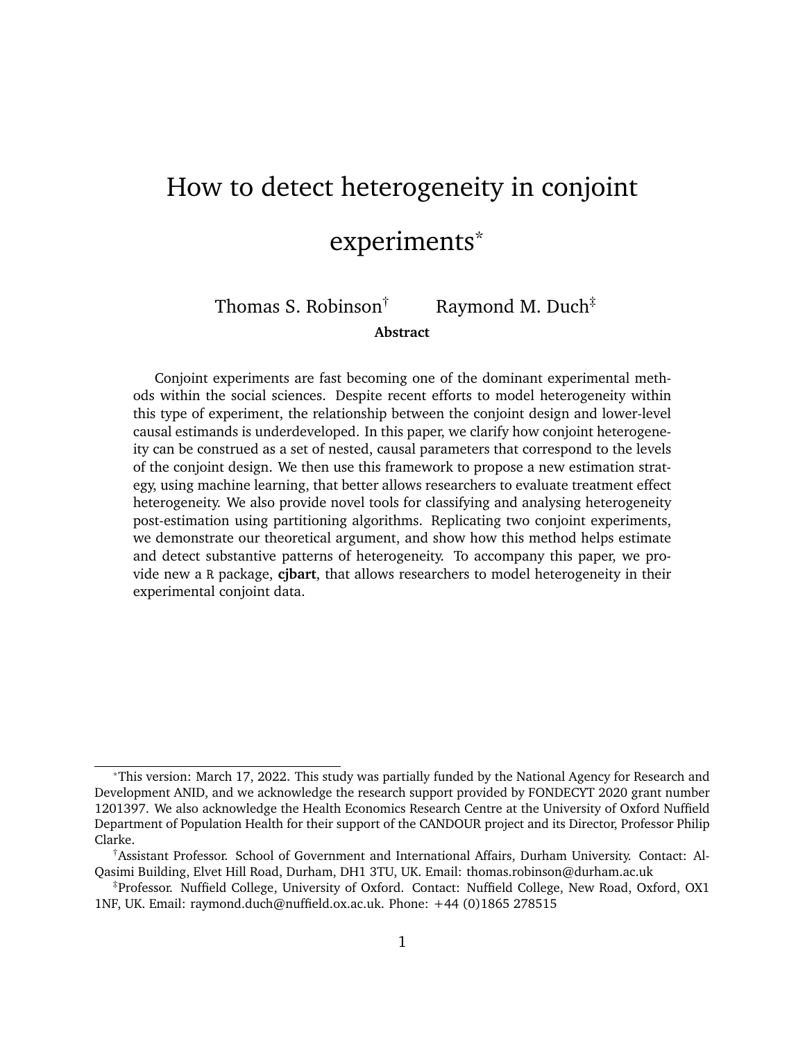# How to detect heterogeneity in conjoint experiments*

Thomas S. Robinson† Raymond M. Duch‡

**Abstract**

Conjoint experiments are fast becoming one of the dominant experimental methods within the social sciences. Despite recent efforts to model heterogeneity within this type of experiment, the relationship between the conjoint design and lower-level causal estimands is underdeveloped. In this paper, we clarify how conjoint heterogeneity can be construed as a set of nested, causal parameters that correspond to the levels of the conjoint design. We then use this framework to propose a new estimation strategy, using machine learning, that better allows researchers to evaluate treatment effect heterogeneity. We also provide novel tools for classifying and analysing heterogeneity post-estimation using partitioning algorithms. Replicating two conjoint experiments, we demonstrate our theoretical argument, and show how this method helps estimate and detect substantive patterns of heterogeneity. To accompany this paper, we provide new a `R` package, **cjbart**, that allows researchers to model heterogeneity in their experimental conjoint data.

---

*This version: March 17, 2022. This study was partially funded by the National Agency for Research and Development ANID, and we acknowledge the research support provided by FONDECYT 2020 grant number 1201397. We also acknowledge the Health Economics Research Centre at the University of Oxford Nuffield Department of Population Health for their support of the CANDOUR project and its Director, Professor Philip Clarke.

†Assistant Professor. School of Government and International Affairs, Durham University. Contact: Al-Qasimi Building, Elvet Hill Road, Durham, DH1 3TU, UK. Email: thomas.robinson@durham.ac.uk

‡Professor. Nuffield College, University of Oxford. Contact: Nuffield College, New Road, Oxford, OX1 1NF, UK. Email: raymond.duch@nuffield.ox.ac.uk. Phone: +44 (0)1865 278515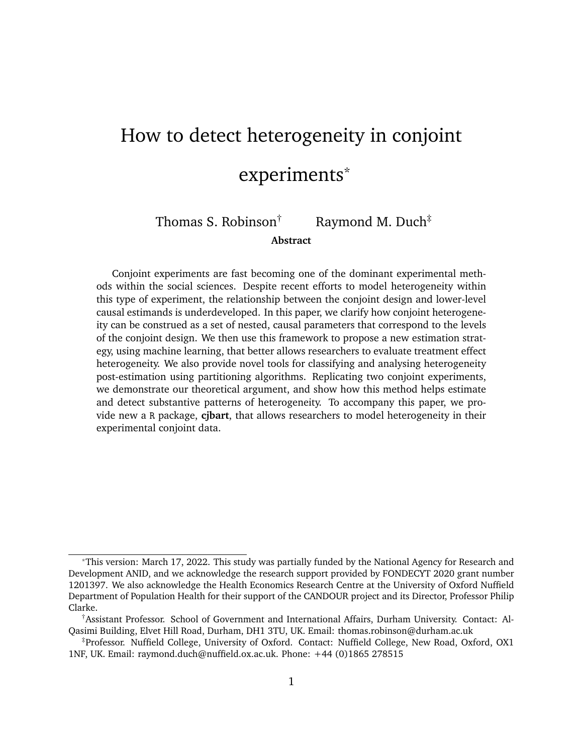# How to detect heterogeneity in conjoint experiments*

Thomas S. Robinson[†] Raymond M. Duch[‡]

**Abstract**

Conjoint experiments are fast becoming one of the dominant experimental methods within the social sciences. Despite recent efforts to model heterogeneity within this type of experiment, the relationship between the conjoint design and lower-level causal estimands is underdeveloped. In this paper, we clarify how conjoint heterogeneity can be construed as a set of nested, causal parameters that correspond to the levels of the conjoint design. We then use this framework to propose a new estimation strategy, using machine learning, that better allows researchers to evaluate treatment effect heterogeneity. We also provide novel tools for classifying and analysing heterogeneity post-estimation using partitioning algorithms. Replicating two conjoint experiments, we demonstrate our theoretical argument, and show how this method helps estimate and detect substantive patterns of heterogeneity. To accompany this paper, we provide new a R package, **cjbart**, that allows researchers to model heterogeneity in their experimental conjoint data.

---

*This version: March 17, 2022. This study was partially funded by the National Agency for Research and Development ANID, and we acknowledge the research support provided by FONDECYT 2020 grant number 1201397. We also acknowledge the Health Economics Research Centre at the University of Oxford Nuffield Department of Population Health for their support of the CANDOUR project and its Director, Professor Philip Clarke.

[†]Assistant Professor. School of Government and International Affairs, Durham University. Contact: Al-Qasimi Building, Elvet Hill Road, Durham, DH1 3TU, UK. Email: thomas.robinson@durham.ac.uk

[‡]Professor. Nuffield College, University of Oxford. Contact: Nuffield College, New Road, Oxford, OX1 1NF, UK. Email: raymond.duch@nuffield.ox.ac.uk. Phone: +44 (0)1865 278515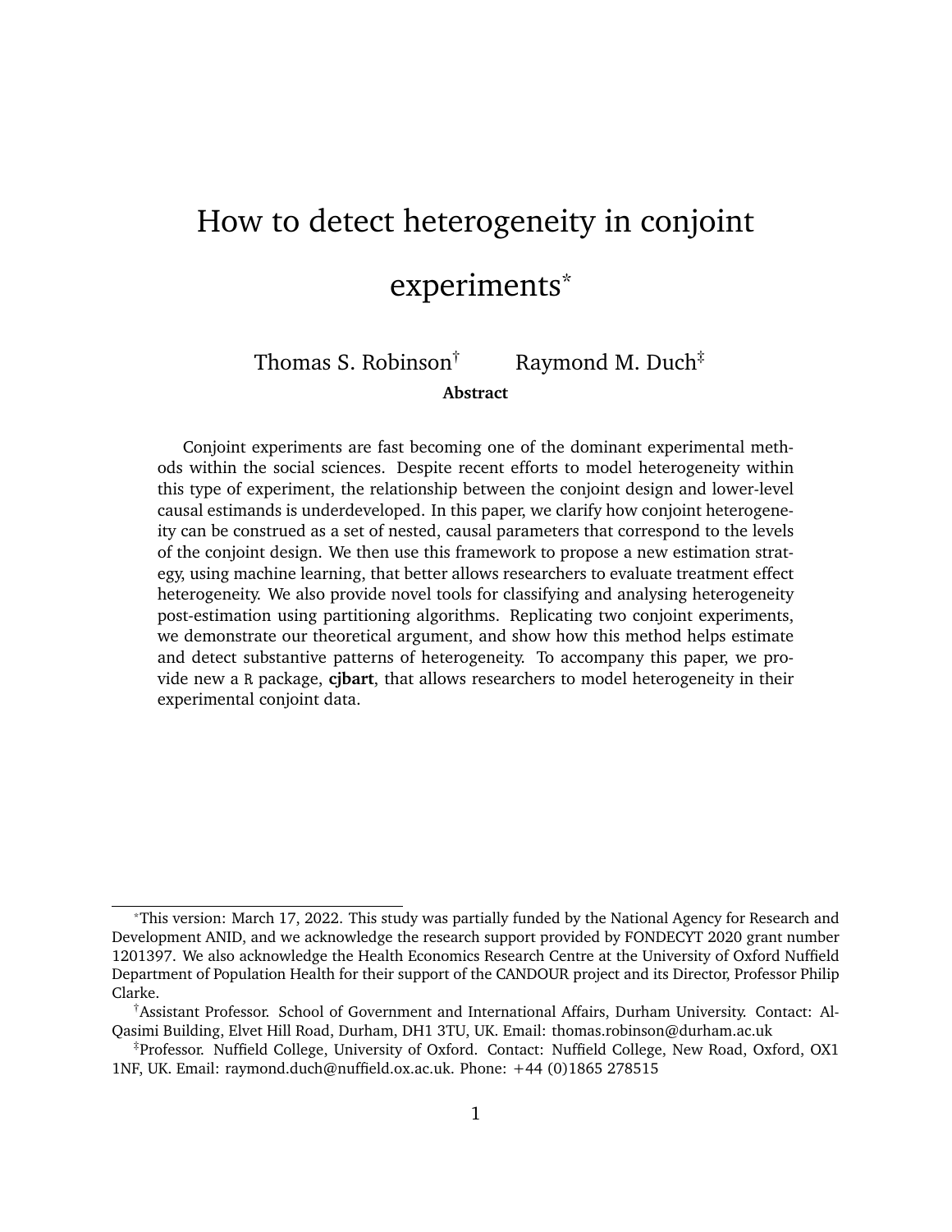# How to detect heterogeneity in conjoint experiments*

Thomas S. Robinson† Raymond M. Duch‡

**Abstract**

Conjoint experiments are fast becoming one of the dominant experimental methods within the social sciences. Despite recent efforts to model heterogeneity within this type of experiment, the relationship between the conjoint design and lower-level causal estimands is underdeveloped. In this paper, we clarify how conjoint heterogeneity can be construed as a set of nested, causal parameters that correspond to the levels of the conjoint design. We then use this framework to propose a new estimation strategy, using machine learning, that better allows researchers to evaluate treatment effect heterogeneity. We also provide novel tools for classifying and analysing heterogeneity post-estimation using partitioning algorithms. Replicating two conjoint experiments, we demonstrate our theoretical argument, and show how this method helps estimate and detect substantive patterns of heterogeneity. To accompany this paper, we provide new a R package, **cjbart**, that allows researchers to model heterogeneity in their experimental conjoint data.

---

*This version: March 17, 2022. This study was partially funded by the National Agency for Research and Development ANID, and we acknowledge the research support provided by FONDECYT 2020 grant number 1201397. We also acknowledge the Health Economics Research Centre at the University of Oxford Nuffield Department of Population Health for their support of the CANDOUR project and its Director, Professor Philip Clarke.

†Assistant Professor. School of Government and International Affairs, Durham University. Contact: Al-Qasimi Building, Elvet Hill Road, Durham, DH1 3TU, UK. Email: thomas.robinson@durham.ac.uk

‡Professor. Nuffield College, University of Oxford. Contact: Nuffield College, New Road, Oxford, OX1 1NF, UK. Email: raymond.duch@nuffield.ox.ac.uk. Phone: +44 (0)1865 278515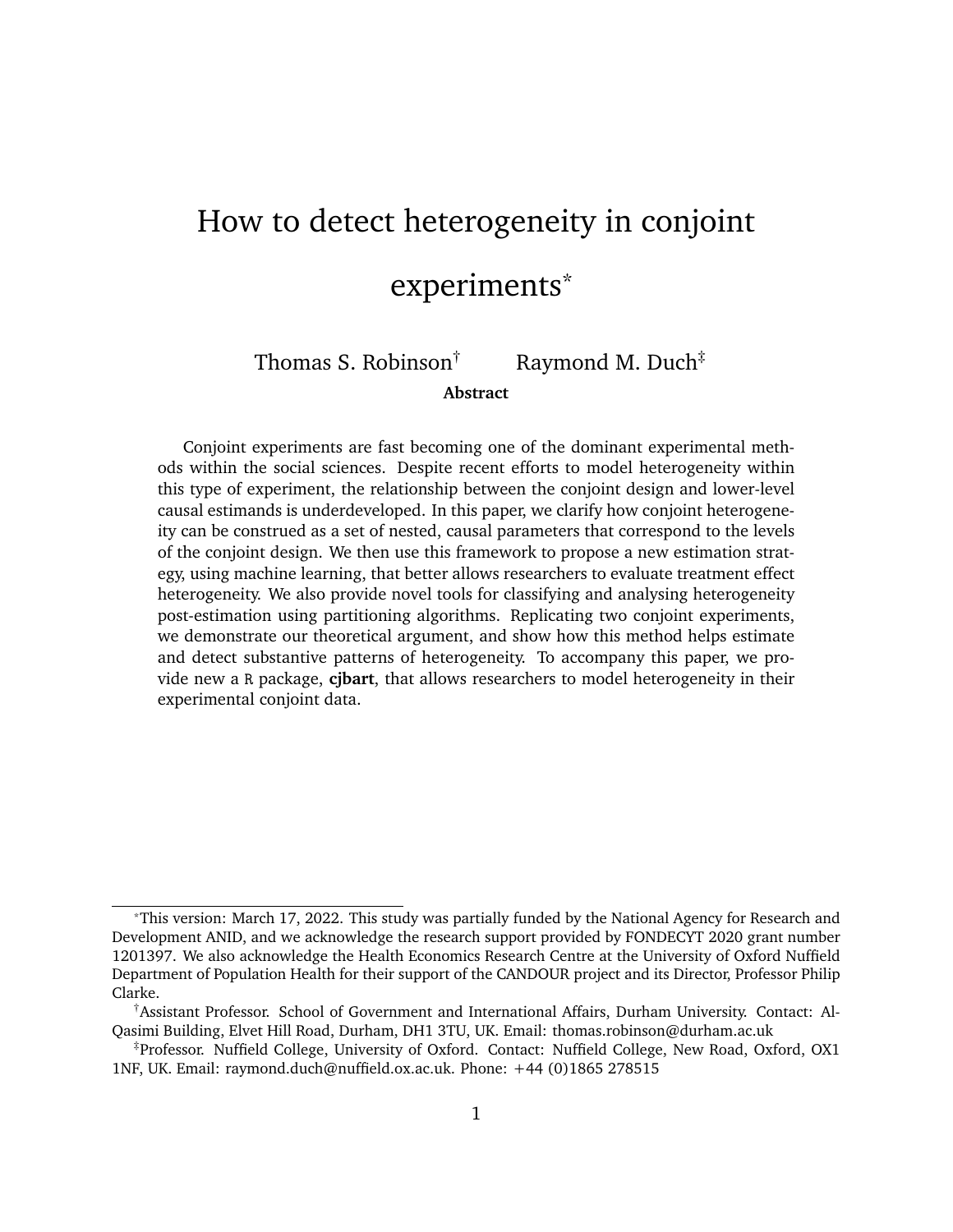# How to detect heterogeneity in conjoint experiments*

Thomas S. Robinson† Raymond M. Duch‡

**Abstract**

Conjoint experiments are fast becoming one of the dominant experimental methods within the social sciences. Despite recent efforts to model heterogeneity within this type of experiment, the relationship between the conjoint design and lower-level causal estimands is underdeveloped. In this paper, we clarify how conjoint heterogeneity can be construed as a set of nested, causal parameters that correspond to the levels of the conjoint design. We then use this framework to propose a new estimation strategy, using machine learning, that better allows researchers to evaluate treatment effect heterogeneity. We also provide novel tools for classifying and analysing heterogeneity post-estimation using partitioning algorithms. Replicating two conjoint experiments, we demonstrate our theoretical argument, and show how this method helps estimate and detect substantive patterns of heterogeneity. To accompany this paper, we provide new a `R` package, **cjbart**, that allows researchers to model heterogeneity in their experimental conjoint data.

---

*This version: March 17, 2022. This study was partially funded by the National Agency for Research and Development ANID, and we acknowledge the research support provided by FONDECYT 2020 grant number 1201397. We also acknowledge the Health Economics Research Centre at the University of Oxford Nuffield Department of Population Health for their support of the CANDOUR project and its Director, Professor Philip Clarke.

†Assistant Professor. School of Government and International Affairs, Durham University. Contact: Al-Qasimi Building, Elvet Hill Road, Durham, DH1 3TU, UK. Email: thomas.robinson@durham.ac.uk

‡Professor. Nuffield College, University of Oxford. Contact: Nuffield College, New Road, Oxford, OX1 1NF, UK. Email: raymond.duch@nuffield.ox.ac.uk. Phone: +44 (0)1865 278515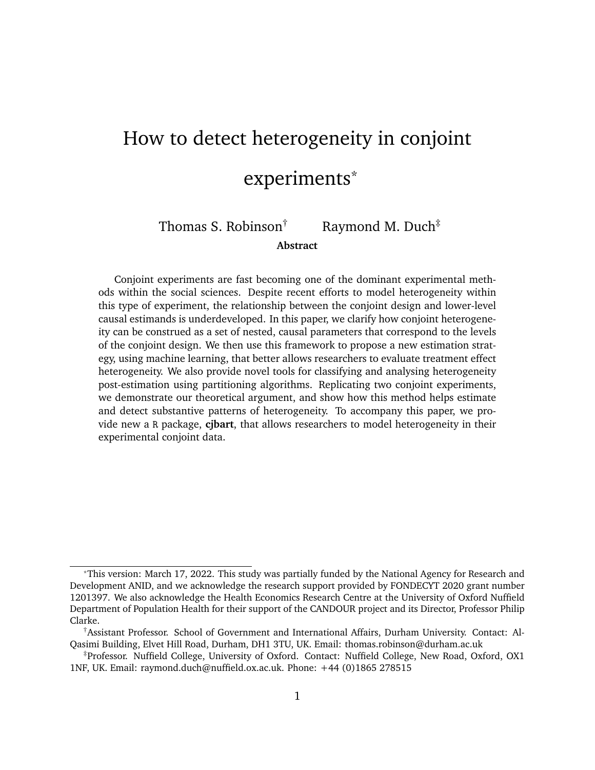# How to detect heterogeneity in conjoint experiments*

Thomas S. Robinson† Raymond M. Duch‡

**Abstract**

Conjoint experiments are fast becoming one of the dominant experimental methods within the social sciences. Despite recent efforts to model heterogeneity within this type of experiment, the relationship between the conjoint design and lower-level causal estimands is underdeveloped. In this paper, we clarify how conjoint heterogeneity can be construed as a set of nested, causal parameters that correspond to the levels of the conjoint design. We then use this framework to propose a new estimation strategy, using machine learning, that better allows researchers to evaluate treatment effect heterogeneity. We also provide novel tools for classifying and analysing heterogeneity post-estimation using partitioning algorithms. Replicating two conjoint experiments, we demonstrate our theoretical argument, and show how this method helps estimate and detect substantive patterns of heterogeneity. To accompany this paper, we provide new a R package, **cjbart**, that allows researchers to model heterogeneity in their experimental conjoint data.

---

*This version: March 17, 2022. This study was partially funded by the National Agency for Research and Development ANID, and we acknowledge the research support provided by FONDECYT 2020 grant number 1201397. We also acknowledge the Health Economics Research Centre at the University of Oxford Nuffield Department of Population Health for their support of the CANDOUR project and its Director, Professor Philip Clarke.

†Assistant Professor. School of Government and International Affairs, Durham University. Contact: Al-Qasimi Building, Elvet Hill Road, Durham, DH1 3TU, UK. Email: thomas.robinson@durham.ac.uk

‡Professor. Nuffield College, University of Oxford. Contact: Nuffield College, New Road, Oxford, OX1 1NF, UK. Email: raymond.duch@nuffield.ox.ac.uk. Phone: +44 (0)1865 278515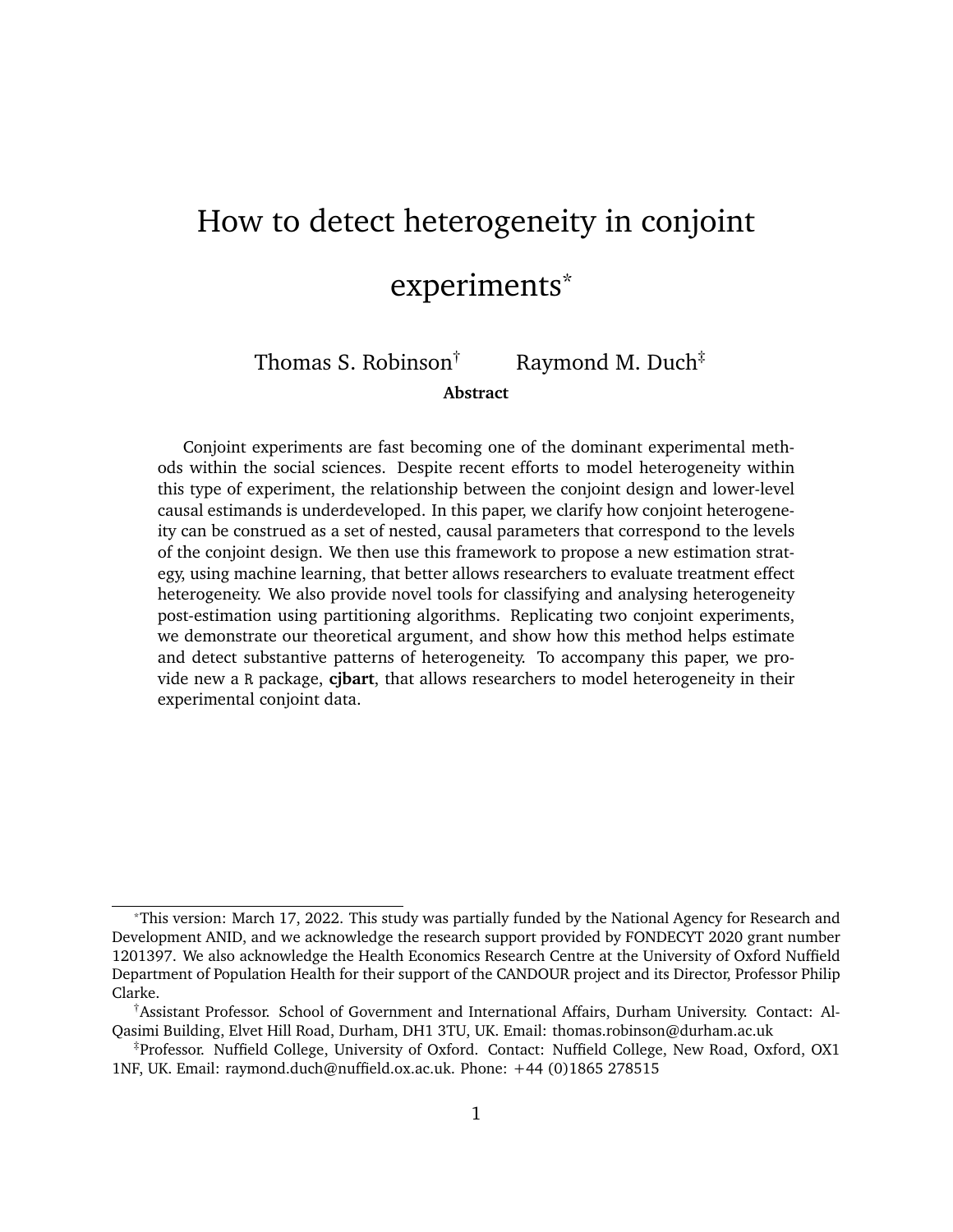# How to detect heterogeneity in conjoint experiments*

Thomas S. Robinson† Raymond M. Duch‡

**Abstract**

Conjoint experiments are fast becoming one of the dominant experimental methods within the social sciences. Despite recent efforts to model heterogeneity within this type of experiment, the relationship between the conjoint design and lower-level causal estimands is underdeveloped. In this paper, we clarify how conjoint heterogeneity can be construed as a set of nested, causal parameters that correspond to the levels of the conjoint design. We then use this framework to propose a new estimation strategy, using machine learning, that better allows researchers to evaluate treatment effect heterogeneity. We also provide novel tools for classifying and analysing heterogeneity post-estimation using partitioning algorithms. Replicating two conjoint experiments, we demonstrate our theoretical argument, and show how this method helps estimate and detect substantive patterns of heterogeneity. To accompany this paper, we provide new a R package, **cjbart**, that allows researchers to model heterogeneity in their experimental conjoint data.

---

*This version: March 17, 2022. This study was partially funded by the National Agency for Research and Development ANID, and we acknowledge the research support provided by FONDECYT 2020 grant number 1201397. We also acknowledge the Health Economics Research Centre at the University of Oxford Nuffield Department of Population Health for their support of the CANDOUR project and its Director, Professor Philip Clarke.

†Assistant Professor. School of Government and International Affairs, Durham University. Contact: Al-Qasimi Building, Elvet Hill Road, Durham, DH1 3TU, UK. Email: thomas.robinson@durham.ac.uk

‡Professor. Nuffield College, University of Oxford. Contact: Nuffield College, New Road, Oxford, OX1 1NF, UK. Email: raymond.duch@nuffield.ox.ac.uk. Phone: +44 (0)1865 278515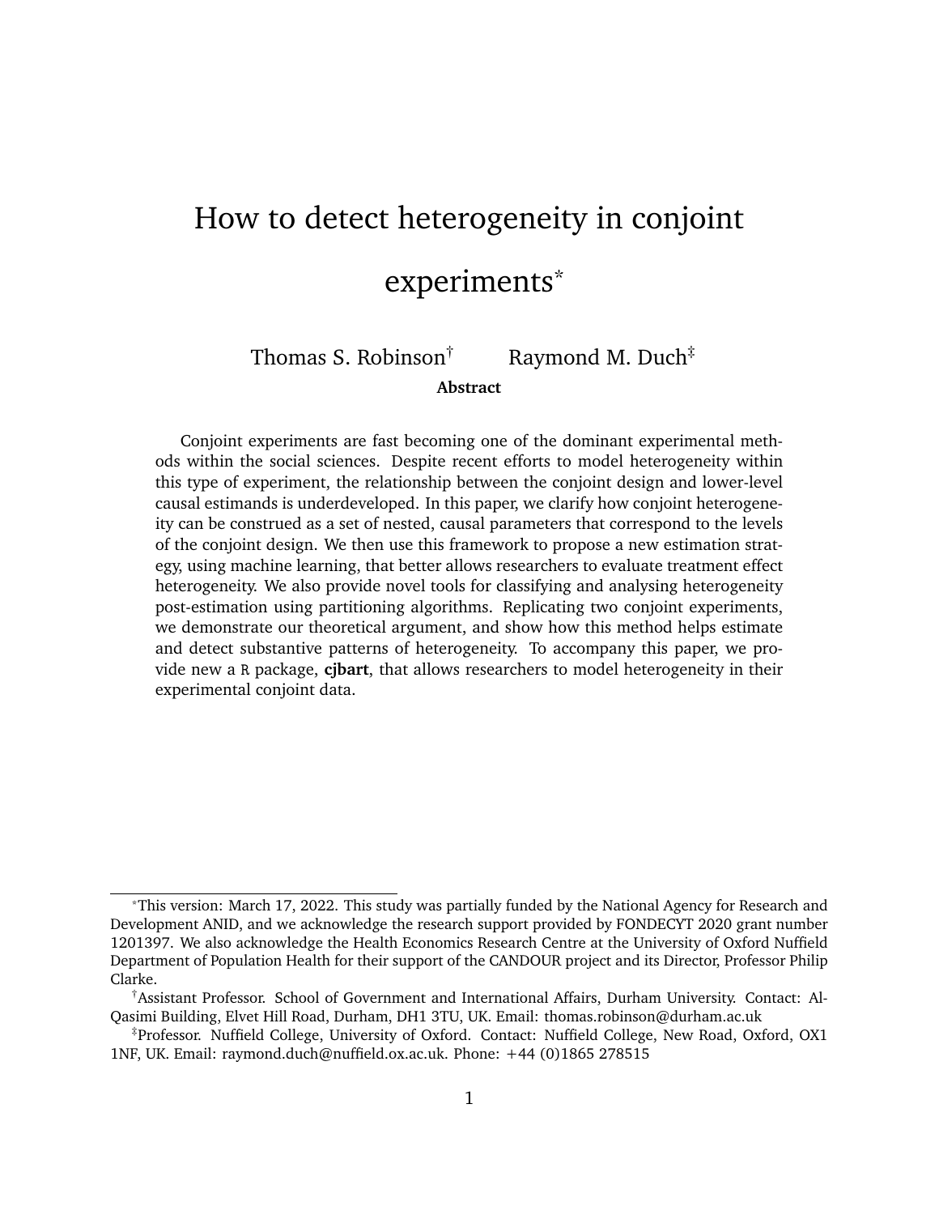# How to detect heterogeneity in conjoint experiments*

Thomas S. Robinson† Raymond M. Duch‡

**Abstract**

Conjoint experiments are fast becoming one of the dominant experimental methods within the social sciences. Despite recent efforts to model heterogeneity within this type of experiment, the relationship between the conjoint design and lower-level causal estimands is underdeveloped. In this paper, we clarify how conjoint heterogeneity can be construed as a set of nested, causal parameters that correspond to the levels of the conjoint design. We then use this framework to propose a new estimation strategy, using machine learning, that better allows researchers to evaluate treatment effect heterogeneity. We also provide novel tools for classifying and analysing heterogeneity post-estimation using partitioning algorithms. Replicating two conjoint experiments, we demonstrate our theoretical argument, and show how this method helps estimate and detect substantive patterns of heterogeneity. To accompany this paper, we provide new a `R` package, **cjbart**, that allows researchers to model heterogeneity in their experimental conjoint data.

---

*This version: March 17, 2022. This study was partially funded by the National Agency for Research and Development ANID, and we acknowledge the research support provided by FONDECYT 2020 grant number 1201397. We also acknowledge the Health Economics Research Centre at the University of Oxford Nuffield Department of Population Health for their support of the CANDOUR project and its Director, Professor Philip Clarke.

†Assistant Professor. School of Government and International Affairs, Durham University. Contact: Al-Qasimi Building, Elvet Hill Road, Durham, DH1 3TU, UK. Email: thomas.robinson@durham.ac.uk

‡Professor. Nuffield College, University of Oxford. Contact: Nuffield College, New Road, Oxford, OX1 1NF, UK. Email: raymond.duch@nuffield.ox.ac.uk. Phone: +44 (0)1865 278515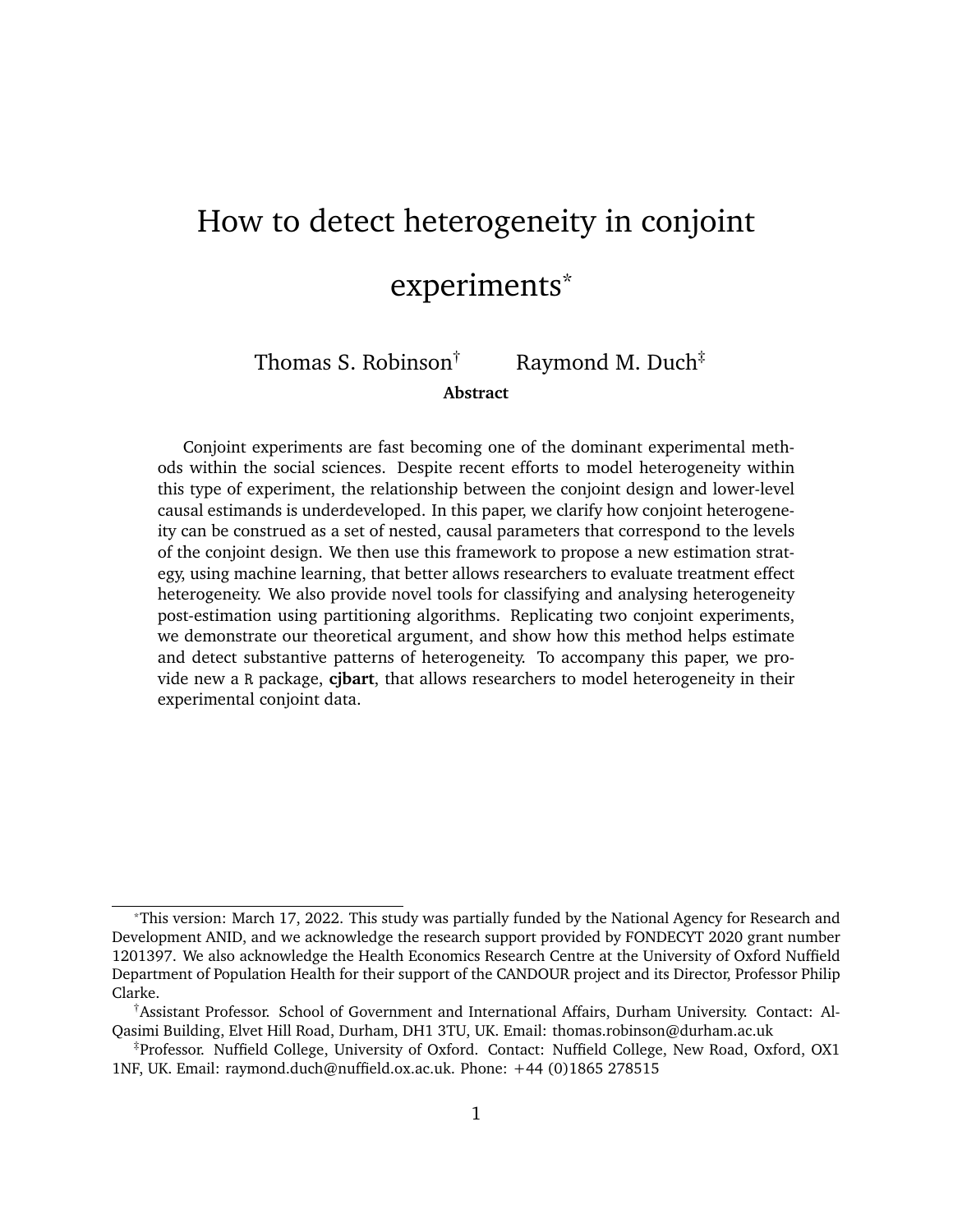# How to detect heterogeneity in conjoint experiments*

Thomas S. Robinson[†] Raymond M. Duch[‡]

**Abstract**

Conjoint experiments are fast becoming one of the dominant experimental methods within the social sciences. Despite recent efforts to model heterogeneity within this type of experiment, the relationship between the conjoint design and lower-level causal estimands is underdeveloped. In this paper, we clarify how conjoint heterogeneity can be construed as a set of nested, causal parameters that correspond to the levels of the conjoint design. We then use this framework to propose a new estimation strategy, using machine learning, that better allows researchers to evaluate treatment effect heterogeneity. We also provide novel tools for classifying and analysing heterogeneity post-estimation using partitioning algorithms. Replicating two conjoint experiments, we demonstrate our theoretical argument, and show how this method helps estimate and detect substantive patterns of heterogeneity. To accompany this paper, we provide new a R package, **cjbart**, that allows researchers to model heterogeneity in their experimental conjoint data.

---

*This version: March 17, 2022. This study was partially funded by the National Agency for Research and Development ANID, and we acknowledge the research support provided by FONDECYT 2020 grant number 1201397. We also acknowledge the Health Economics Research Centre at the University of Oxford Nuffield Department of Population Health for their support of the CANDOUR project and its Director, Professor Philip Clarke.

[†]Assistant Professor. School of Government and International Affairs, Durham University. Contact: Al-Qasimi Building, Elvet Hill Road, Durham, DH1 3TU, UK. Email: thomas.robinson@durham.ac.uk

[‡]Professor. Nuffield College, University of Oxford. Contact: Nuffield College, New Road, Oxford, OX1 1NF, UK. Email: raymond.duch@nuffield.ox.ac.uk. Phone: +44 (0)1865 278515